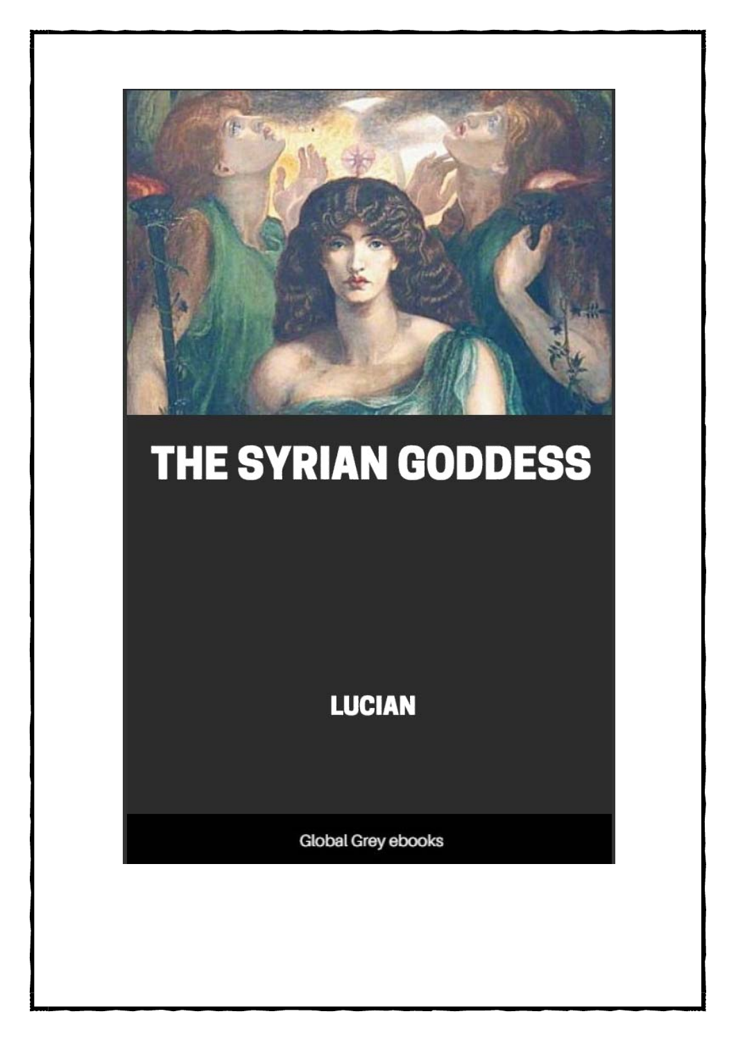# THE SYRIAN GODDESS

LUCIAN

Global Grey ebooks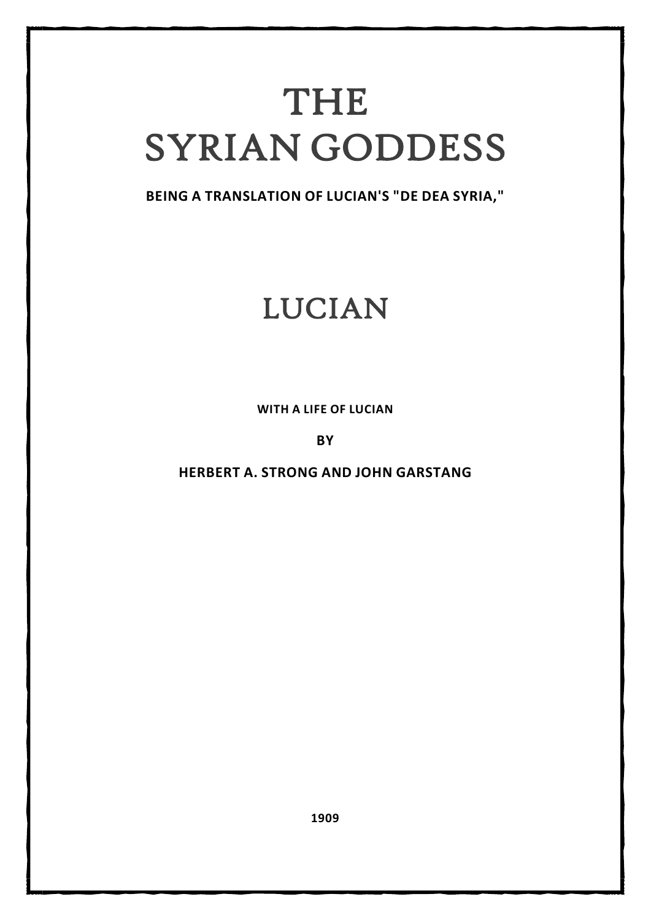# THE SYRIAN GODDESS

**BEING A TRANSLATION OF LUCIAN'S "DE DEA SYRIA,"**

# LUCIAN

**WITH A LIFE OF LUCIAN**

**BY**

**HERBERT A. STRONG AND JOHN GARSTANG**

**1909**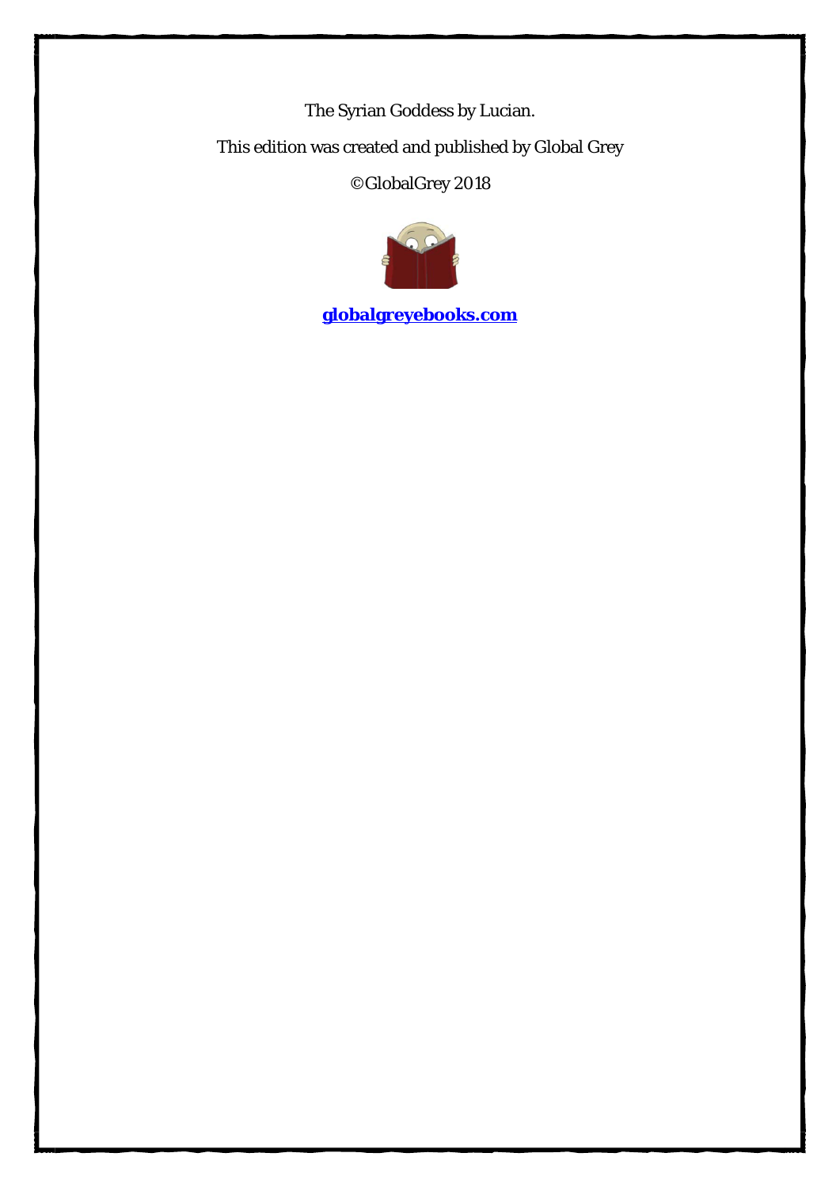The Syrian Goddess by Lucian.

This edition was created and published by Global Grey

©GlobalGrey 2018

**[globalgreyebooks.com](https://www.globalgreyebooks.com)**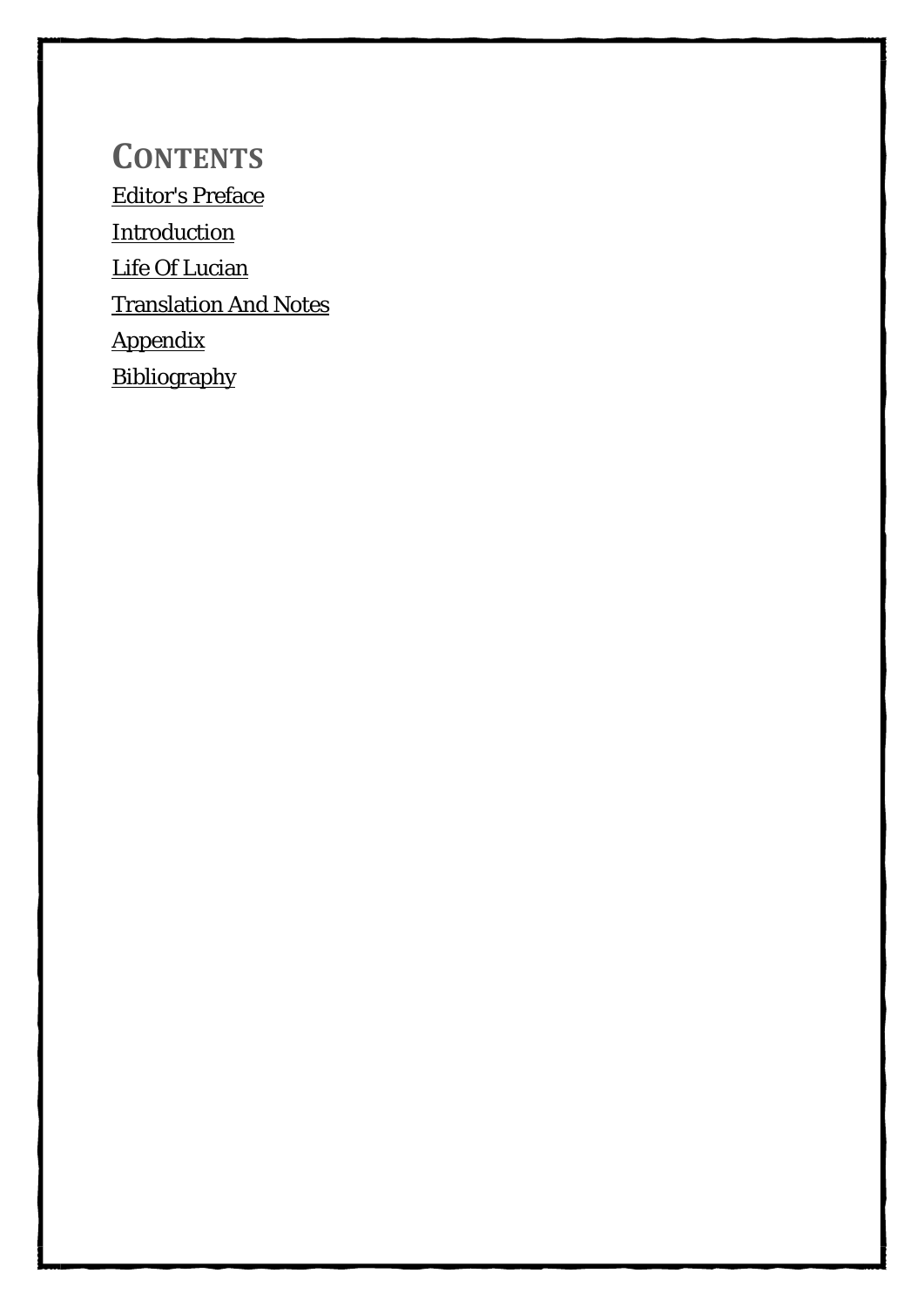# CONTENTS

Editor's Preface

Introduction

Life Of Lucian

Translation And Notes

Appendix

Bibliography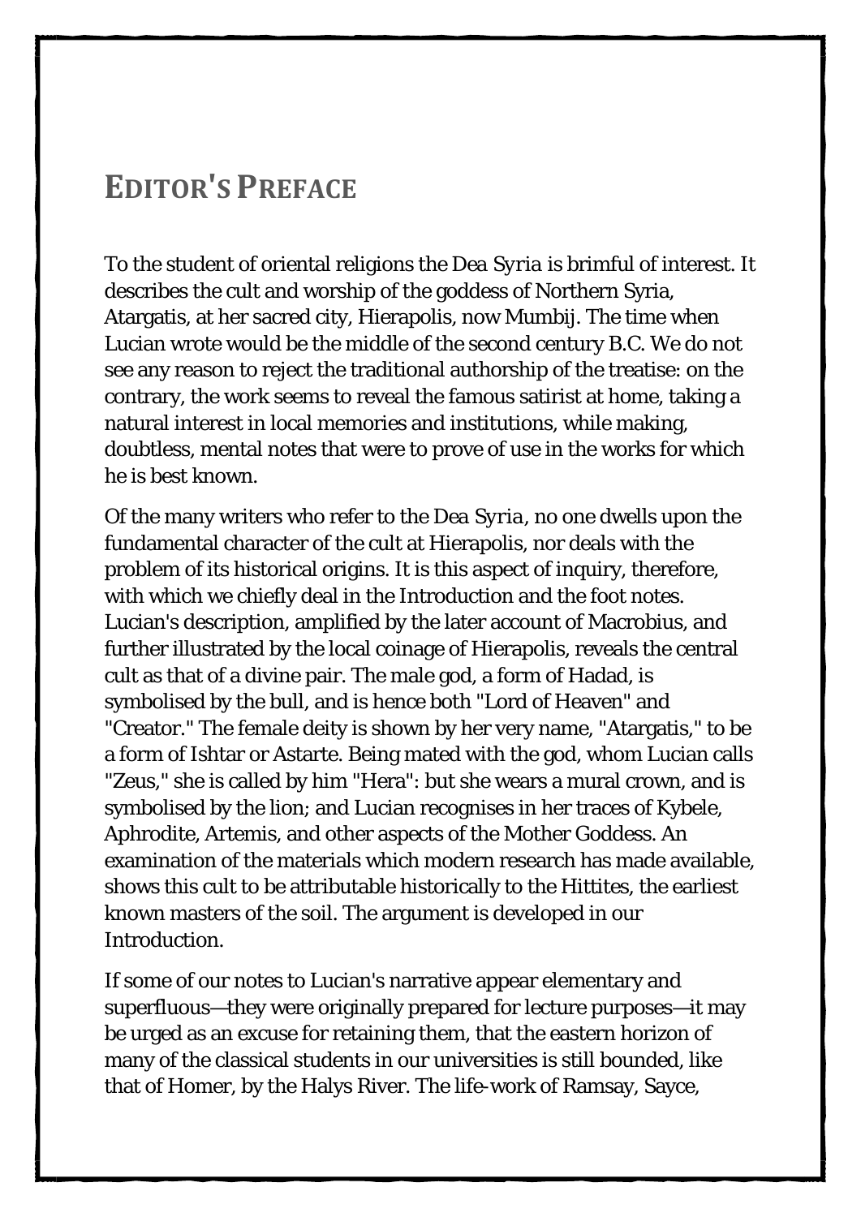# EDITOR'S PREFACE

To the student of oriental religions the *Dea Syria* is brimful of interest. It describes the cult and worship of the goddess of Northern Syria, Atargatis, at her sacred city, Hierapolis, now Mumbij. The time when Lucian wrote would be the middle of the second century B.C. We do not see any reason to reject the traditional authorship of the treatise: on the contrary, the work seems to reveal the famous satirist at home, taking a natural interest in local memories and institutions, while making, doubtless, mental notes that were to prove of use in the works for which he is best known.

Of the many writers who refer to the *Dea Syria*, no one dwells upon the fundamental character of the cult at Hierapolis, nor deals with the problem of its historical origins. It is this aspect of inquiry, therefore, with which we chiefly deal in the Introduction and the foot notes. Lucian's description, amplified by the later account of Macrobius, and further illustrated by the local coinage of Hierapolis, reveals the central cult as that of a divine pair. The male god, a form of Hadad, is symbolised by the bull, and is hence both "Lord of Heaven" and "Creator." The female deity is shown by her very name, "Atargatis," to be a form of Ishtar or Astarte. Being mated with the god, whom Lucian calls "Zeus," she is called by him "Hera": but she wears a mural crown, and is symbolised by the lion; and Lucian recognises in her traces of Kybele, Aphrodite, Artemis, and other aspects of the Mother Goddess. An examination of the materials which modern research has made available, shows this cult to be attributable historically to the Hittites, the earliest known masters of the soil. The argument is developed in our Introduction.

If some of our notes to Lucian's narrative appear elementary and superfluous—they were originally prepared for lecture purposes—it may be urged as an excuse for retaining them, that the eastern horizon of many of the classical students in our universities is still bounded, like that of Homer, by the Halys River. The life-work of Ramsay, Sayce,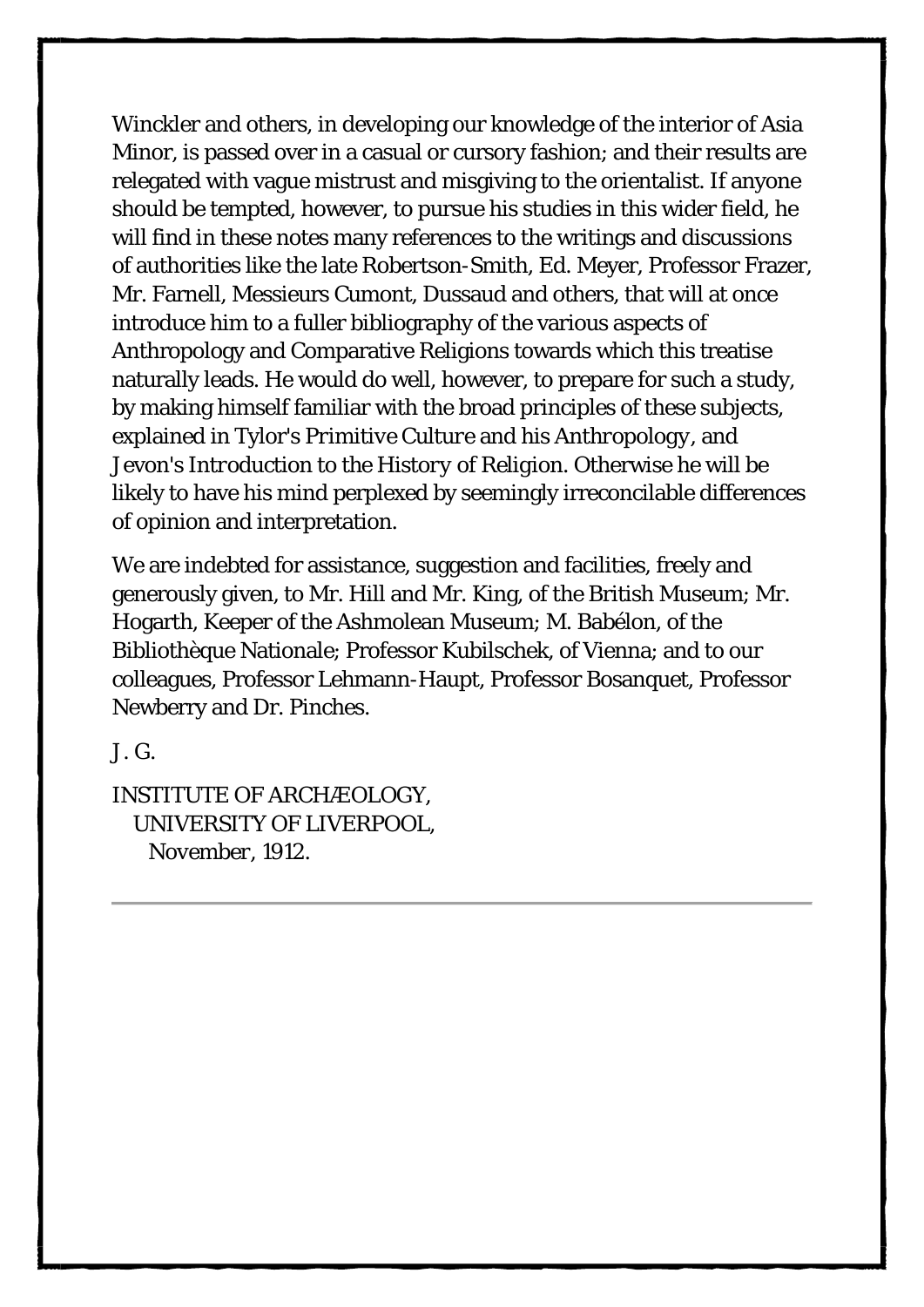Winckler and others, in developing our knowledge of the interior of Asia Minor, is passed over in a casual or cursory fashion; and their results are relegated with vague mistrust and misgiving to the orientalist. If anyone should be tempted, however, to pursue his studies in this wider field, he will find in these notes many references to the writings and discussions of authorities like the late Robertson-Smith, Ed. Meyer, Professor Frazer, Mr. Farnell, Messieurs Cumont, Dussaud and others, that will at once introduce him to a fuller bibliography of the various aspects of Anthropology and Comparative Religions towards which this treatise naturally leads. He would do well, however, to prepare for such a study, by making himself familiar with the broad principles of these subjects, explained in Tylor's *Primitive Culture* and his *Anthropology*, and Jevon's *Introduction to the History of Religion*. Otherwise he will be likely to have his mind perplexed by seemingly irreconcilable differences of opinion and interpretation.

We are indebted for assistance, suggestion and facilities, freely and generously given, to Mr. Hill and Mr. King, of the British Museum; Mr. Hogarth, Keeper of the Ashmolean Museum; M. Babélon, of the Bibliothèque Nationale; Professor Kubilschek, of Vienna; and to our colleagues, Professor Lehmann-Haupt, Professor Bosanquet, Professor Newberry and Dr. Pinches.

J. G.

INSTITUTE OF ARCHÆOLOGY,
UNIVERSITY OF LIVERPOOL,
November, 1912.

---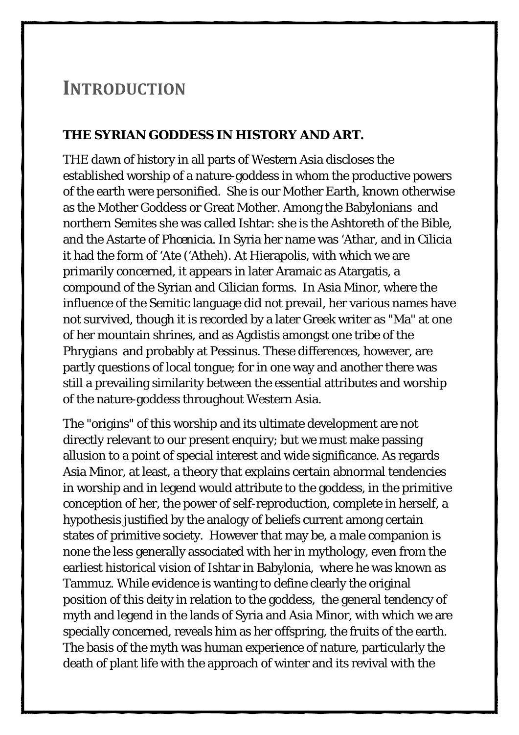# INTRODUCTION

## THE SYRIAN GODDESS IN HISTORY AND ART.

THE dawn of history in all parts of Western Asia discloses the established worship of a nature-goddess in whom the productive powers of the earth were personified. She is our Mother Earth, known otherwise as the Mother Goddess or Great Mother. Among the Babylonians and northern Semites she was called Ishtar: she is the Ashtoreth of the Bible, and the Astarte of Phœnicia. In Syria her name was ʽAthar, and in Cilicia it had the form of ʽAte (ʽAtheh). At Hierapolis, with which we are primarily concerned, it appears in later Aramaic as Atargatis, a compound of the Syrian and Cilician forms. In Asia Minor, where the influence of the Semitic language did not prevail, her various names have not survived, though it is recorded by a later Greek writer as "Ma" at one of her mountain shrines, and as Agdistis amongst one tribe of the Phrygians and probably at Pessinus. These differences, however, are partly questions of local tongue; for in one way and another there was still a prevailing similarity between the essential attributes and worship of the nature-goddess throughout Western Asia.

The "origins" of this worship and its ultimate development are not directly relevant to our present enquiry; but we must make passing allusion to a point of special interest and wide significance. As regards Asia Minor, at least, a theory that explains certain abnormal tendencies in worship and in legend would attribute to the goddess, in the primitive conception of her, the power of self-reproduction, complete in herself, a hypothesis justified by the analogy of beliefs current among certain states of primitive society. However that may be, a male companion is none the less generally associated with her in mythology, even from the earliest historical vision of Ishtar in Babylonia, where he was known as Tammuz. While evidence is wanting to define clearly the original position of this deity in relation to the goddess, the general tendency of myth and legend in the lands of Syria and Asia Minor, with which we are specially concerned, reveals him as her offspring, the fruits of the earth. The basis of the myth was human experience of nature, particularly the death of plant life with the approach of winter and its revival with the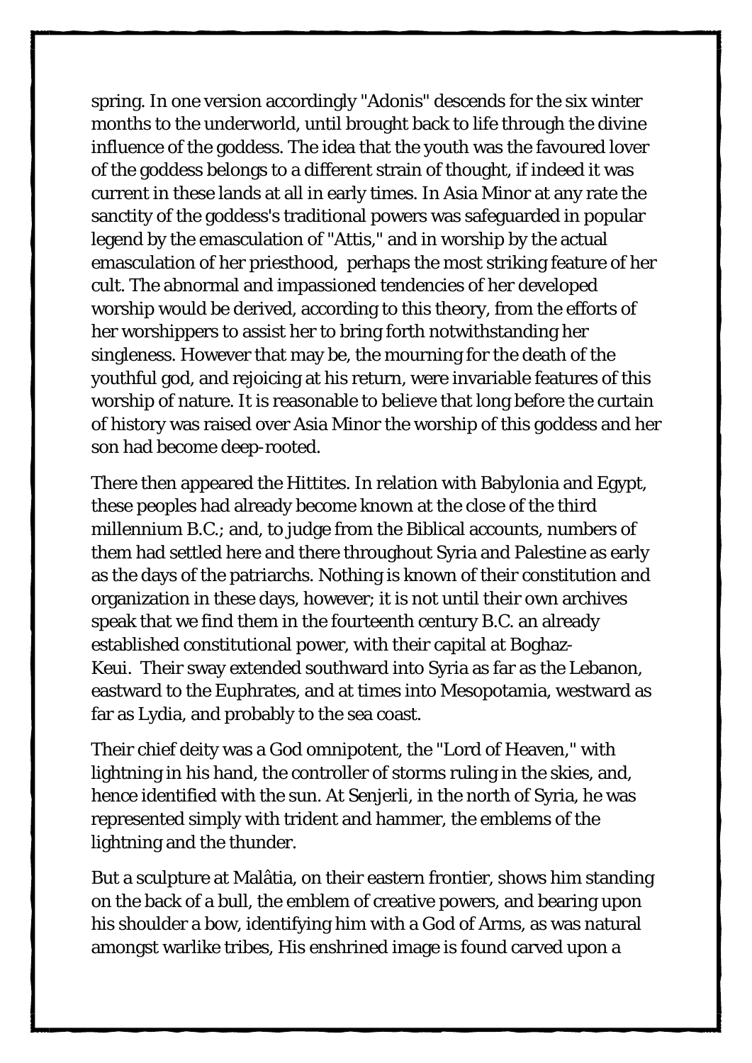spring. In one version accordingly "Adonis" descends for the six winter months to the underworld, until brought back to life through the divine influence of the goddess. The idea that the youth was the favoured lover of the goddess belongs to a different strain of thought, if indeed it was current in these lands at all in early times. In Asia Minor at any rate the sanctity of the goddess's traditional powers was safeguarded in popular legend by the emasculation of "Attis," and in worship by the actual emasculation of her priesthood, perhaps the most striking feature of her cult. The abnormal and impassioned tendencies of her developed worship would be derived, according to this theory, from the efforts of her worshippers to assist her to bring forth notwithstanding her singleness. However that may be, the mourning for the death of the youthful god, and rejoicing at his return, were invariable features of this worship of nature. It is reasonable to believe that long before the curtain of history was raised over Asia Minor the worship of this goddess and her son had become deep-rooted.

There then appeared the Hittites. In relation with Babylonia and Egypt, these peoples had already become known at the close of the third millennium B.C.; and, to judge from the Biblical accounts, numbers of them had settled here and there throughout Syria and Palestine as early as the days of the patriarchs. Nothing is known of their constitution and organization in these days, however; it is not until their own archives speak that we find them in the fourteenth century B.C. an already established constitutional power, with their capital at Boghaz-Keui. Their sway extended southward into Syria as far as the Lebanon, eastward to the Euphrates, and at times into Mesopotamia, westward as far as Lydia, and probably to the sea coast.

Their chief deity was a God omnipotent, the "Lord of Heaven," with lightning in his hand, the controller of storms ruling in the skies, and, hence identified with the sun. At Senjerli, in the north of Syria, he was represented simply with trident and hammer, the emblems of the lightning and the thunder.

But a sculpture at Malâtia, on their eastern frontier, shows him standing on the back of a bull, the emblem of creative powers, and bearing upon his shoulder a bow, identifying him with a God of Arms, as was natural amongst warlike tribes, His enshrined image is found carved upon a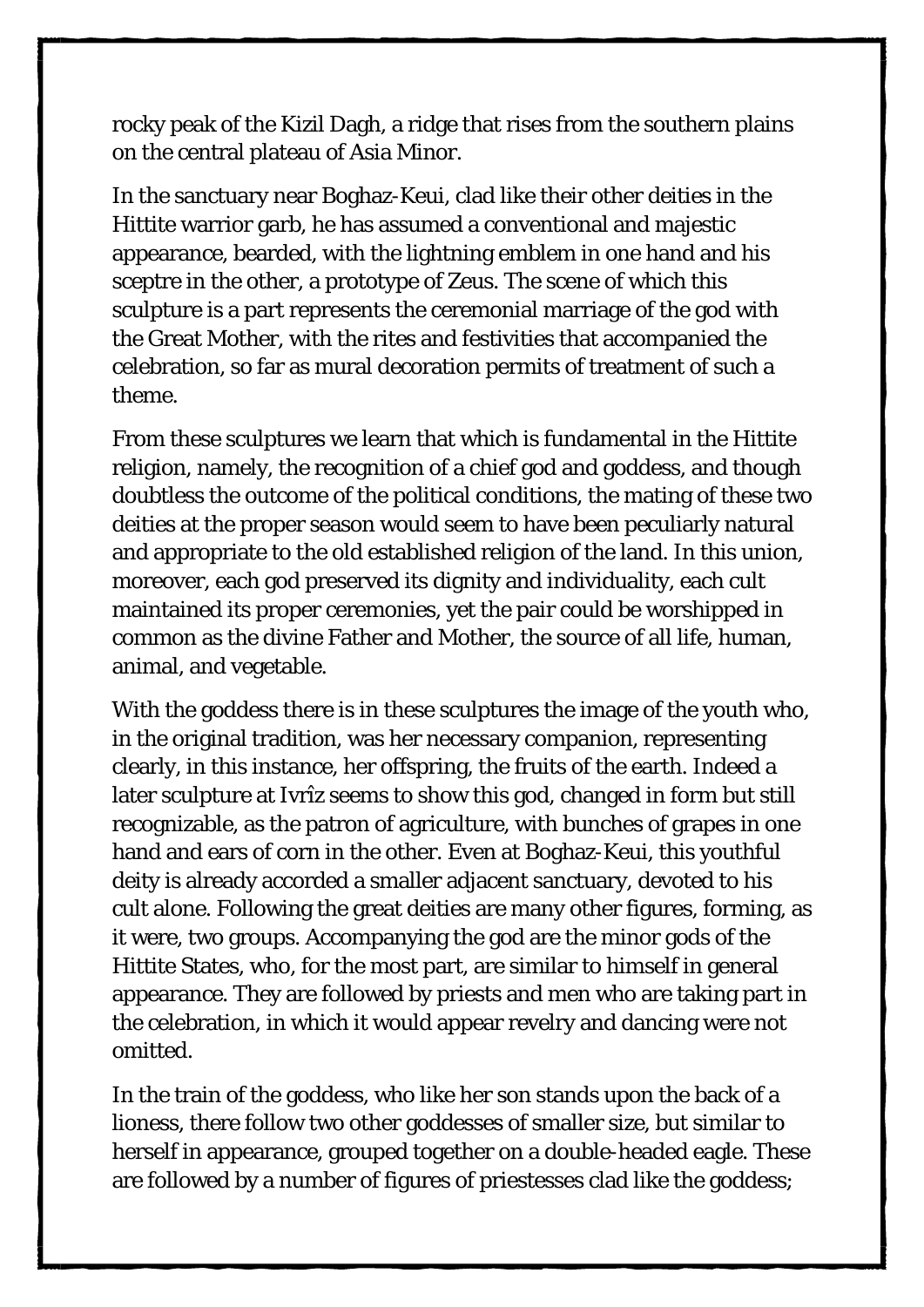rocky peak of the Kizil Dagh, a ridge that rises from the southern plains on the central plateau of Asia Minor.

In the sanctuary near Boghaz-Keui, clad like their other deities in the Hittite warrior garb, he has assumed a conventional and majestic appearance, bearded, with the lightning emblem in one hand and his sceptre in the other, a prototype of Zeus. The scene of which this sculpture is a part represents the ceremonial marriage of the god with the Great Mother, with the rites and festivities that accompanied the celebration, so far as mural decoration permits of treatment of such a theme.

From these sculptures we learn that which is fundamental in the Hittite religion, namely, the recognition of a chief god and goddess, and though doubtless the outcome of the political conditions, the mating of these two deities at the proper season would seem to have been peculiarly natural and appropriate to the old established religion of the land. In this union, moreover, each god preserved its dignity and individuality, each cult maintained its proper ceremonies, yet the pair could be worshipped in common as the divine Father and Mother, the source of all life, human, animal, and vegetable.

With the goddess there is in these sculptures the image of the youth who, in the original tradition, was her necessary companion, representing clearly, in this instance, her offspring, the fruits of the earth. Indeed a later sculpture at Ivrîz seems to show this god, changed in form but still recognizable, as the patron of agriculture, with bunches of grapes in one hand and ears of corn in the other. Even at Boghaz-Keui, this youthful deity is already accorded a smaller adjacent sanctuary, devoted to his cult alone. Following the great deities are many other figures, forming, as it were, two groups. Accompanying the god are the minor gods of the Hittite States, who, for the most part, are similar to himself in general appearance. They are followed by priests and men who are taking part in the celebration, in which it would appear revelry and dancing were not omitted.

In the train of the goddess, who like her son stands upon the back of a lioness, there follow two other goddesses of smaller size, but similar to herself in appearance, grouped together on a double-headed eagle. These are followed by a number of figures of priestesses clad like the goddess;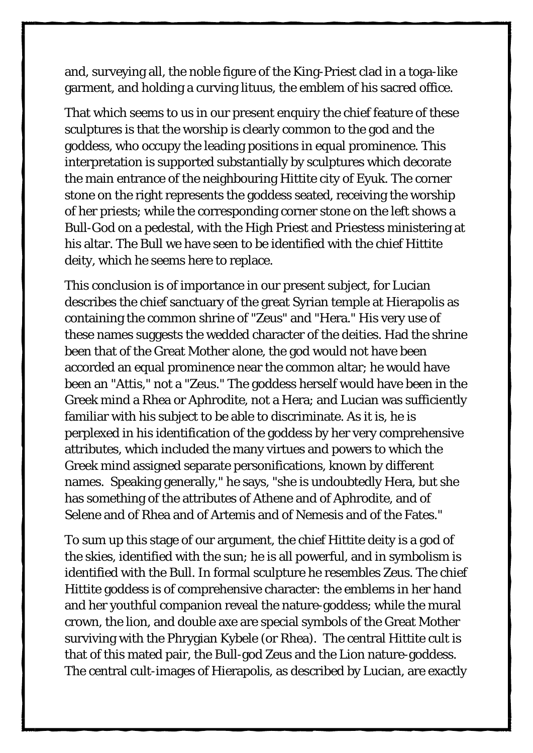and, surveying all, the noble figure of the King-Priest clad in a toga-like garment, and holding a curving lituus, the emblem of his sacred office.

That which seems to us in our present enquiry the chief feature of these sculptures is that the worship is clearly common to the god and the goddess, who occupy the leading positions in equal prominence. This interpretation is supported substantially by sculptures which decorate the main entrance of the neighbouring Hittite city of Eyuk. The corner stone on the right represents the goddess seated, receiving the worship of her priests; while the corresponding corner stone on the left shows a Bull-God on a pedestal, with the High Priest and Priestess ministering at his altar. The Bull we have seen to be identified with the chief Hittite deity, which he seems here to replace.

This conclusion is of importance in our present subject, for Lucian describes the chief sanctuary of the great Syrian temple at Hierapolis as containing the common shrine of "Zeus" and "Hera." His very use of these names suggests the wedded character of the deities. Had the shrine been that of the Great Mother alone, the god would not have been accorded an equal prominence near the common altar; he would have been an "Attis," not a "Zeus." The goddess herself would have been in the Greek mind a Rhea or Aphrodite, not a Hera; and Lucian was sufficiently familiar with his subject to be able to discriminate. As it is, he is perplexed in his identification of the goddess by her very comprehensive attributes, which included the many virtues and powers to which the Greek mind assigned separate personifications, known by different names. Speaking generally," he says, "she is undoubtedly Hera, but she has something of the attributes of Athene and of Aphrodite, and of Selene and of Rhea and of Artemis and of Nemesis and of the Fates."

To sum up this stage of our argument, the chief Hittite deity is a god of the skies, identified with the sun; he is all powerful, and in symbolism is identified with the Bull. In formal sculpture he resembles Zeus. The chief Hittite goddess is of comprehensive character: the emblems in her hand and her youthful companion reveal the nature-goddess; while the mural crown, the lion, and double axe are special symbols of the Great Mother surviving with the Phrygian Kybele (or Rhea). The central Hittite cult is that of this mated pair, the Bull-god Zeus and the Lion nature-goddess. The central cult-images of Hierapolis, as described by Lucian, are exactly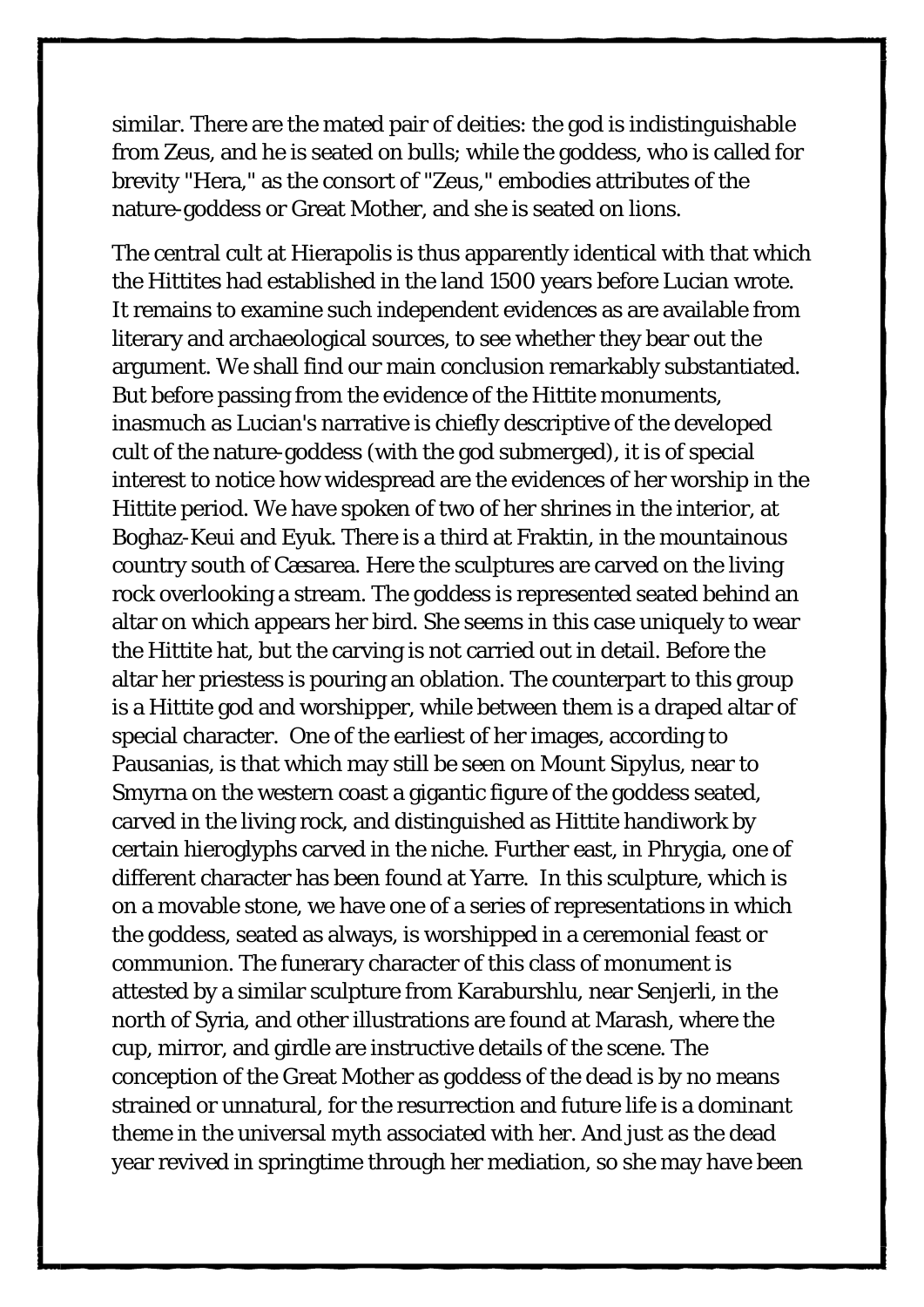similar. There are the mated pair of deities: the god is indistinguishable from Zeus, and he is seated on bulls; while the goddess, who is called for brevity "Hera," as the consort of "Zeus," embodies attributes of the nature-goddess or Great Mother, and she is seated on lions.

The central cult at Hierapolis is thus apparently identical with that which the Hittites had established in the land 1500 years before Lucian wrote. It remains to examine such independent evidences as are available from literary and archaeological sources, to see whether they bear out the argument. We shall find our main conclusion remarkably substantiated. But before passing from the evidence of the Hittite monuments, inasmuch as Lucian's narrative is chiefly descriptive of the developed cult of the nature-goddess (with the god submerged), it is of special interest to notice how widespread are the evidences of her worship in the Hittite period. We have spoken of two of her shrines in the interior, at Boghaz-Keui and Eyuk. There is a third at Fraktin, in the mountainous country south of Cæsarea. Here the sculptures are carved on the living rock overlooking a stream. The goddess is represented seated behind an altar on which appears her bird. She seems in this case uniquely to wear the Hittite hat, but the carving is not carried out in detail. Before the altar her priestess is pouring an oblation. The counterpart to this group is a Hittite god and worshipper, while between them is a draped altar of special character. One of the earliest of her images, according to Pausanias, is that which may still be seen on Mount Sipylus, near to Smyrna on the western coast a gigantic figure of the goddess seated, carved in the living rock, and distinguished as Hittite handiwork by certain hieroglyphs carved in the niche. Further east, in Phrygia, one of different character has been found at Yarre. In this sculpture, which is on a movable stone, we have one of a series of representations in which the goddess, seated as always, is worshipped in a ceremonial feast or communion. The funerary character of this class of monument is attested by a similar sculpture from Karaburshlu, near Senjerli, in the north of Syria, and other illustrations are found at Marash, where the cup, mirror, and girdle are instructive details of the scene. The conception of the Great Mother as goddess of the dead is by no means strained or unnatural, for the resurrection and future life is a dominant theme in the universal myth associated with her. And just as the dead year revived in springtime through her mediation, so she may have been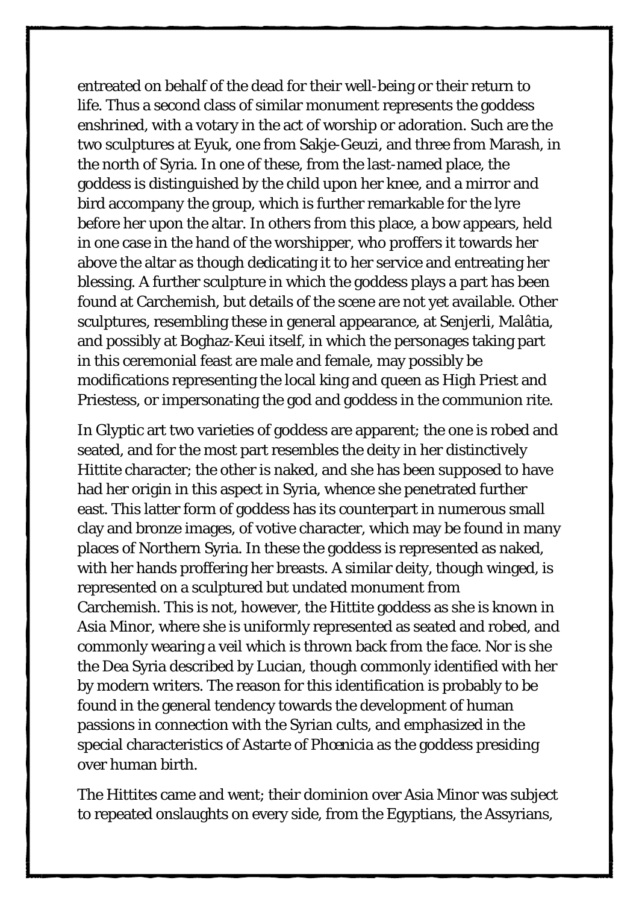entreated on behalf of the dead for their well-being or their return to life. Thus a second class of similar monument represents the goddess enshrined, with a votary in the act of worship or adoration. Such are the two sculptures at Eyuk, one from Sakje-Geuzi, and three from Marash, in the north of Syria. In one of these, from the last-named place, the goddess is distinguished by the child upon her knee, and a mirror and bird accompany the group, which is further remarkable for the lyre before her upon the altar. In others from this place, a bow appears, held in one case in the hand of the worshipper, who proffers it towards her above the altar as though dedicating it to her service and entreating her blessing. A further sculpture in which the goddess plays a part has been found at Carchemish, but details of the scene are not yet available. Other sculptures, resembling these in general appearance, at Senjerli, Malâtia, and possibly at Boghaz-Keui itself, in which the personages taking part in this ceremonial feast are male and female, may possibly be modifications representing the local king and queen as High Priest and Priestess, or impersonating the god and goddess in the communion rite.

In Glyptic art two varieties of goddess are apparent; the one is robed and seated, and for the most part resembles the deity in her distinctively Hittite character; the other is naked, and she has been supposed to have had her origin in this aspect in Syria, whence she penetrated further east. This latter form of goddess has its counterpart in numerous small clay and bronze images, of votive character, which may be found in many places of Northern Syria. In these the goddess is represented as naked, with her hands proffering her breasts. A similar deity, though winged, is represented on a sculptured but undated monument from Carchemish. This is not, however, the Hittite goddess as she is known in Asia Minor, where she is uniformly represented as seated and robed, and commonly wearing a veil which is thrown back from the face. Nor is she the Dea Syria described by Lucian, though commonly identified with her by modern writers. The reason for this identification is probably to be found in the general tendency towards the development of human passions in connection with the Syrian cults, and emphasized in the special characteristics of Astarte of Phœnicia as the goddess presiding over human birth.

The Hittites came and went; their dominion over Asia Minor was subject to repeated onslaughts on every side, from the Egyptians, the Assyrians,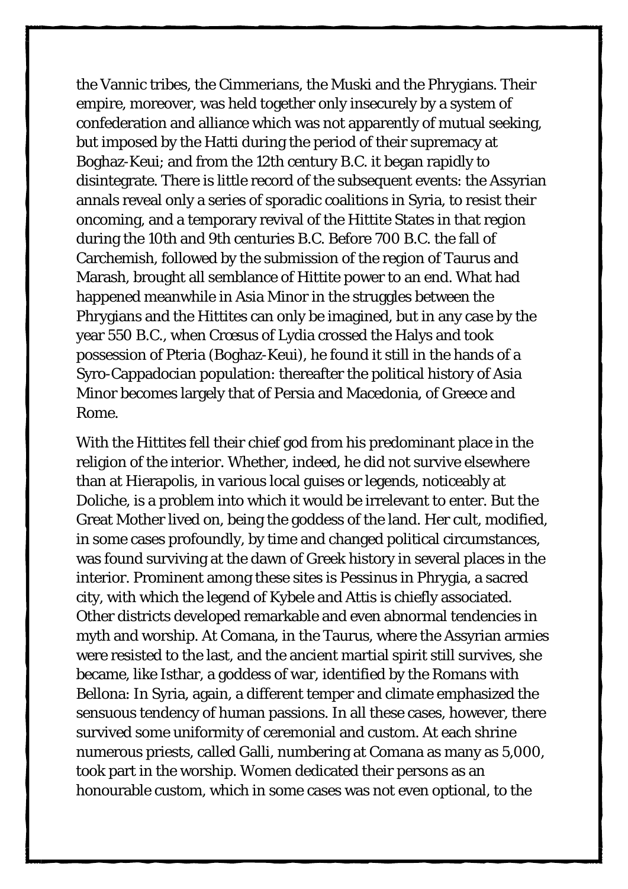the Vannic tribes, the Cimmerians, the Muski and the Phrygians. Their empire, moreover, was held together only insecurely by a system of confederation and alliance which was not apparently of mutual seeking, but imposed by the Hatti during the period of their supremacy at Boghaz-Keui; and from the 12th century B.C. it began rapidly to disintegrate. There is little record of the subsequent events: the Assyrian annals reveal only a series of sporadic coalitions in Syria, to resist their oncoming, and a temporary revival of the Hittite States in that region during the 10th and 9th centuries B.C. Before 700 B.C. the fall of Carchemish, followed by the submission of the region of Taurus and Marash, brought all semblance of Hittite power to an end. What had happened meanwhile in Asia Minor in the struggles between the Phrygians and the Hittites can only be imagined, but in any case by the year 550 B.C., when Crœsus of Lydia crossed the Halys and took possession of Pteria (Boghaz-Keui), he found it still in the hands of a Syro-Cappadocian population: thereafter the political history of Asia Minor becomes largely that of Persia and Macedonia, of Greece and Rome.

With the Hittites fell their chief god from his predominant place in the religion of the interior. Whether, indeed, he did not survive elsewhere than at Hierapolis, in various local guises or legends, noticeably at Doliche, is a problem into which it would be irrelevant to enter. But the Great Mother lived on, being the goddess of the land. Her cult, modified, in some cases profoundly, by time and changed political circumstances, was found surviving at the dawn of Greek history in several places in the interior. Prominent among these sites is Pessinus in Phrygia, a sacred city, with which the legend of Kybele and Attis is chiefly associated. Other districts developed remarkable and even abnormal tendencies in myth and worship. At Comana, in the Taurus, where the Assyrian armies were resisted to the last, and the ancient martial spirit still survives, she became, like Isthar, a goddess of war, identified by the Romans with Bellona: In Syria, again, a different temper and climate emphasized the sensuous tendency of human passions. In all these cases, however, there survived some uniformity of ceremonial and custom. At each shrine numerous priests, called Galli, numbering at Comana as many as 5,000, took part in the worship. Women dedicated their persons as an honourable custom, which in some cases was not even optional, to the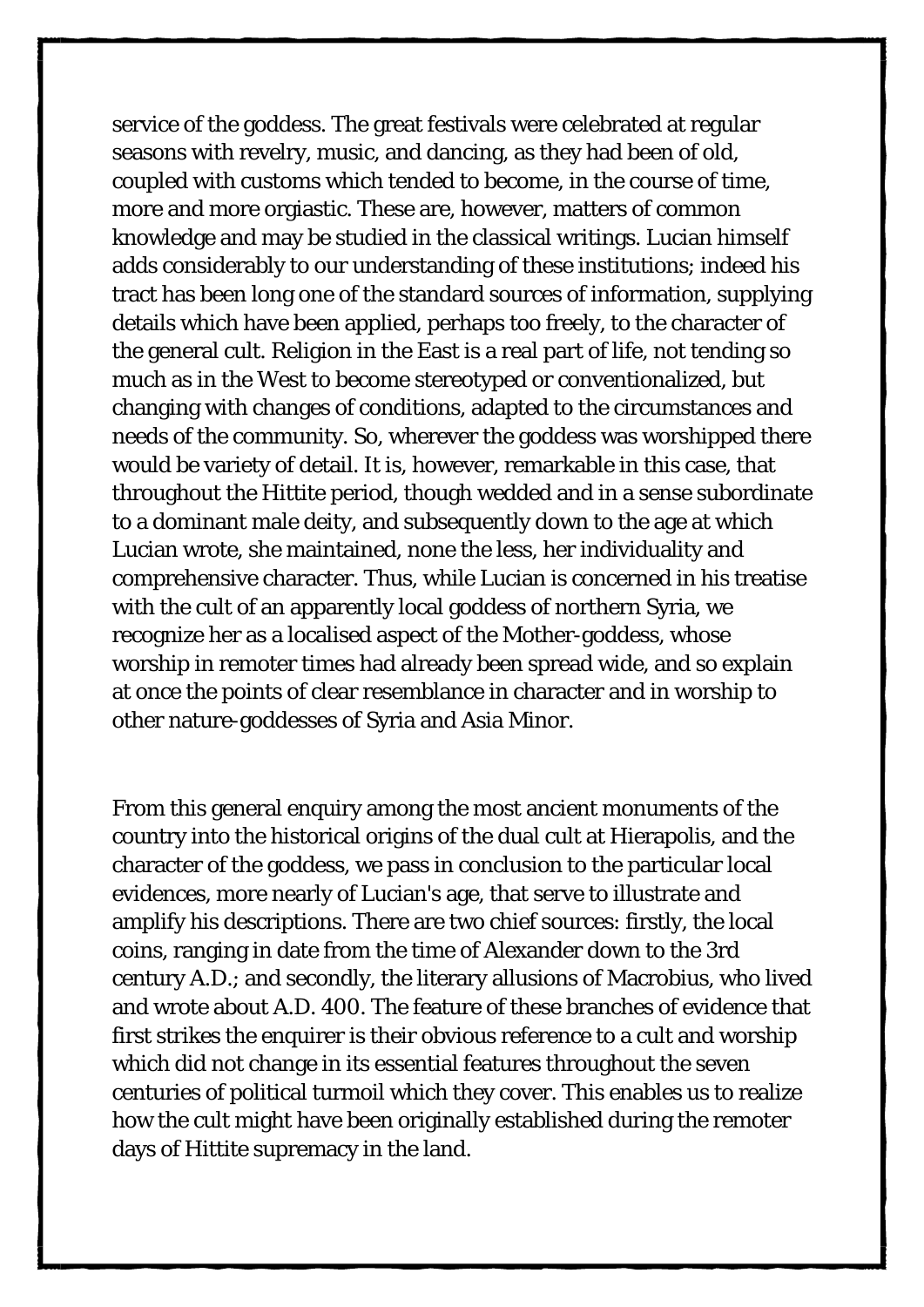service of the goddess. The great festivals were celebrated at regular seasons with revelry, music, and dancing, as they had been of old, coupled with customs which tended to become, in the course of time, more and more orgiastic. These are, however, matters of common knowledge and may be studied in the classical writings. Lucian himself adds considerably to our understanding of these institutions; indeed his tract has been long one of the standard sources of information, supplying details which have been applied, perhaps too freely, to the character of the general cult. Religion in the East is a real part of life, not tending so much as in the West to become stereotyped or conventionalized, but changing with changes of conditions, adapted to the circumstances and needs of the community. So, wherever the goddess was worshipped there would be variety of detail. It is, however, remarkable in this case, that throughout the Hittite period, though wedded and in a sense subordinate to a dominant male deity, and subsequently down to the age at which Lucian wrote, she maintained, none the less, her individuality and comprehensive character. Thus, while Lucian is concerned in his treatise with the cult of an apparently local goddess of northern Syria, we recognize her as a localised aspect of the Mother-goddess, whose worship in remoter times had already been spread wide, and so explain at once the points of clear resemblance in character and in worship to other nature-goddesses of Syria and Asia Minor.

From this general enquiry among the most ancient monuments of the country into the historical origins of the dual cult at Hierapolis, and the character of the goddess, we pass in conclusion to the particular local evidences, more nearly of Lucian's age, that serve to illustrate and amplify his descriptions. There are two chief sources: firstly, the local coins, ranging in date from the time of Alexander down to the 3rd century A.D.; and secondly, the literary allusions of Macrobius, who lived and wrote about A.D. 400. The feature of these branches of evidence that first strikes the enquirer is their obvious reference to a cult and worship which did not change in its essential features throughout the seven centuries of political turmoil which they cover. This enables us to realize how the cult might have been originally established during the remoter days of Hittite supremacy in the land.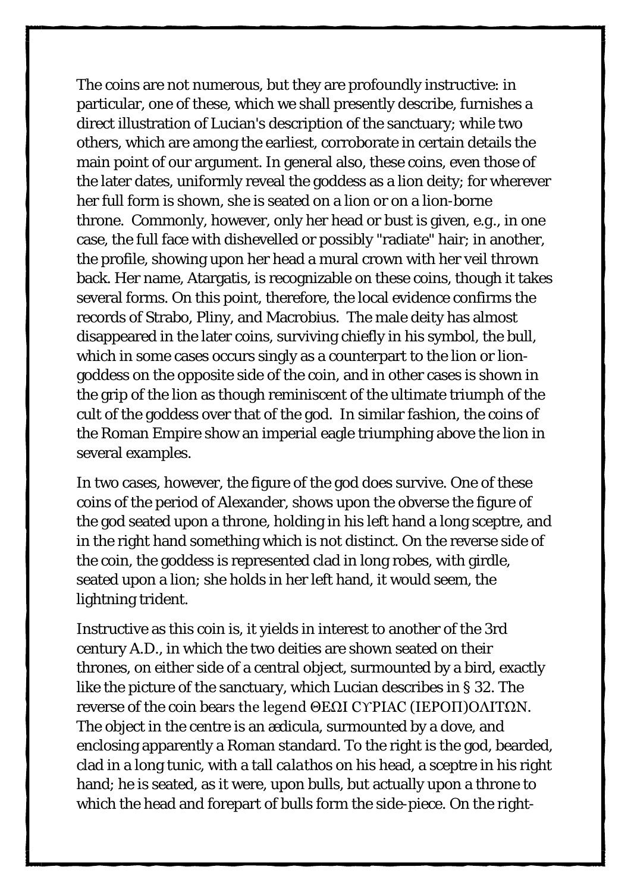The coins are not numerous, but they are profoundly instructive: in particular, one of these, which we shall presently describe, furnishes a direct illustration of Lucian's description of the sanctuary; while two others, which are among the earliest, corroborate in certain details the main point of our argument. In general also, these coins, even those of the later dates, uniformly reveal the goddess as a lion deity; for wherever her full form is shown, she is seated on a lion or on a lion-borne throne. Commonly, however, only her head or bust is given, e.g., in one case, the full face with dishevelled or possibly "radiate" hair; in another, the profile, showing upon her head a mural crown with her veil thrown back. Her name, Atargatis, is recognizable on these coins, though it takes several forms. On this point, therefore, the local evidence confirms the records of Strabo, Pliny, and Macrobius. The male deity has almost disappeared in the later coins, surviving chiefly in his symbol, the bull, which in some cases occurs singly as a counterpart to the lion or lion-goddess on the opposite side of the coin, and in other cases is shown in the grip of the lion as though reminiscent of the ultimate triumph of the cult of the goddess over that of the god. In similar fashion, the coins of the Roman Empire show an imperial eagle triumphing above the lion in several examples.

In two cases, however, the figure of the god does survive. One of these coins of the period of Alexander, shows upon the obverse the figure of the god seated upon a throne, holding in his left hand a long sceptre, and in the right hand something which is not distinct. On the reverse side of the coin, the goddess is represented clad in long robes, with girdle, seated upon a lion; she holds in her left hand, it would seem, the lightning trident.

Instructive as this coin is, it yields in interest to another of the 3rd century A.D., in which the two deities are shown seated on their thrones, on either side of a central object, surmounted by a bird, exactly like the picture of the sanctuary, which Lucian describes in § 32. The reverse of the coin bears the legend ΘΕΩΙ CΥΡΙΑC (ΙΕΡΟΠ)ΟΛΙΤΩΝ. The object in the centre is an ædicula, surmounted by a dove, and enclosing apparently a Roman standard. To the right is the god, bearded, clad in a long tunic, with a tall *calathos* on his head, a sceptre in his right hand; he is seated, as it were, upon bulls, but actually upon a throne to which the head and forepart of bulls form the side-piece. On the right-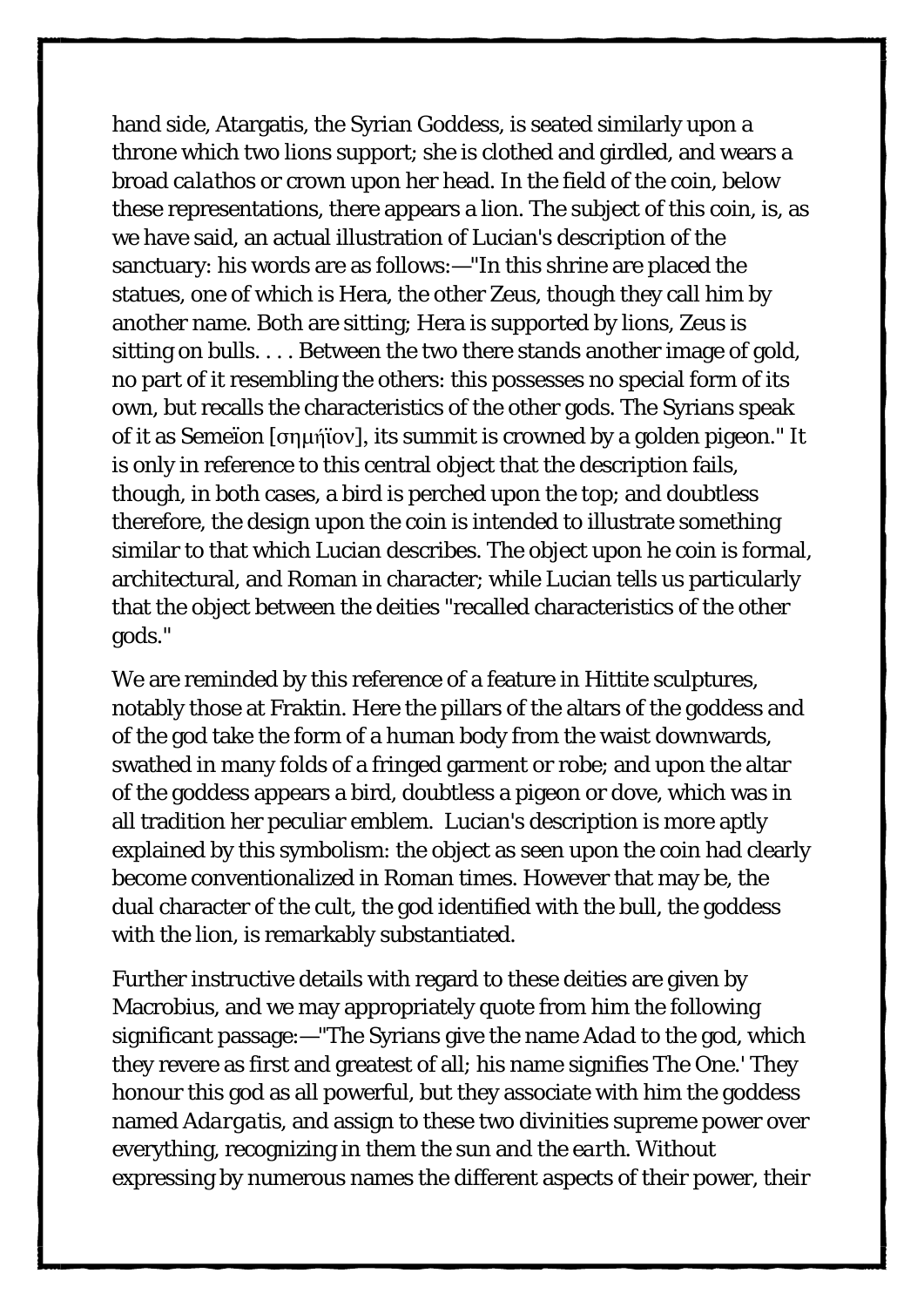hand side, Atargatis, the Syrian Goddess, is seated similarly upon a throne which two lions support; she is clothed and girdled, and wears a broad *calathos* or crown upon her head. In the field of the coin, below these representations, there appears a lion. The subject of this coin, is, as we have said, an actual illustration of Lucian's description of the sanctuary: his words are as follows:—"In this shrine are placed the statues, one of which is Hera, the other Zeus, though they call him by another name. Both are sitting; Hera is supported by lions, Zeus is sitting on bulls. . . . Between the two there stands another image of gold, no part of it resembling the others: this possesses no special form of its own, but recalls the characteristics of the other gods. The Syrians speak of it as Semeïon [σημήϊον], its summit is crowned by a golden pigeon." It is only in reference to this central object that the description fails, though, in both cases, a bird is perched upon the top; and doubtless therefore, the design upon the coin is intended to illustrate something similar to that which Lucian describes. The object upon he coin is formal, architectural, and Roman in character; while Lucian tells us particularly that the object between the deities "recalled characteristics of the other gods."

We are reminded by this reference of a feature in Hittite sculptures, notably those at Fraktin. Here the pillars of the altars of the goddess and of the god take the form of a human body from the waist downwards, swathed in many folds of a fringed garment or robe; and upon the altar of the goddess appears a bird, doubtless a pigeon or dove, which was in all tradition her peculiar emblem. Lucian's description is more aptly explained by this symbolism: the object as seen upon the coin had clearly become conventionalized in Roman times. However that may be, the dual character of the cult, the god identified with the bull, the goddess with the lion, is remarkably substantiated.

Further instructive details with regard to these deities are given by Macrobius, and we may appropriately quote from him the following significant passage:—"The Syrians give the name *Adad* to the god, which they revere as first and greatest of all; his name signifies The One.' They honour this god as all powerful, but they associate with him the goddess named *Adargatis*, and assign to these two divinities supreme power over everything, recognizing in them the sun and the *earth*. Without expressing by numerous names the different aspects of their power, their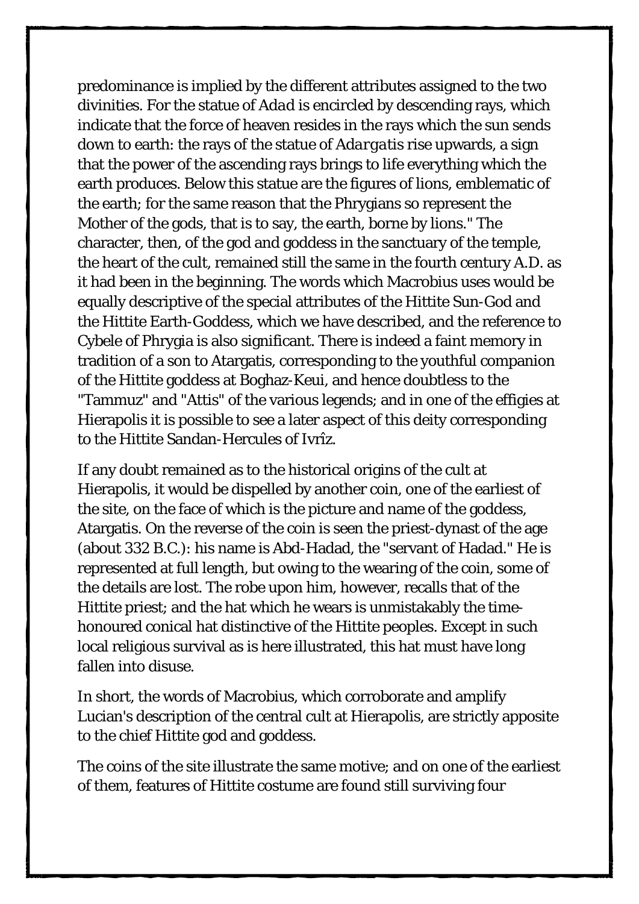predominance is implied by the different attributes assigned to the two divinities. For the statue of *Adad* is encircled by descending rays, which indicate that the force of heaven resides in the rays which the sun sends down to earth: the rays of the statue of *Adargatis* rise upwards, a sign that the power of the ascending rays brings to life everything which the earth produces. Below this statue are the figures of lions, emblematic of the earth; for the same reason that the Phrygians so represent the Mother of the gods, that is to say, the earth, borne by lions." The character, then, of the god and goddess in the sanctuary of the temple, the heart of the cult, remained still the same in the fourth century A.D. as it had been in the beginning. The words which Macrobius uses would be equally descriptive of the special attributes of the Hittite Sun-God and the Hittite Earth-Goddess, which we have described, and the reference to Cybele of Phrygia is also significant. There is indeed a faint memory in tradition of a son to Atargatis, corresponding to the youthful companion of the Hittite goddess at Boghaz-Keui, and hence doubtless to the "Tammuz" and "Attis" of the various legends; and in one of the effigies at Hierapolis it is possible to see a later aspect of this deity corresponding to the Hittite Sandan-Hercules of Ivrîz.

If any doubt remained as to the historical origins of the cult at Hierapolis, it would be dispelled by another coin, one of the earliest of the site, on the face of which is the picture and name of the goddess, Atargatis. On the reverse of the coin is seen the priest-dynast of the age (about 332 B.C.): his name is Abd-Hadad, the "servant of Hadad." He is represented at full length, but owing to the wearing of the coin, some of the details are lost. The robe upon him, however, recalls that of the Hittite priest; and the hat which he wears is unmistakably the time-honoured conical hat distinctive of the Hittite peoples. Except in such local religious survival as is here illustrated, this hat must have long fallen into disuse.

In short, the words of Macrobius, which corroborate and amplify Lucian's description of the central cult at Hierapolis, are strictly apposite to the chief Hittite god and goddess.

The coins of the site illustrate the same motive; and on one of the earliest of them, features of Hittite costume are found still surviving four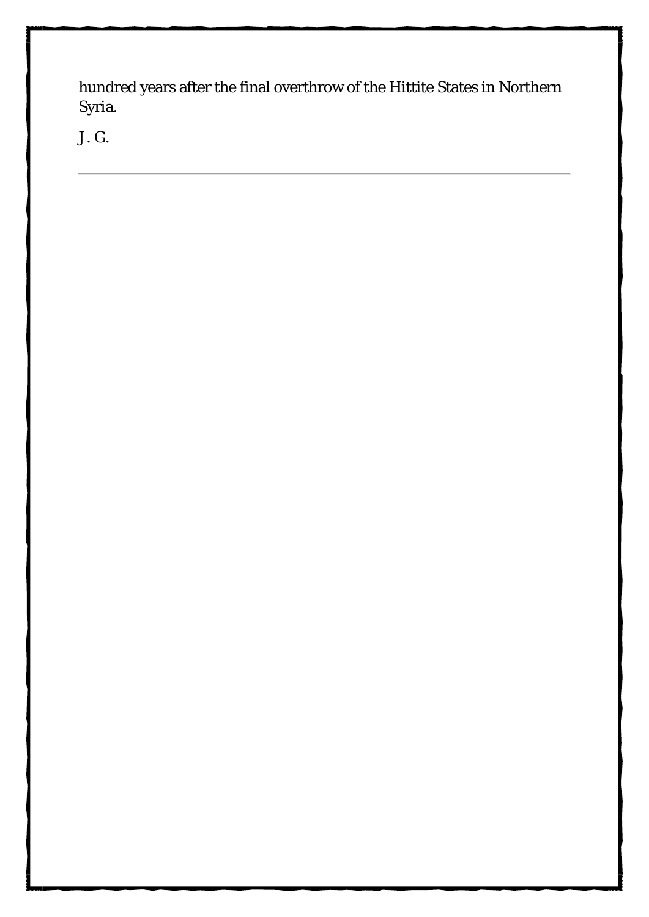hundred years after the final overthrow of the Hittite States in Northern Syria.

J. G.

---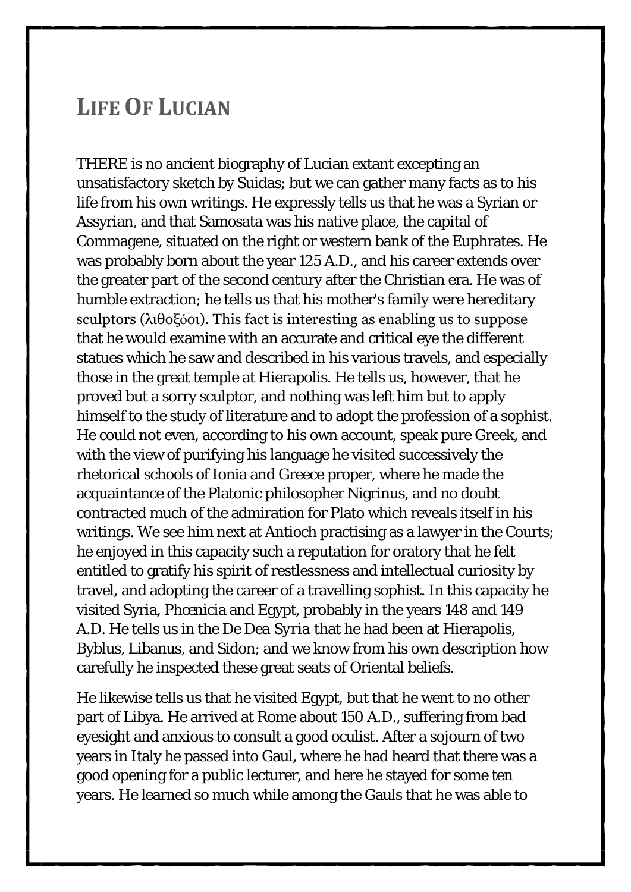# LIFE OF LUCIAN

THERE is no ancient biography of Lucian extant excepting an unsatisfactory sketch by Suidas; but we can gather many facts as to his life from his own writings. He expressly tells us that he was a Syrian or Assyrian, and that Samosata was his native place, the capital of Commagene, situated on the right or western bank of the Euphrates. He was probably born about the year 125 A.D., and his career extends over the greater part of the second century after the Christian era. He was of humble extraction; he tells us that his mother's family were hereditary sculptors (λιθοξόοι). This fact is interesting as enabling us to suppose that he would examine with an accurate and critical eye the different statues which he saw and described in his various travels, and especially those in the great temple at Hierapolis. He tells us, however, that he proved but a sorry sculptor, and nothing was left him but to apply himself to the study of literature and to adopt the profession of a sophist. He could not even, according to his own account, speak pure Greek, and with the view of purifying his language he visited successively the rhetorical schools of Ionia and Greece proper, where he made the acquaintance of the Platonic philosopher Nigrinus, and no doubt contracted much of the admiration for Plato which reveals itself in his writings. We see him next at Antioch practising as a lawyer in the Courts; he enjoyed in this capacity such a reputation for oratory that he felt entitled to gratify his spirit of restlessness and intellectual curiosity by travel, and adopting the career of a travelling sophist. In this capacity he visited Syria, Phœnicia and Egypt, probably in the years 148 and 149 A.D. He tells us in the *De Dea Syria* that he had been at Hierapolis, Byblus, Libanus, and Sidon; and we know from his own description how carefully he inspected these great seats of Oriental beliefs.

He likewise tells us that he visited Egypt, but that he went to no other part of Libya. He arrived at Rome about 150 A.D., suffering from bad eyesight and anxious to consult a good oculist. After a sojourn of two years in Italy he passed into Gaul, where he had heard that there was a good opening for a public lecturer, and here he stayed for some ten years. He learned so much while among the Gauls that he was able to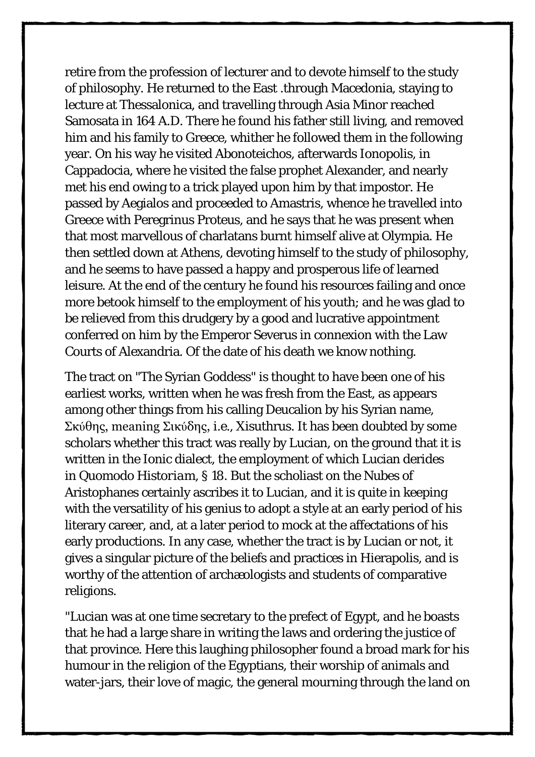retire from the profession of lecturer and to devote himself to the study of philosophy. He returned to the East .through Macedonia, staying to lecture at Thessalonica, and travelling through Asia Minor reached Samosata in 164 A.D. There he found his father still living, and removed him and his family to Greece, whither he followed them in the following year. On his way he visited Abonoteichos, afterwards Ionopolis, in Cappadocia, where he visited the false prophet Alexander, and nearly met his end owing to a trick played upon him by that impostor. He passed by Aegialos and proceeded to Amastris, whence he travelled into Greece with Peregrinus Proteus, and he says that he was present when that most marvellous of charlatans burnt himself alive at Olympia. He then settled down at Athens, devoting himself to the study of philosophy, and he seems to have passed a happy and prosperous life of learned leisure. At the end of the century he found his resources failing and once more betook himself to the employment of his youth; and he was glad to be relieved from this drudgery by a good and lucrative appointment conferred on him by the Emperor Severus in connexion with the Law Courts of Alexandria. Of the date of his death we know nothing.

The tract on "The Syrian Goddess" is thought to have been one of his earliest works, written when he was fresh from the East, as appears among other things from his calling Deucalion by his Syrian name, Σκύθης, meaning Σικύδης, i.e., Xisuthrus. It has been doubted by some scholars whether this tract was really by Lucian, on the ground that it is written in the Ionic dialect, the employment of which Lucian derides in *Quomodo Historiam*, § 18. But the scholiast on the Nubes of Aristophanes certainly ascribes it to Lucian, and it is quite in keeping with the versatility of his genius to adopt a style at an early period of his literary career, and, at a later period to mock at the affectations of his early productions. In any case, whether the tract is by Lucian or not, it gives a singular picture of the beliefs and practices in Hierapolis, and is worthy of the attention of archæologists and students of comparative religions.

"Lucian was at one time secretary to the prefect of Egypt, and he boasts that he had a large share in writing the laws and ordering the justice of that province. Here this laughing philosopher found a broad mark for his humour in the religion of the Egyptians, their worship of animals and water-jars, their love of magic, the general mourning through the land on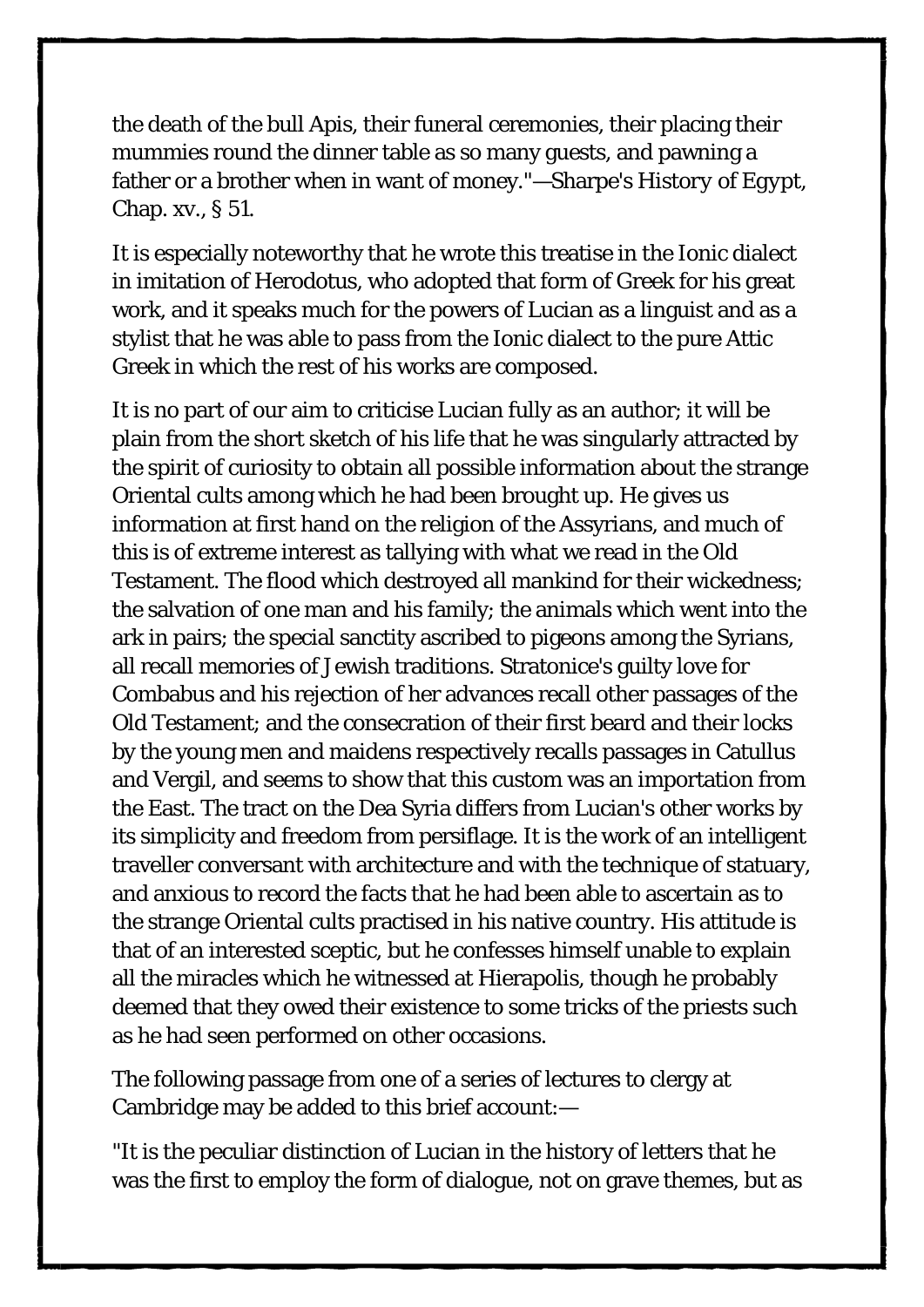the death of the bull Apis, their funeral ceremonies, their placing their mummies round the dinner table as so many guests, and pawning a father or a brother when in want of money."—Sharpe's History of Egypt, Chap. xv., § 51.

It is especially noteworthy that he wrote this treatise in the Ionic dialect in imitation of Herodotus, who adopted that form of Greek for his great work, and it speaks much for the powers of Lucian as a linguist and as a stylist that he was able to pass from the Ionic dialect to the pure Attic Greek in which the rest of his works are composed.

It is no part of our aim to criticise Lucian fully as an author; it will be plain from the short sketch of his life that he was singularly attracted by the spirit of curiosity to obtain all possible information about the strange Oriental cults among which he had been brought up. He gives us information at first hand on the religion of the Assyrians, and much of this is of extreme interest as tallying with what we read in the Old Testament. The flood which destroyed all mankind for their wickedness; the salvation of one man and his family; the animals which went into the ark in pairs; the special sanctity ascribed to pigeons among the Syrians, all recall memories of Jewish traditions. Stratonice's guilty love for Combabus and his rejection of her advances recall other passages of the Old Testament; and the consecration of their first beard and their locks by the young men and maidens respectively recalls passages in Catullus and Vergil, and seems to show that this custom was an importation from the East. The tract on the Dea Syria differs from Lucian's other works by its simplicity and freedom from persiflage. It is the work of an intelligent traveller conversant with architecture and with the technique of statuary, and anxious to record the facts that he had been able to ascertain as to the strange Oriental cults practised in his native country. His attitude is that of an interested sceptic, but he confesses himself unable to explain all the miracles which he witnessed at Hierapolis, though he probably deemed that they owed their existence to some tricks of the priests such as he had seen performed on other occasions.

The following passage from one of a series of lectures to clergy at Cambridge may be added to this brief account:—

"It is the peculiar distinction of Lucian in the history of letters that he was the first to employ the form of dialogue, not on grave themes, but as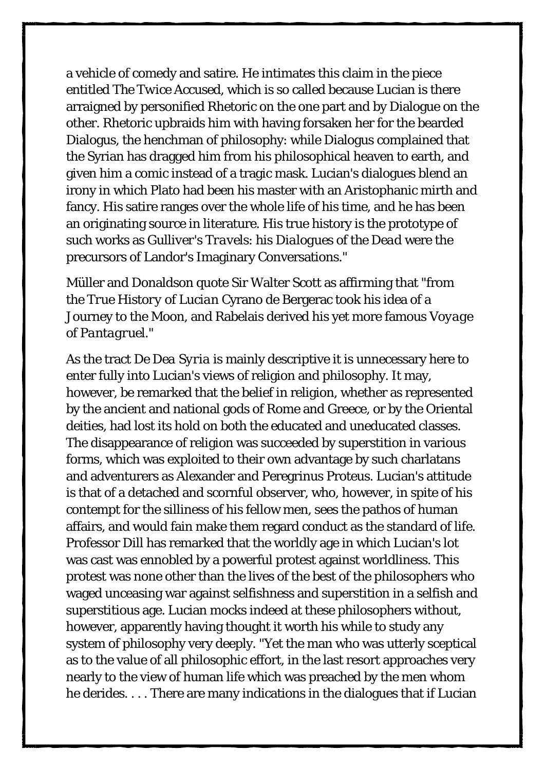a vehicle of comedy and satire. He intimates this claim in the piece entitled The Twice Accused, which is so called because Lucian is there arraigned by personified Rhetoric on the one part and by Dialogue on the other. Rhetoric upbraids him with having forsaken her for the bearded Dialogus, the henchman of philosophy: while Dialogus complained that the Syrian has dragged him from his philosophical heaven to earth, and given him a comic instead of a tragic mask. Lucian's dialogues blend an irony in which Plato had been his master with an Aristophanic mirth and fancy. His satire ranges over the whole life of his time, and he has been an originating source in literature. His true history is the prototype of such works as *Gulliver's Travels*: his *Dialogues of the Dead* were the precursors of Landor's Imaginary Conversations."

Müller and Donaldson quote Sir Walter Scott as affirming that "from the *True History of Lucian* Cyrano de Bergerac took his idea of a *Journey to the Moon*, and Rabelais derived his yet more famous *Voyage of Pantagruel*."

As the tract *De Dea Syria* is mainly descriptive it is unnecessary here to enter fully into Lucian's views of religion and philosophy. It may, however, be remarked that the belief in religion, whether as represented by the ancient and national gods of Rome and Greece, or by the Oriental deities, had lost its hold on both the educated and uneducated classes. The disappearance of religion was succeeded by superstition in various forms, which was exploited to their own advantage by such charlatans and adventurers as Alexander and Peregrinus Proteus. Lucian's attitude is that of a detached and scornful observer, who, however, in spite of his contempt for the silliness of his fellow men, sees the pathos of human affairs, and would fain make them regard conduct as the standard of life. Professor Dill has remarked that the worldly age in which Lucian's lot was cast was ennobled by a powerful protest against worldliness. This protest was none other than the lives of the best of the philosophers who waged unceasing war against selfishness and superstition in a selfish and superstitious age. Lucian mocks indeed at these philosophers without, however, apparently having thought it worth his while to study any system of philosophy very deeply. "Yet the man who was utterly sceptical as to the value of all philosophic effort, in the last resort approaches very nearly to the view of human life which was preached by the men whom he derides. . . . There are many indications in the dialogues that if Lucian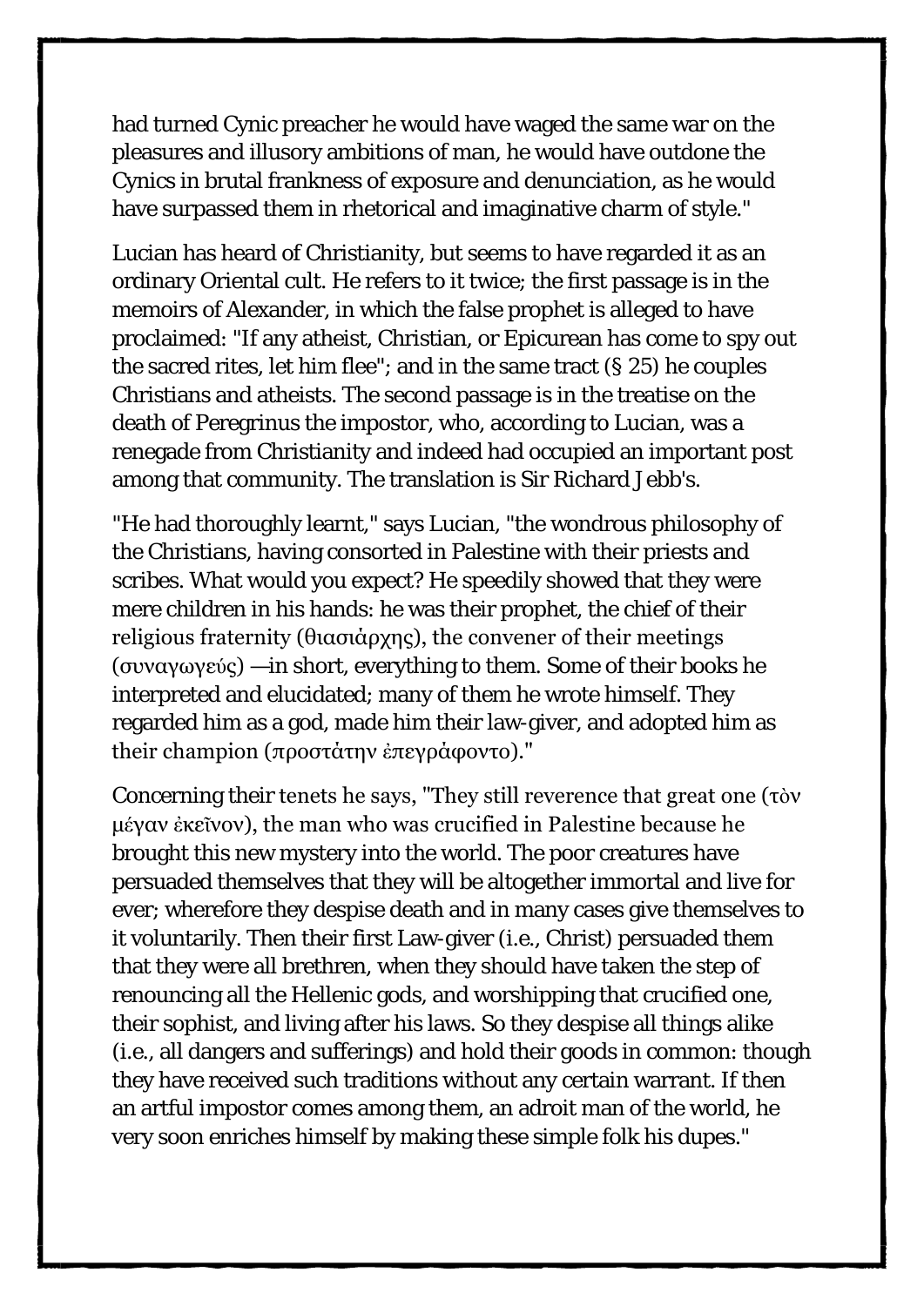had turned Cynic preacher he would have waged the same war on the pleasures and illusory ambitions of man, he would have outdone the Cynics in brutal frankness of exposure and denunciation, as he would have surpassed them in rhetorical and imaginative charm of style."

Lucian has heard of Christianity, but seems to have regarded it as an ordinary Oriental cult. He refers to it twice; the first passage is in the memoirs of Alexander, in which the false prophet is alleged to have proclaimed: "If any atheist, Christian, or Epicurean has come to spy out the sacred rites, let him flee"; and in the same tract (§ 25) he couples Christians and atheists. The second passage is in the treatise on the death of Peregrinus the impostor, who, according to Lucian, was a renegade from Christianity and indeed had occupied an important post among that community. The translation is Sir Richard Jebb's.

"He had thoroughly learnt," says Lucian, "the wondrous philosophy of the Christians, having consorted in Palestine with their priests and scribes. What would you expect? He speedily showed that they were mere children in his hands: he was their prophet, the chief of their religious fraternity (θιασιάρχης), the convener of their meetings (συναγωγεύς) —in short, everything to them. Some of their books he interpreted and elucidated; many of them he wrote himself. They regarded him as a god, made him their law-giver, and adopted him as their champion (προστάτην ἐπεγράφοντο)."

Concerning their tenets he says, "They still reverence that great one (τὸν μέγαν ἐκεῖνον), the man who was crucified in Palestine because he brought this new mystery into the world. The poor creatures have persuaded themselves that they will be altogether immortal and live for ever; wherefore they despise death and in many cases give themselves to it voluntarily. Then their first Law-giver (i.e., Christ) persuaded them that they were all brethren, when they should have taken the step of renouncing all the Hellenic gods, and worshipping that crucified one, their sophist, and living after his laws. So they despise all things alike (i.e., all dangers and sufferings) and hold their goods in common: though they have received such traditions without any certain warrant. If then an artful impostor comes among them, an adroit man of the world, he very soon enriches himself by making these simple folk his dupes."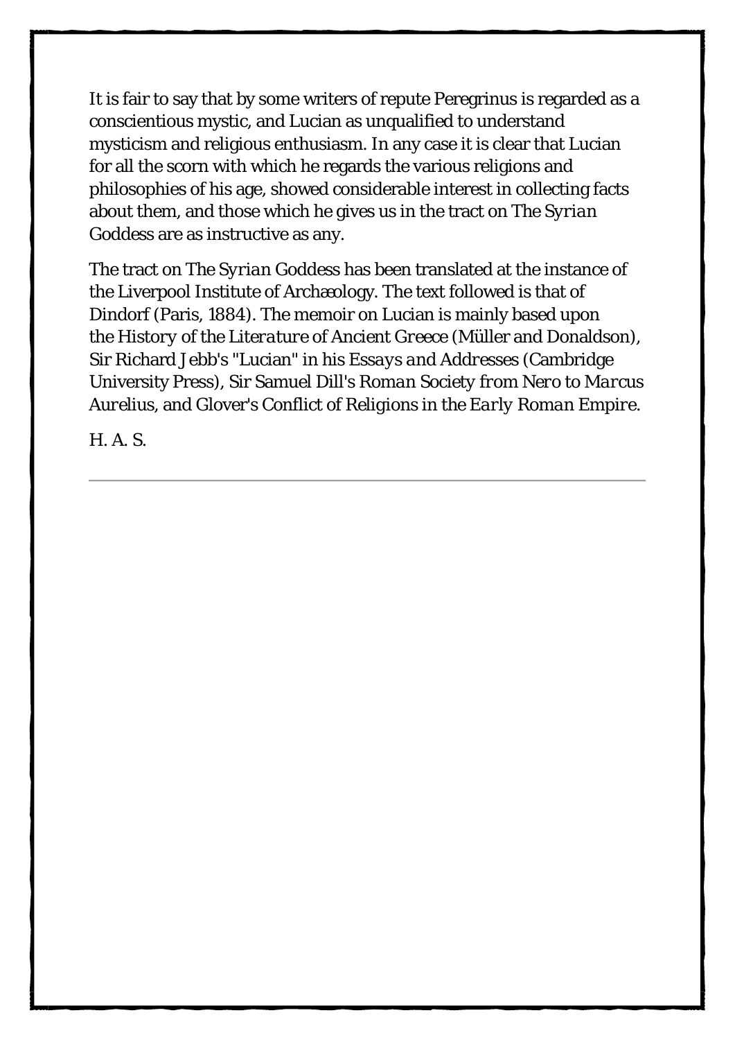It is fair to say that by some writers of repute Peregrinus is regarded as a conscientious mystic, and Lucian as unqualified to understand mysticism and religious enthusiasm. In any case it is clear that Lucian for all the scorn with which he regards the various religions and philosophies of his age, showed considerable interest in collecting facts about them, and those which he gives us in the tract on *The Syrian Goddess* are as instructive as any.

The tract on *The Syrian Goddess* has been translated at the instance of the Liverpool Institute of Archæology. The text followed is that of Dindorf (Paris, 1884). The memoir on Lucian is mainly based upon the *History of the Literature of Ancient Greece* (Müller and Donaldson), Sir Richard Jebb's "Lucian" in his *Essays and Addresses* (Cambridge University Press), Sir Samuel Dill's *Roman Society from Nero to Marcus Aurelius*, and Glover's *Conflict of Religions in the Early Roman Empire*.

H. A. S.

---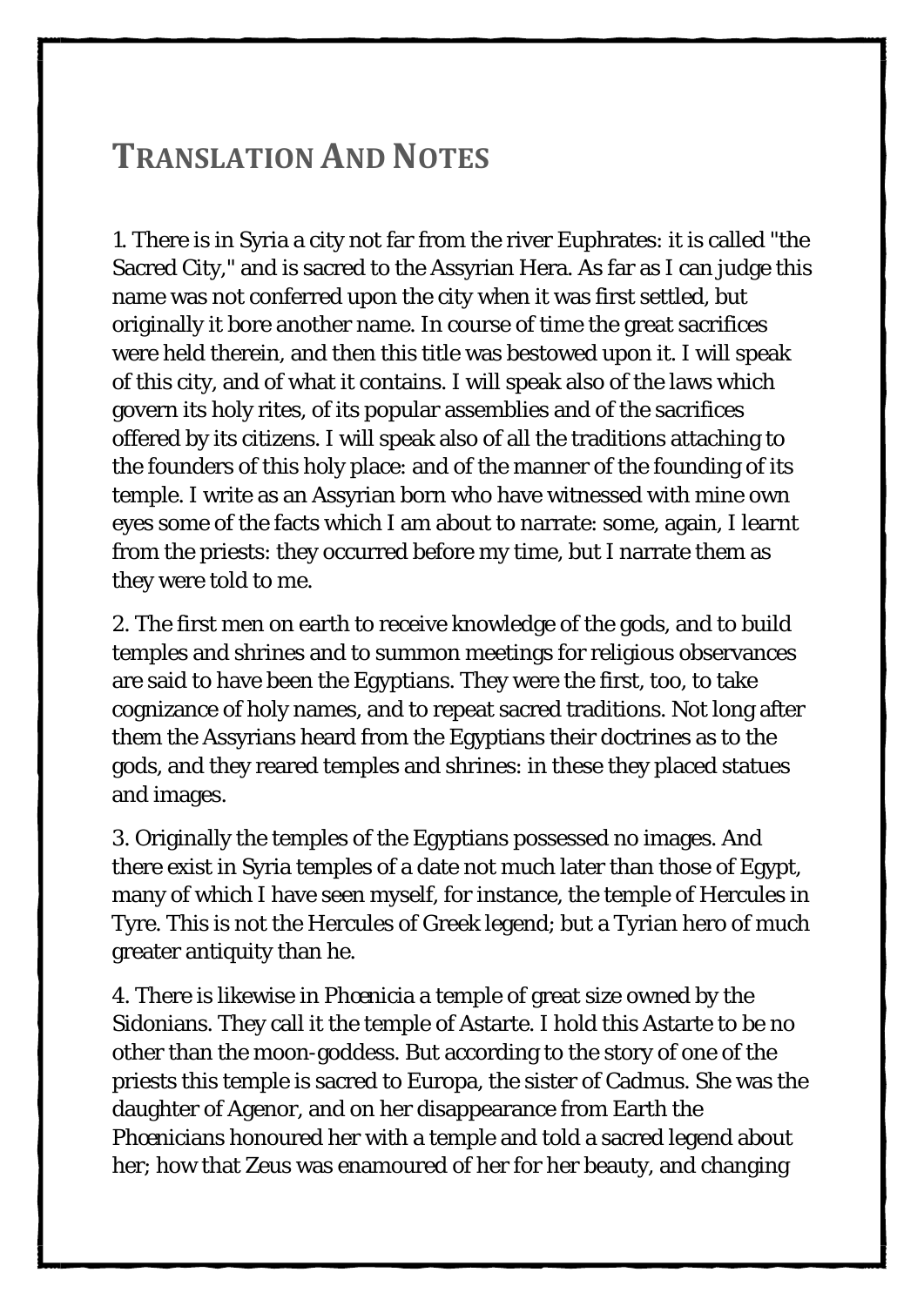## Translation And Notes

1. There is in Syria a city not far from the river Euphrates: it is called "the Sacred City," and is sacred to the Assyrian Hera. As far as I can judge this name was not conferred upon the city when it was first settled, but originally it bore another name. In course of time the great sacrifices were held therein, and then this title was bestowed upon it. I will speak of this city, and of what it contains. I will speak also of the laws which govern its holy rites, of its popular assemblies and of the sacrifices offered by its citizens. I will speak also of all the traditions attaching to the founders of this holy place: and of the manner of the founding of its temple. I write as an Assyrian born who have witnessed with mine own eyes some of the facts which I am about to narrate: some, again, I learnt from the priests: they occurred before my time, but I narrate them as they were told to me.

2. The first men on earth to receive knowledge of the gods, and to build temples and shrines and to summon meetings for religious observances are said to have been the Egyptians. They were the first, too, to take cognizance of holy names, and to repeat sacred traditions. Not long after them the Assyrians heard from the Egyptians their doctrines as to the gods, and they reared temples and shrines: in these they placed statues and images.

3. Originally the temples of the Egyptians possessed no images. And there exist in Syria temples of a date not much later than those of Egypt, many of which I have seen myself, for instance, the temple of Hercules in Tyre. This is not the Hercules of Greek legend; but a Tyrian hero of much greater antiquity than he.

4. There is likewise in Phœnicia a temple of great size owned by the Sidonians. They call it the temple of Astarte. I hold this Astarte to be no other than the moon-goddess. But according to the story of one of the priests this temple is sacred to Europa, the sister of Cadmus. She was the daughter of Agenor, and on her disappearance from Earth the Phœnicians honoured her with a temple and told a sacred legend about her; how that Zeus was enamoured of her for her beauty, and changing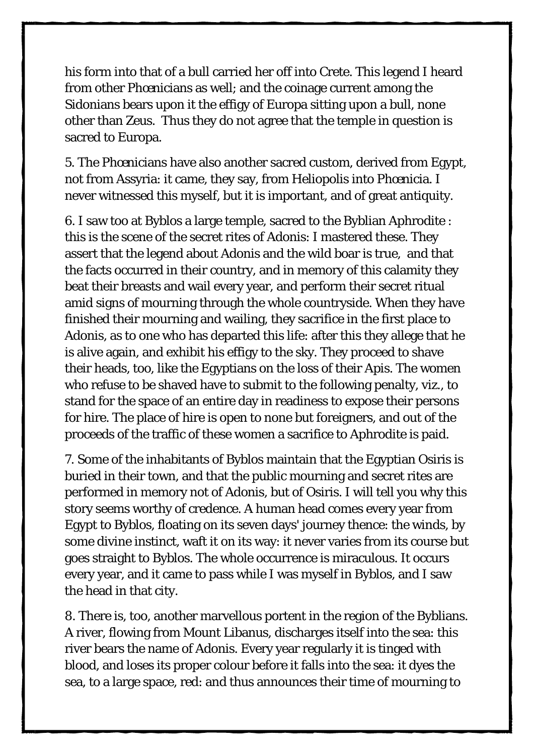his form into that of a bull carried her off into Crete. This legend I heard from other Phœnicians as well; and the coinage current among the Sidonians bears upon it the effigy of Europa sitting upon a bull, none other than Zeus. Thus they do not agree that the temple in question is sacred to Europa.

5. The Phœnicians have also another sacred custom, derived from Egypt, not from Assyria: it came, they say, from Heliopolis into Phœnicia. I never witnessed this myself, but it is important, and of great antiquity.

6. I saw too at Byblos a large temple, sacred to the Byblian Aphrodite : this is the scene of the secret rites of Adonis: I mastered these. They assert that the legend about Adonis and the wild boar is true, and that the facts occurred in their country, and in memory of this calamity they beat their breasts and wail every year, and perform their secret ritual amid signs of mourning through the whole countryside. When they have finished their mourning and wailing, they sacrifice in the first place to Adonis, as to one who has departed this life: after this they allege that he is alive again, and exhibit his effigy to the sky. They proceed to shave their heads, too, like the Egyptians on the loss of their Apis. The women who refuse to be shaved have to submit to the following penalty, viz., to stand for the space of an entire day in readiness to expose their persons for hire. The place of hire is open to none but foreigners, and out of the proceeds of the traffic of these women a sacrifice to Aphrodite is paid.

7. Some of the inhabitants of Byblos maintain that the Egyptian Osiris is buried in their town, and that the public mourning and secret rites are performed in memory not of Adonis, but of Osiris. I will tell you why this story seems worthy of credence. A human head comes every year from Egypt to Byblos, floating on its seven days' journey thence: the winds, by some divine instinct, waft it on its way: it never varies from its course but goes straight to Byblos. The whole occurrence is miraculous. It occurs every year, and it came to pass while I was myself in Byblos, and I saw the head in that city.

8. There is, too, another marvellous portent in the region of the Byblians. A river, flowing from Mount Libanus, discharges itself into the sea: this river bears the name of Adonis. Every year regularly it is tinged with blood, and loses its proper colour before it falls into the sea: it dyes the sea, to a large space, red: and thus announces their time of mourning to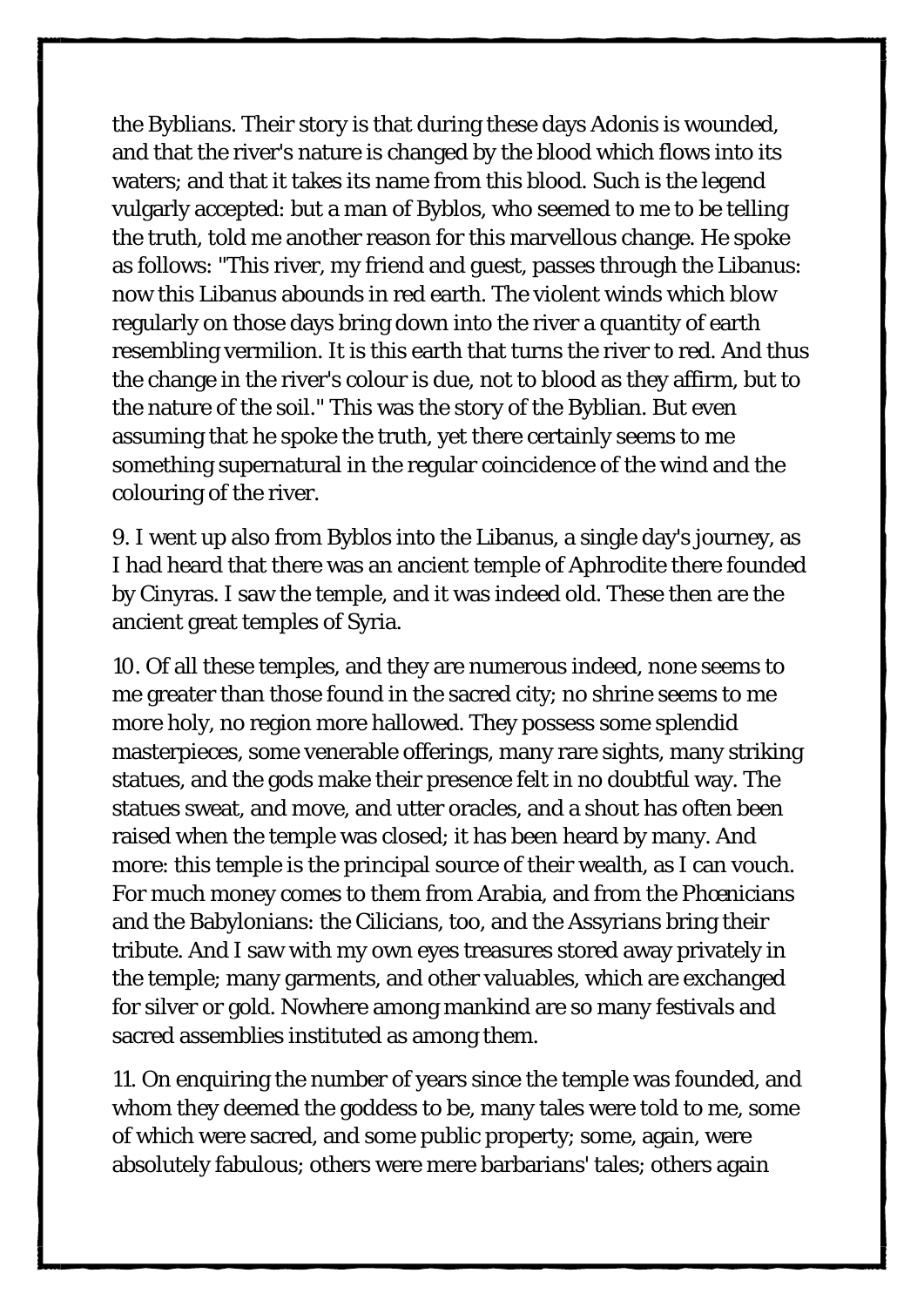the Byblians. Their story is that during these days Adonis is wounded, and that the river's nature is changed by the blood which flows into its waters; and that it takes its name from this blood. Such is the legend vulgarly accepted: but a man of Byblos, who seemed to me to be telling the truth, told me another reason for this marvellous change. He spoke as follows: "This river, my friend and guest, passes through the Libanus: now this Libanus abounds in red earth. The violent winds which blow regularly on those days bring down into the river a quantity of earth resembling vermilion. It is this earth that turns the river to red. And thus the change in the river's colour is due, not to blood as they affirm, but to the nature of the soil." This was the story of the Byblian. But even assuming that he spoke the truth, yet there certainly seems to me something supernatural in the regular coincidence of the wind and the colouring of the river.

9. I went up also from Byblos into the Libanus, a single day's journey, as I had heard that there was an ancient temple of Aphrodite there founded by Cinyras. I saw the temple, and it was indeed old. These then are the ancient great temples of Syria.

10. Of all these temples, and they are numerous indeed, none seems to me greater than those found in the sacred city; no shrine seems to me more holy, no region more hallowed. They possess some splendid masterpieces, some venerable offerings, many rare sights, many striking statues, and the gods make their presence felt in no doubtful way. The statues sweat, and move, and utter oracles, and a shout has often been raised when the temple was closed; it has been heard by many. And more: this temple is the principal source of their wealth, as I can vouch. For much money comes to them from Arabia, and from the Phœnicians and the Babylonians: the Cilicians, too, and the Assyrians bring their tribute. And I saw with my own eyes treasures stored away privately in the temple; many garments, and other valuables, which are exchanged for silver or gold. Nowhere among mankind are so many festivals and sacred assemblies instituted as among them.

11. On enquiring the number of years since the temple was founded, and whom they deemed the goddess to be, many tales were told to me, some of which were sacred, and some public property; some, again, were absolutely fabulous; others were mere barbarians' tales; others again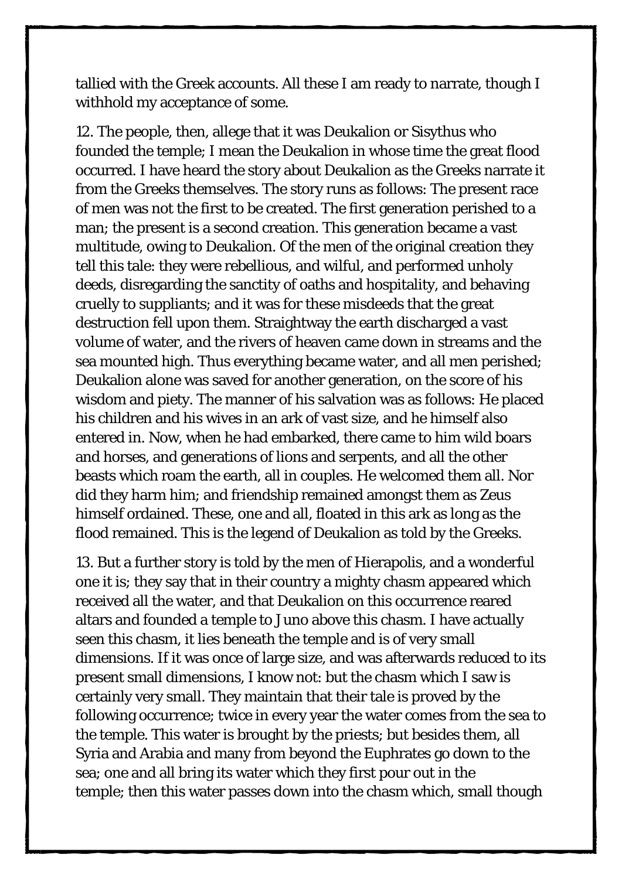tallied with the Greek accounts. All these I am ready to narrate, though I withhold my acceptance of some.

12. The people, then, allege that it was Deukalion or Sisythus who founded the temple; I mean the Deukalion in whose time the great flood occurred. I have heard the story about Deukalion as the Greeks narrate it from the Greeks themselves. The story runs as follows: The present race of men was not the first to be created. The first generation perished to a man; the present is a second creation. This generation became a vast multitude, owing to Deukalion. Of the men of the original creation they tell this tale: they were rebellious, and wilful, and performed unholy deeds, disregarding the sanctity of oaths and hospitality, and behaving cruelly to suppliants; and it was for these misdeeds that the great destruction fell upon them. Straightway the earth discharged a vast volume of water, and the rivers of heaven came down in streams and the sea mounted high. Thus everything became water, and all men perished; Deukalion alone was saved for another generation, on the score of his wisdom and piety. The manner of his salvation was as follows: He placed his children and his wives in an ark of vast size, and he himself also entered in. Now, when he had embarked, there came to him wild boars and horses, and generations of lions and serpents, and all the other beasts which roam the earth, all in couples. He welcomed them all. Nor did they harm him; and friendship remained amongst them as Zeus himself ordained. These, one and all, floated in this ark as long as the flood remained. This is the legend of Deukalion as told by the Greeks.

13. But a further story is told by the men of Hierapolis, and a wonderful one it is; they say that in their country a mighty chasm appeared which received all the water, and that Deukalion on this occurrence reared altars and founded a temple to Juno above this chasm. I have actually seen this chasm, it lies beneath the temple and is of very small dimensions. If it was once of large size, and was afterwards reduced to its present small dimensions, I know not: but the chasm which I saw is certainly very small. They maintain that their tale is proved by the following occurrence; twice in every year the water comes from the sea to the temple. This water is brought by the priests; but besides them, all Syria and Arabia and many from beyond the Euphrates go down to the sea; one and all bring its water which they first pour out in the temple; then this water passes down into the chasm which, small though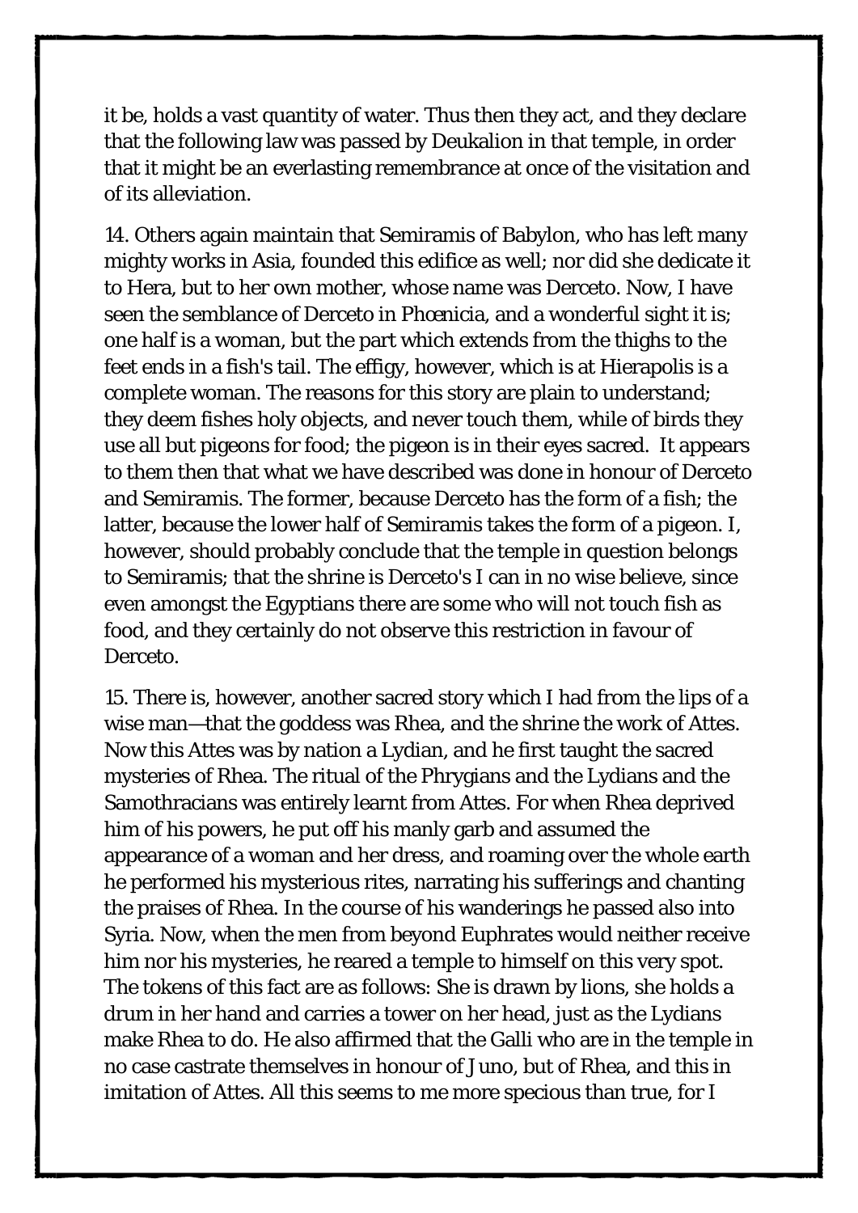it be, holds a vast quantity of water. Thus then they act, and they declare that the following law was passed by Deukalion in that temple, in order that it might be an everlasting remembrance at once of the visitation and of its alleviation.

14. Others again maintain that Semiramis of Babylon, who has left many mighty works in Asia, founded this edifice as well; nor did she dedicate it to Hera, but to her own mother, whose name was Derceto. Now, I have seen the semblance of Derceto in Phœnicia, and a wonderful sight it is; one half is a woman, but the part which extends from the thighs to the feet ends in a fish's tail. The effigy, however, which is at Hierapolis is a complete woman. The reasons for this story are plain to understand; they deem fishes holy objects, and never touch them, while of birds they use all but pigeons for food; the pigeon is in their eyes sacred. It appears to them then that what we have described was done in honour of Derceto and Semiramis. The former, because Derceto has the form of a fish; the latter, because the lower half of Semiramis takes the form of a pigeon. I, however, should probably conclude that the temple in question belongs to Semiramis; that the shrine is Derceto's I can in no wise believe, since even amongst the Egyptians there are some who will not touch fish as food, and they certainly do not observe this restriction in favour of Derceto.

15. There is, however, another sacred story which I had from the lips of a wise man—that the goddess was Rhea, and the shrine the work of Attes. Now this Attes was by nation a Lydian, and he first taught the sacred mysteries of Rhea. The ritual of the Phrygians and the Lydians and the Samothracians was entirely learnt from Attes. For when Rhea deprived him of his powers, he put off his manly garb and assumed the appearance of a woman and her dress, and roaming over the whole earth he performed his mysterious rites, narrating his sufferings and chanting the praises of Rhea. In the course of his wanderings he passed also into Syria. Now, when the men from beyond Euphrates would neither receive him nor his mysteries, he reared a temple to himself on this very spot. The tokens of this fact are as follows: She is drawn by lions, she holds a drum in her hand and carries a tower on her head, just as the Lydians make Rhea to do. He also affirmed that the Galli who are in the temple in no case castrate themselves in honour of Juno, but of Rhea, and this in imitation of Attes. All this seems to me more specious than true, for I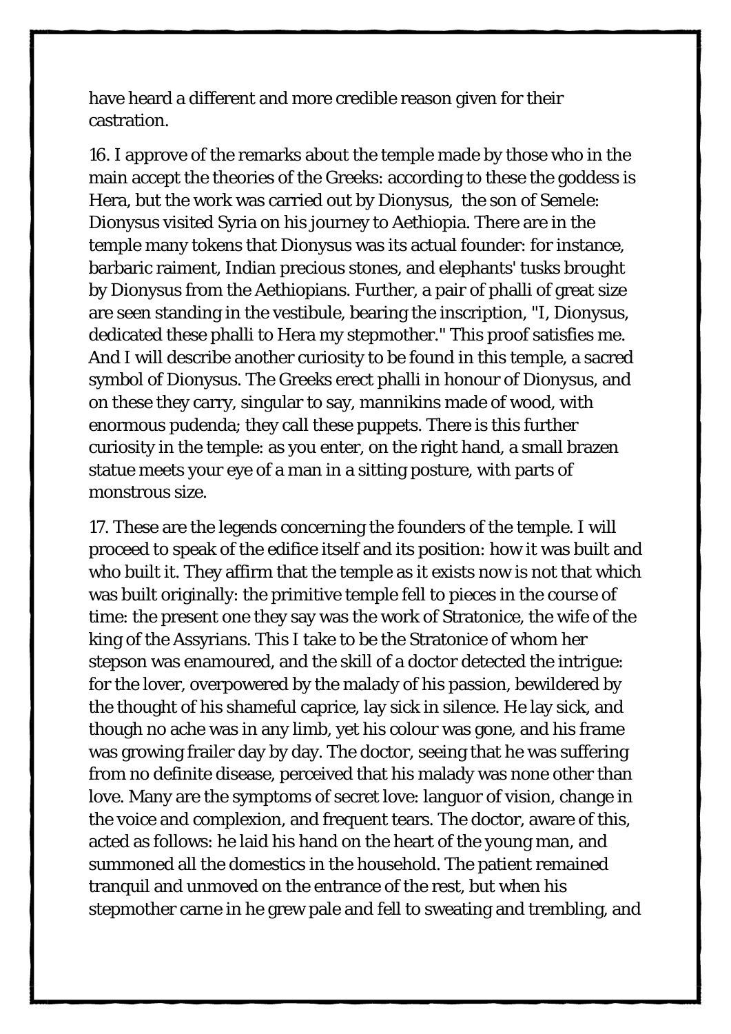have heard a different and more credible reason given for their castration.

16. I approve of the remarks about the temple made by those who in the main accept the theories of the Greeks: according to these the goddess is Hera, but the work was carried out by Dionysus, the son of Semele: Dionysus visited Syria on his journey to Aethiopia. There are in the temple many tokens that Dionysus was its actual founder: for instance, barbaric raiment, Indian precious stones, and elephants' tusks brought by Dionysus from the Aethiopians. Further, a pair of phalli of great size are seen standing in the vestibule, bearing the inscription, "I, Dionysus, dedicated these phalli to Hera my stepmother." This proof satisfies me. And I will describe another curiosity to be found in this temple, a sacred symbol of Dionysus. The Greeks erect phalli in honour of Dionysus, and on these they carry, singular to say, mannikins made of wood, with enormous pudenda; they call these puppets. There is this further curiosity in the temple: as you enter, on the right hand, a small brazen statue meets your eye of a man in a sitting posture, with parts of monstrous size.

17. These are the legends concerning the founders of the temple. I will proceed to speak of the edifice itself and its position: how it was built and who built it. They affirm that the temple as it exists now is not that which was built originally: the primitive temple fell to pieces in the course of time: the present one they say was the work of Stratonice, the wife of the king of the Assyrians. This I take to be the Stratonice of whom her stepson was enamoured, and the skill of a doctor detected the intrigue: for the lover, overpowered by the malady of his passion, bewildered by the thought of his shameful caprice, lay sick in silence. He lay sick, and though no ache was in any limb, yet his colour was gone, and his frame was growing frailer day by day. The doctor, seeing that he was suffering from no definite disease, perceived that his malady was none other than love. Many are the symptoms of secret love: languor of vision, change in the voice and complexion, and frequent tears. The doctor, aware of this, acted as follows: he laid his hand on the heart of the young man, and summoned all the domestics in the household. The patient remained tranquil and unmoved on the entrance of the rest, but when his stepmother carne in he grew pale and fell to sweating and trembling, and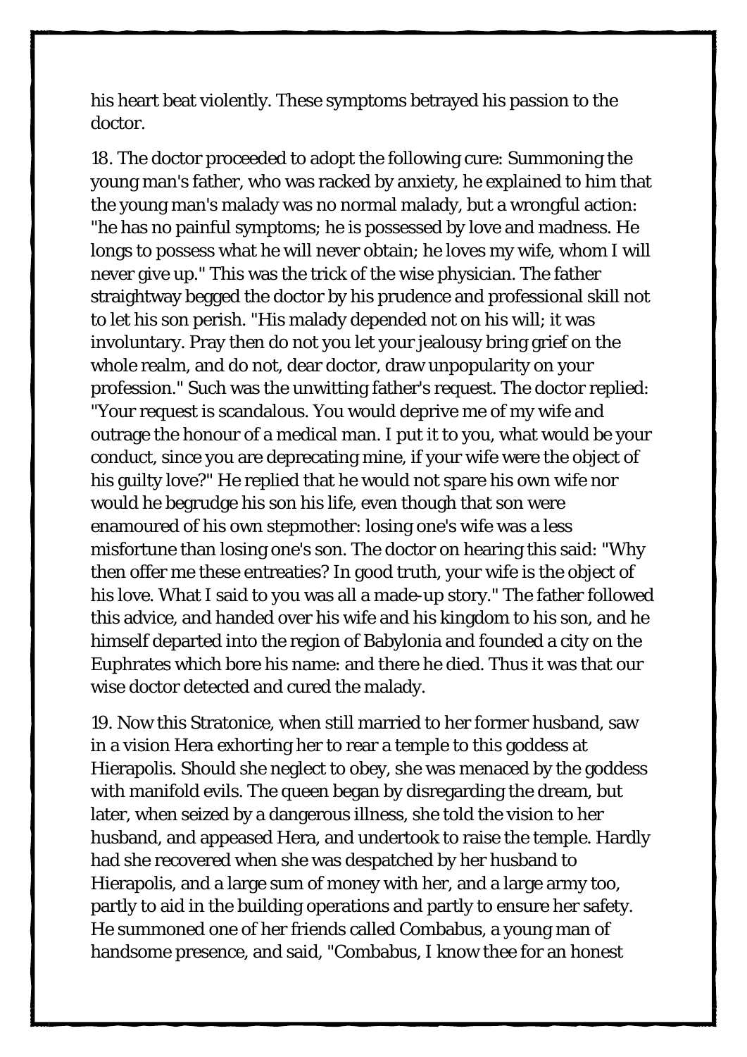his heart beat violently. These symptoms betrayed his passion to the doctor.

18. The doctor proceeded to adopt the following cure: Summoning the young man's father, who was racked by anxiety, he explained to him that the young man's malady was no normal malady, but a wrongful action: "he has no painful symptoms; he is possessed by love and madness. He longs to possess what he will never obtain; he loves my wife, whom I will never give up." This was the trick of the wise physician. The father straightway begged the doctor by his prudence and professional skill not to let his son perish. "His malady depended not on his will; it was involuntary. Pray then do not you let your jealousy bring grief on the whole realm, and do not, dear doctor, draw unpopularity on your profession." Such was the unwitting father's request. The doctor replied: "Your request is scandalous. You would deprive me of my wife and outrage the honour of a medical man. I put it to you, what would be your conduct, since you are deprecating mine, if your wife were the object of his guilty love?" He replied that he would not spare his own wife nor would he begrudge his son his life, even though that son were enamoured of his own stepmother: losing one's wife was a less misfortune than losing one's son. The doctor on hearing this said: "Why then offer me these entreaties? In good truth, your wife is the object of his love. What I said to you was all a made-up story." The father followed this advice, and handed over his wife and his kingdom to his son, and he himself departed into the region of Babylonia and founded a city on the Euphrates which bore his name: and there he died. Thus it was that our wise doctor detected and cured the malady.

19. Now this Stratonice, when still married to her former husband, saw in a vision Hera exhorting her to rear a temple to this goddess at Hierapolis. Should she neglect to obey, she was menaced by the goddess with manifold evils. The queen began by disregarding the dream, but later, when seized by a dangerous illness, she told the vision to her husband, and appeased Hera, and undertook to raise the temple. Hardly had she recovered when she was despatched by her husband to Hierapolis, and a large sum of money with her, and a large army too, partly to aid in the building operations and partly to ensure her safety. He summoned one of her friends called Combabus, a young man of handsome presence, and said, "Combabus, I know thee for an honest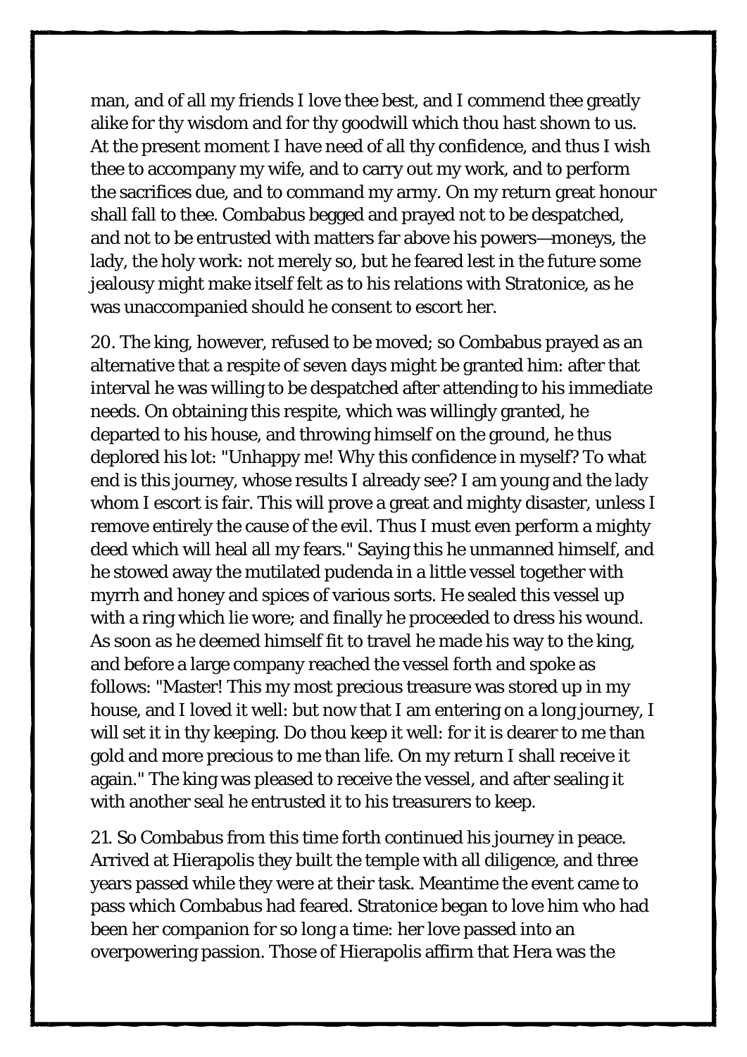man, and of all my friends I love thee best, and I commend thee greatly alike for thy wisdom and for thy goodwill which thou hast shown to us. At the present moment I have need of all thy confidence, and thus I wish thee to accompany my wife, and to carry out my work, and to perform the sacrifices due, and to command my army. On my return great honour shall fall to thee. Combabus begged and prayed not to be despatched, and not to be entrusted with matters far above his powers—moneys, the lady, the holy work: not merely so, but he feared lest in the future some jealousy might make itself felt as to his relations with Stratonice, as he was unaccompanied should he consent to escort her.

20. The king, however, refused to be moved; so Combabus prayed as an alternative that a respite of seven days might be granted him: after that interval he was willing to be despatched after attending to his immediate needs. On obtaining this respite, which was willingly granted, he departed to his house, and throwing himself on the ground, he thus deplored his lot: "Unhappy me! Why this confidence in myself? To what end is this journey, whose results I already see? I am young and the lady whom I escort is fair. This will prove a great and mighty disaster, unless I remove entirely the cause of the evil. Thus I must even perform a mighty deed which will heal all my fears." Saying this he unmanned himself, and he stowed away the mutilated pudenda in a little vessel together with myrrh and honey and spices of various sorts. He sealed this vessel up with a ring which lie wore; and finally he proceeded to dress his wound. As soon as he deemed himself fit to travel he made his way to the king, and before a large company reached the vessel forth and spoke as follows: "Master! This my most precious treasure was stored up in my house, and I loved it well: but now that I am entering on a long journey, I will set it in thy keeping. Do thou keep it well: for it is dearer to me than gold and more precious to me than life. On my return I shall receive it again." The king was pleased to receive the vessel, and after sealing it with another seal he entrusted it to his treasurers to keep.

21. So Combabus from this time forth continued his journey in peace. Arrived at Hierapolis they built the temple with all diligence, and three years passed while they were at their task. Meantime the event came to pass which Combabus had feared. Stratonice began to love him who had been her companion for so long a time: her love passed into an overpowering passion. Those of Hierapolis affirm that Hera was the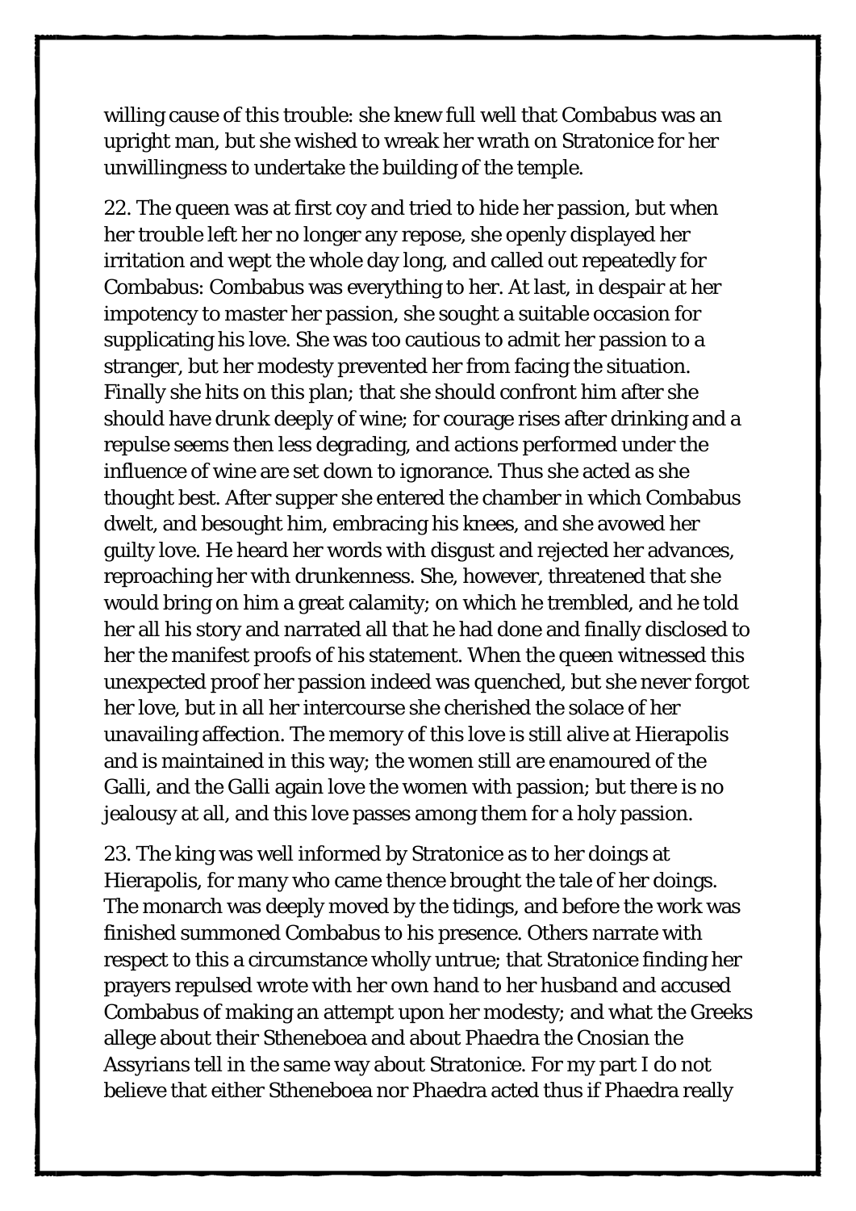willing cause of this trouble: she knew full well that Combabus was an upright man, but she wished to wreak her wrath on Stratonice for her unwillingness to undertake the building of the temple.

22. The queen was at first coy and tried to hide her passion, but when her trouble left her no longer any repose, she openly displayed her irritation and wept the whole day long, and called out repeatedly for Combabus: Combabus was everything to her. At last, in despair at her impotency to master her passion, she sought a suitable occasion for supplicating his love. She was too cautious to admit her passion to a stranger, but her modesty prevented her from facing the situation. Finally she hits on this plan; that she should confront him after she should have drunk deeply of wine; for courage rises after drinking and a repulse seems then less degrading, and actions performed under the influence of wine are set down to ignorance. Thus she acted as she thought best. After supper she entered the chamber in which Combabus dwelt, and besought him, embracing his knees, and she avowed her guilty love. He heard her words with disgust and rejected her advances, reproaching her with drunkenness. She, however, threatened that she would bring on him a great calamity; on which he trembled, and he told her all his story and narrated all that he had done and finally disclosed to her the manifest proofs of his statement. When the queen witnessed this unexpected proof her passion indeed was quenched, but she never forgot her love, but in all her intercourse she cherished the solace of her unavailing affection. The memory of this love is still alive at Hierapolis and is maintained in this way; the women still are enamoured of the Galli, and the Galli again love the women with passion; but there is no jealousy at all, and this love passes among them for a holy passion.

23. The king was well informed by Stratonice as to her doings at Hierapolis, for many who came thence brought the tale of her doings. The monarch was deeply moved by the tidings, and before the work was finished summoned Combabus to his presence. Others narrate with respect to this a circumstance wholly untrue; that Stratonice finding her prayers repulsed wrote with her own hand to her husband and accused Combabus of making an attempt upon her modesty; and what the Greeks allege about their Stheneboea and about Phaedra the Cnosian the Assyrians tell in the same way about Stratonice. For my part I do not believe that either Stheneboea nor Phaedra acted thus if Phaedra really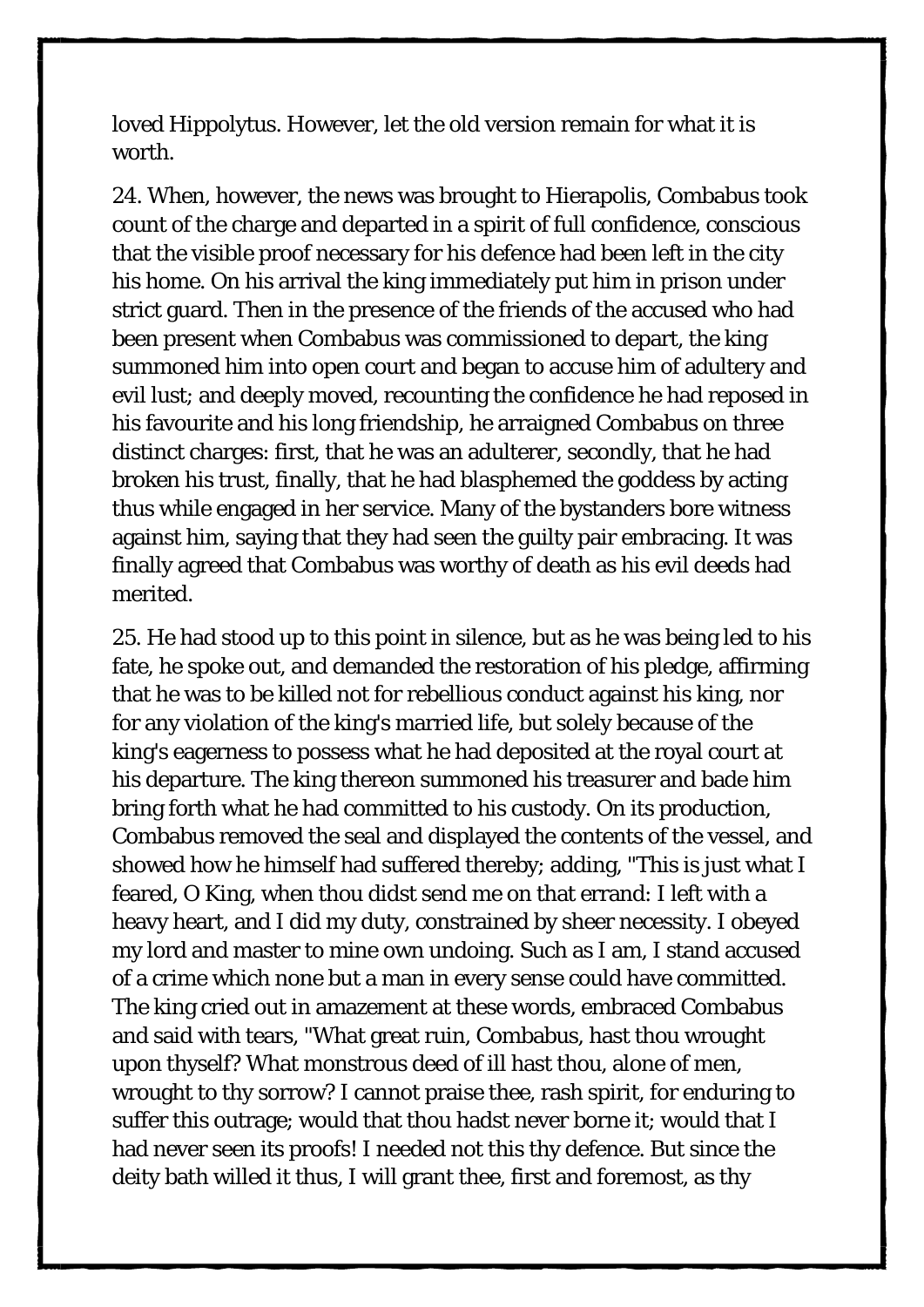loved Hippolytus. However, let the old version remain for what it is worth.

24. When, however, the news was brought to Hierapolis, Combabus took count of the charge and departed in a spirit of full confidence, conscious that the visible proof necessary for his defence had been left in the city his home. On his arrival the king immediately put him in prison under strict guard. Then in the presence of the friends of the accused who had been present when Combabus was commissioned to depart, the king summoned him into open court and began to accuse him of adultery and evil lust; and deeply moved, recounting the confidence he had reposed in his favourite and his long friendship, he arraigned Combabus on three distinct charges: first, that he was an adulterer, secondly, that he had broken his trust, finally, that he had blasphemed the goddess by acting thus while engaged in her service. Many of the bystanders bore witness against him, saying that they had seen the guilty pair embracing. It was finally agreed that Combabus was worthy of death as his evil deeds had merited.

25. He had stood up to this point in silence, but as he was being led to his fate, he spoke out, and demanded the restoration of his pledge, affirming that he was to be killed not for rebellious conduct against his king, nor for any violation of the king's married life, but solely because of the king's eagerness to possess what he had deposited at the royal court at his departure. The king thereon summoned his treasurer and bade him bring forth what he had committed to his custody. On its production, Combabus removed the seal and displayed the contents of the vessel, and showed how he himself had suffered thereby; adding, "This is just what I feared, O King, when thou didst send me on that errand: I left with a heavy heart, and I did my duty, constrained by sheer necessity. I obeyed my lord and master to mine own undoing. Such as I am, I stand accused of a crime which none but a man in every sense could have committed. The king cried out in amazement at these words, embraced Combabus and said with tears, "What great ruin, Combabus, hast thou wrought upon thyself? What monstrous deed of ill hast thou, alone of men, wrought to thy sorrow? I cannot praise thee, rash spirit, for enduring to suffer this outrage; would that thou hadst never borne it; would that I had never seen its proofs! I needed not this thy defence. But since the deity bath willed it thus, I will grant thee, first and foremost, as thy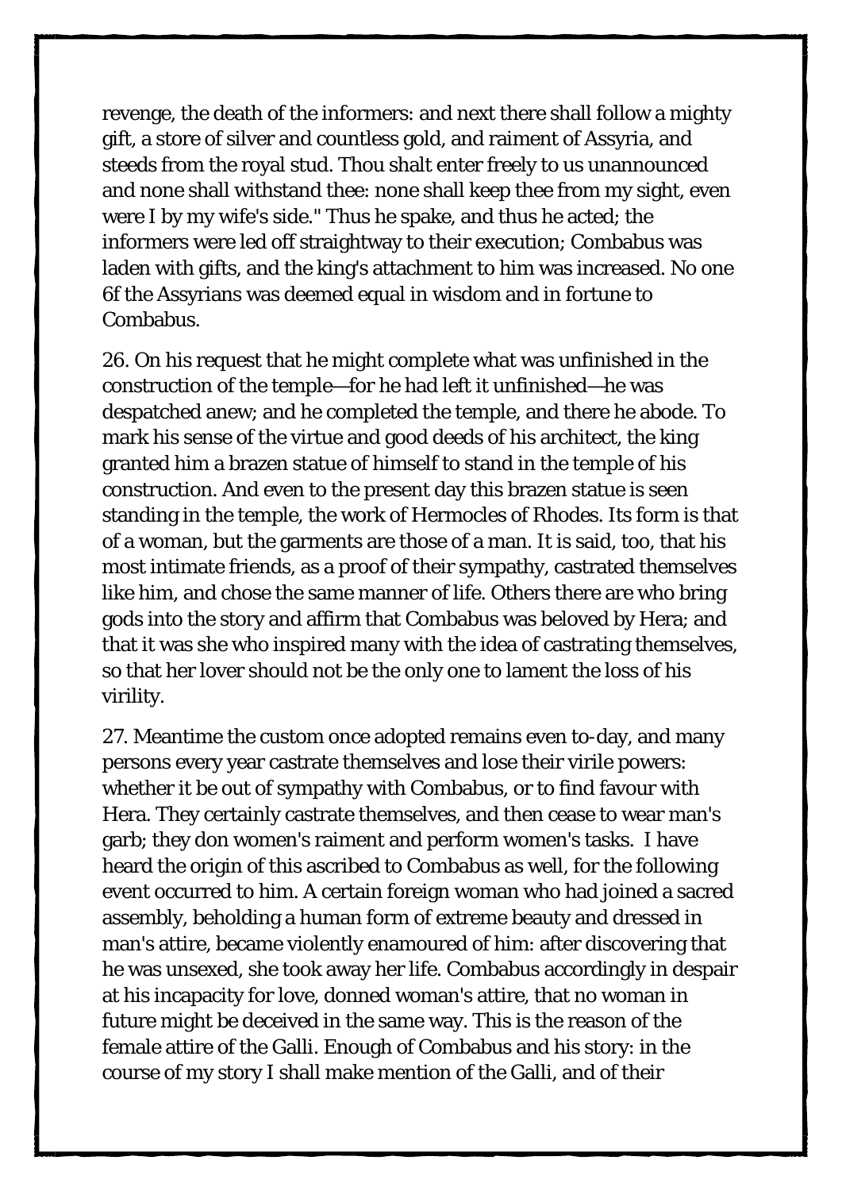revenge, the death of the informers: and next there shall follow a mighty gift, a store of silver and countless gold, and raiment of Assyria, and steeds from the royal stud. Thou shalt enter freely to us unannounced and none shall withstand thee: none shall keep thee from my sight, even were I by my wife's side." Thus he spake, and thus he acted; the informers were led off straightway to their execution; Combabus was laden with gifts, and the king's attachment to him was increased. No one 6f the Assyrians was deemed equal in wisdom and in fortune to Combabus.

26. On his request that he might complete what was unfinished in the construction of the temple—for he had left it unfinished—he was despatched anew; and he completed the temple, and there he abode. To mark his sense of the virtue and good deeds of his architect, the king granted him a brazen statue of himself to stand in the temple of his construction. And even to the present day this brazen statue is seen standing in the temple, the work of Hermocles of Rhodes. Its form is that of a woman, but the garments are those of a man. It is said, too, that his most intimate friends, as a proof of their sympathy, castrated themselves like him, and chose the same manner of life. Others there are who bring gods into the story and affirm that Combabus was beloved by Hera; and that it was she who inspired many with the idea of castrating themselves, so that her lover should not be the only one to lament the loss of his virility.

27. Meantime the custom once adopted remains even to-day, and many persons every year castrate themselves and lose their virile powers: whether it be out of sympathy with Combabus, or to find favour with Hera. They certainly castrate themselves, and then cease to wear man's garb; they don women's raiment and perform women's tasks. I have heard the origin of this ascribed to Combabus as well, for the following event occurred to him. A certain foreign woman who had joined a sacred assembly, beholding a human form of extreme beauty and dressed in man's attire, became violently enamoured of him: after discovering that he was unsexed, she took away her life. Combabus accordingly in despair at his incapacity for love, donned woman's attire, that no woman in future might be deceived in the same way. This is the reason of the female attire of the Galli. Enough of Combabus and his story: in the course of my story I shall make mention of the Galli, and of their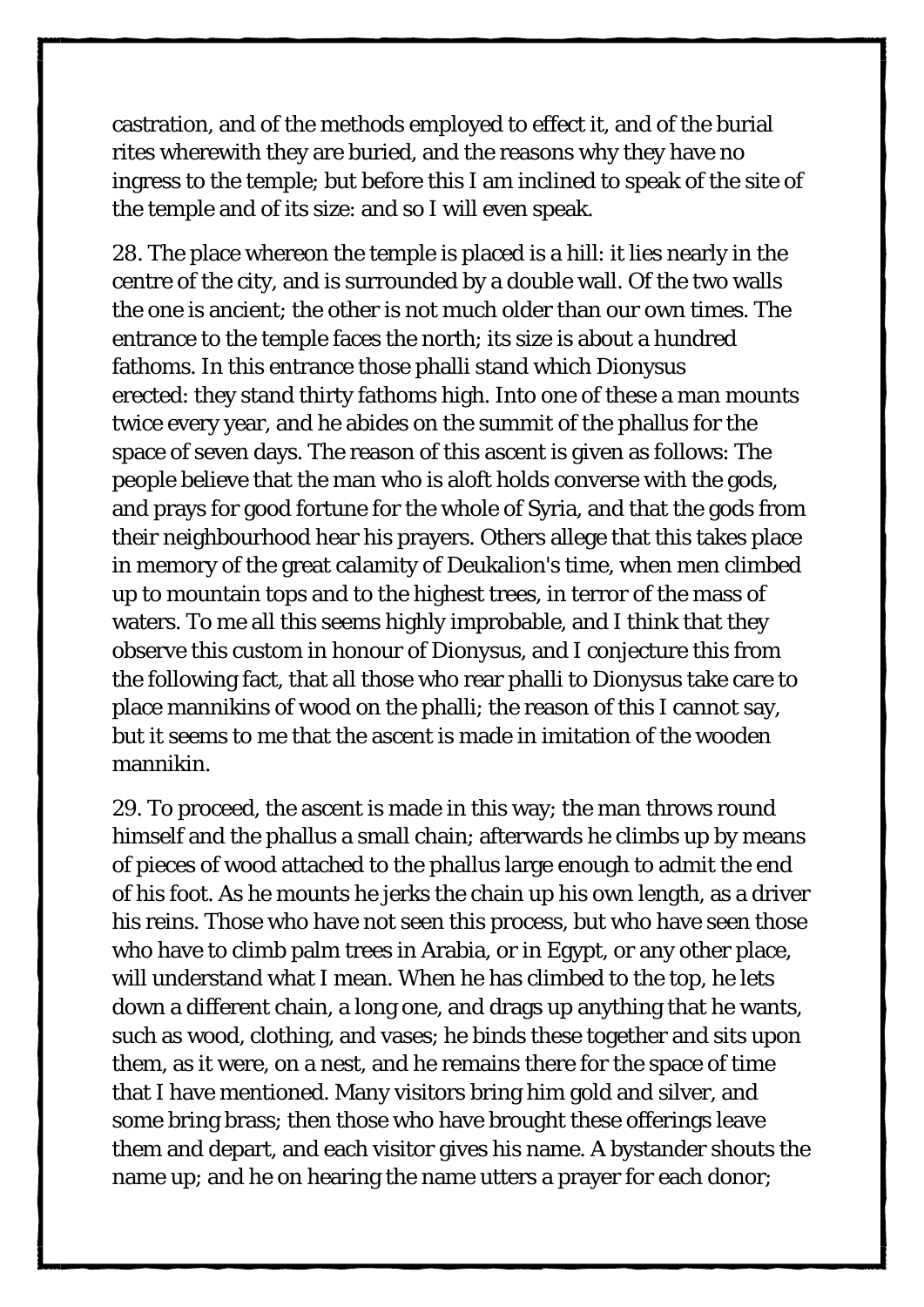castration, and of the methods employed to effect it, and of the burial rites wherewith they are buried, and the reasons why they have no ingress to the temple; but before this I am inclined to speak of the site of the temple and of its size: and so I will even speak.

28. The place whereon the temple is placed is a hill: it lies nearly in the centre of the city, and is surrounded by a double wall. Of the two walls the one is ancient; the other is not much older than our own times. The entrance to the temple faces the north; its size is about a hundred fathoms. In this entrance those phalli stand which Dionysus erected: they stand thirty fathoms high. Into one of these a man mounts twice every year, and he abides on the summit of the phallus for the space of seven days. The reason of this ascent is given as follows: The people believe that the man who is aloft holds converse with the gods, and prays for good fortune for the whole of Syria, and that the gods from their neighbourhood hear his prayers. Others allege that this takes place in memory of the great calamity of Deukalion's time, when men climbed up to mountain tops and to the highest trees, in terror of the mass of waters. To me all this seems highly improbable, and I think that they observe this custom in honour of Dionysus, and I conjecture this from the following fact, that all those who rear phalli to Dionysus take care to place mannikins of wood on the phalli; the reason of this I cannot say, but it seems to me that the ascent is made in imitation of the wooden mannikin.

29. To proceed, the ascent is made in this way; the man throws round himself and the phallus a small chain; afterwards he climbs up by means of pieces of wood attached to the phallus large enough to admit the end of his foot. As he mounts he jerks the chain up his own length, as a driver his reins. Those who have not seen this process, but who have seen those who have to climb palm trees in Arabia, or in Egypt, or any other place, will understand what I mean. When he has climbed to the top, he lets down a different chain, a long one, and drags up anything that he wants, such as wood, clothing, and vases; he binds these together and sits upon them, as it were, on a nest, and he remains there for the space of time that I have mentioned. Many visitors bring him gold and silver, and some bring brass; then those who have brought these offerings leave them and depart, and each visitor gives his name. A bystander shouts the name up; and he on hearing the name utters a prayer for each donor;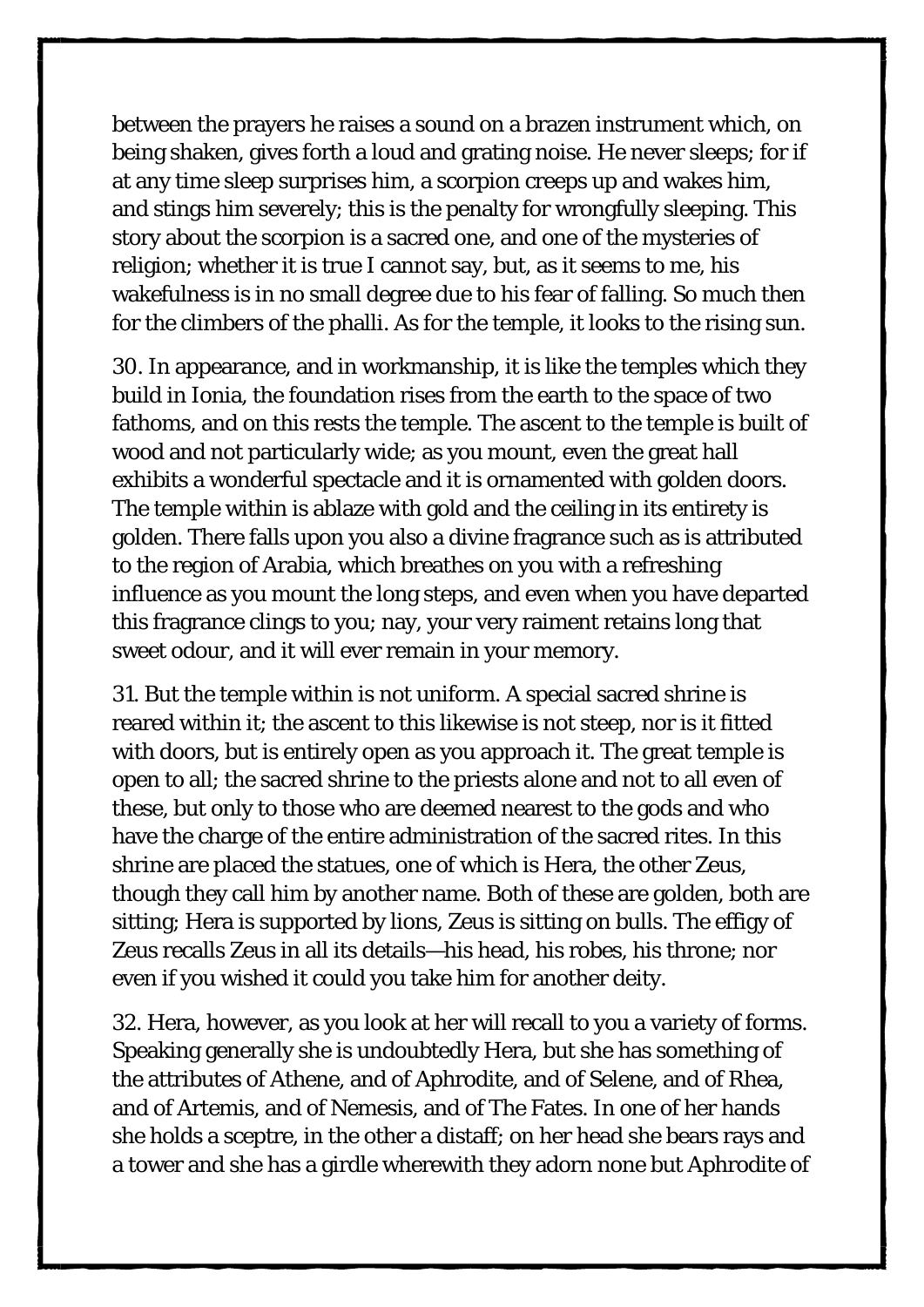between the prayers he raises a sound on a brazen instrument which, on being shaken, gives forth a loud and grating noise. He never sleeps; for if at any time sleep surprises him, a scorpion creeps up and wakes him, and stings him severely; this is the penalty for wrongfully sleeping. This story about the scorpion is a sacred one, and one of the mysteries of religion; whether it is true I cannot say, but, as it seems to me, his wakefulness is in no small degree due to his fear of falling. So much then for the climbers of the phalli. As for the temple, it looks to the rising sun.

30. In appearance, and in workmanship, it is like the temples which they build in Ionia, the foundation rises from the earth to the space of two fathoms, and on this rests the temple. The ascent to the temple is built of wood and not particularly wide; as you mount, even the great hall exhibits a wonderful spectacle and it is ornamented with golden doors. The temple within is ablaze with gold and the ceiling in its entirety is golden. There falls upon you also a divine fragrance such as is attributed to the region of Arabia, which breathes on you with a refreshing influence as you mount the long steps, and even when you have departed this fragrance clings to you; nay, your very raiment retains long that sweet odour, and it will ever remain in your memory.

31. But the temple within is not uniform. A special sacred shrine is reared within it; the ascent to this likewise is not steep, nor is it fitted with doors, but is entirely open as you approach it. The great temple is open to all; the sacred shrine to the priests alone and not to all even of these, but only to those who are deemed nearest to the gods and who have the charge of the entire administration of the sacred rites. In this shrine are placed the statues, one of which is Hera, the other Zeus, though they call him by another name. Both of these are golden, both are sitting; Hera is supported by lions, Zeus is sitting on bulls. The effigy of Zeus recalls Zeus in all its details—his head, his robes, his throne; nor even if you wished it could you take him for another deity.

32. Hera, however, as you look at her will recall to you a variety of forms. Speaking generally she is undoubtedly Hera, but she has something of the attributes of Athene, and of Aphrodite, and of Selene, and of Rhea, and of Artemis, and of Nemesis, and of The Fates. In one of her hands she holds a sceptre, in the other a distaff; on her head she bears rays and a tower and she has a girdle wherewith they adorn none but Aphrodite of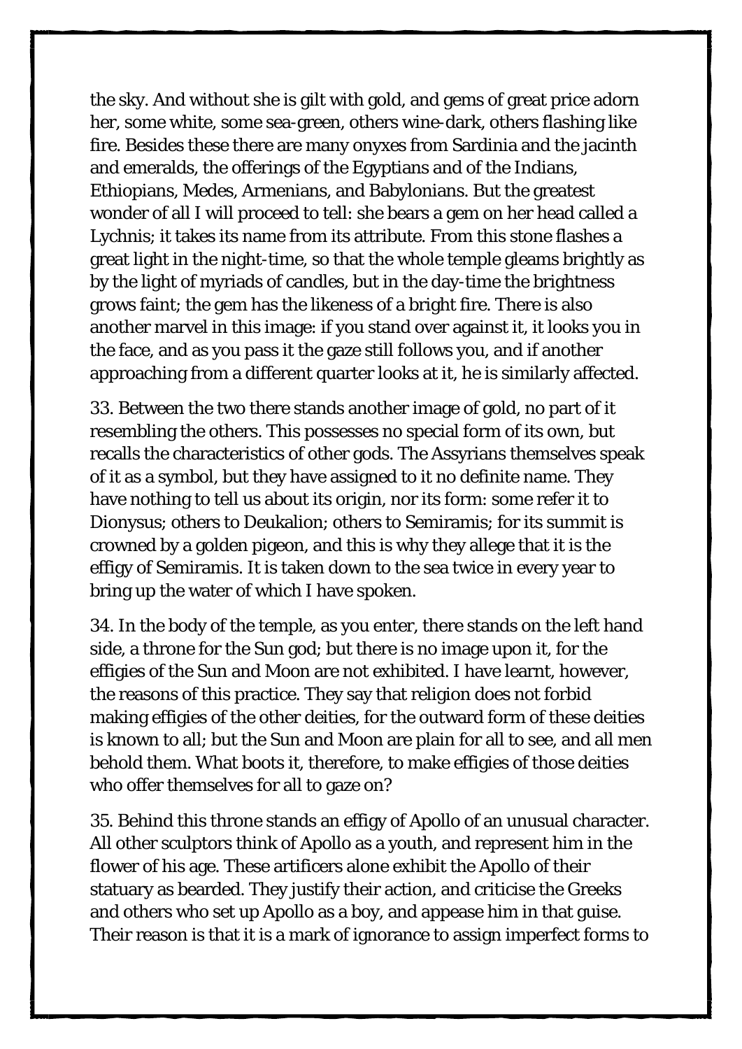the sky. And without she is gilt with gold, and gems of great price adorn her, some white, some sea-green, others wine-dark, others flashing like fire. Besides these there are many onyxes from Sardinia and the jacinth and emeralds, the offerings of the Egyptians and of the Indians, Ethiopians, Medes, Armenians, and Babylonians. But the greatest wonder of all I will proceed to tell: she bears a gem on her head called a Lychnis; it takes its name from its attribute. From this stone flashes a great light in the night-time, so that the whole temple gleams brightly as by the light of myriads of candles, but in the day-time the brightness grows faint; the gem has the likeness of a bright fire. There is also another marvel in this image: if you stand over against it, it looks you in the face, and as you pass it the gaze still follows you, and if another approaching from a different quarter looks at it, he is similarly affected.

33. Between the two there stands another image of gold, no part of it resembling the others. This possesses no special form of its own, but recalls the characteristics of other gods. The Assyrians themselves speak of it as a symbol, but they have assigned to it no definite name. They have nothing to tell us about its origin, nor its form: some refer it to Dionysus; others to Deukalion; others to Semiramis; for its summit is crowned by a golden pigeon, and this is why they allege that it is the effigy of Semiramis. It is taken down to the sea twice in every year to bring up the water of which I have spoken.

34. In the body of the temple, as you enter, there stands on the left hand side, a throne for the Sun god; but there is no image upon it, for the effigies of the Sun and Moon are not exhibited. I have learnt, however, the reasons of this practice. They say that religion does not forbid making effigies of the other deities, for the outward form of these deities is known to all; but the Sun and Moon are plain for all to see, and all men behold them. What boots it, therefore, to make effigies of those deities who offer themselves for all to gaze on?

35. Behind this throne stands an effigy of Apollo of an unusual character. All other sculptors think of Apollo as a youth, and represent him in the flower of his age. These artificers alone exhibit the Apollo of their statuary as bearded. They justify their action, and criticise the Greeks and others who set up Apollo as a boy, and appease him in that guise. Their reason is that it is a mark of ignorance to assign imperfect forms to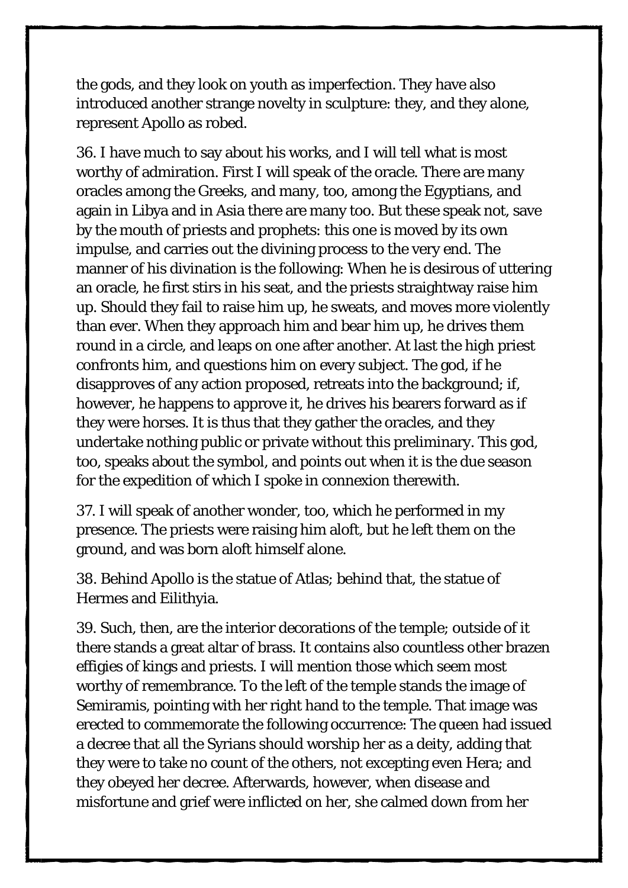the gods, and they look on youth as imperfection. They have also introduced another strange novelty in sculpture: they, and they alone, represent Apollo as robed.

36. I have much to say about his works, and I will tell what is most worthy of admiration. First I will speak of the oracle. There are many oracles among the Greeks, and many, too, among the Egyptians, and again in Libya and in Asia there are many too. But these speak not, save by the mouth of priests and prophets: this one is moved by its own impulse, and carries out the divining process to the very end. The manner of his divination is the following: When he is desirous of uttering an oracle, he first stirs in his seat, and the priests straightway raise him up. Should they fail to raise him up, he sweats, and moves more violently than ever. When they approach him and bear him up, he drives them round in a circle, and leaps on one after another. At last the high priest confronts him, and questions him on every subject. The god, if he disapproves of any action proposed, retreats into the background; if, however, he happens to approve it, he drives his bearers forward as if they were horses. It is thus that they gather the oracles, and they undertake nothing public or private without this preliminary. This god, too, speaks about the symbol, and points out when it is the due season for the expedition of which I spoke in connexion therewith.

37. I will speak of another wonder, too, which he performed in my presence. The priests were raising him aloft, but he left them on the ground, and was born aloft himself alone.

38. Behind Apollo is the statue of Atlas; behind that, the statue of Hermes and Eilithyia.

39. Such, then, are the interior decorations of the temple; outside of it there stands a great altar of brass. It contains also countless other brazen effigies of kings and priests. I will mention those which seem most worthy of remembrance. To the left of the temple stands the image of Semiramis, pointing with her right hand to the temple. That image was erected to commemorate the following occurrence: The queen had issued a decree that all the Syrians should worship her as a deity, adding that they were to take no count of the others, not excepting even Hera; and they obeyed her decree. Afterwards, however, when disease and misfortune and grief were inflicted on her, she calmed down from her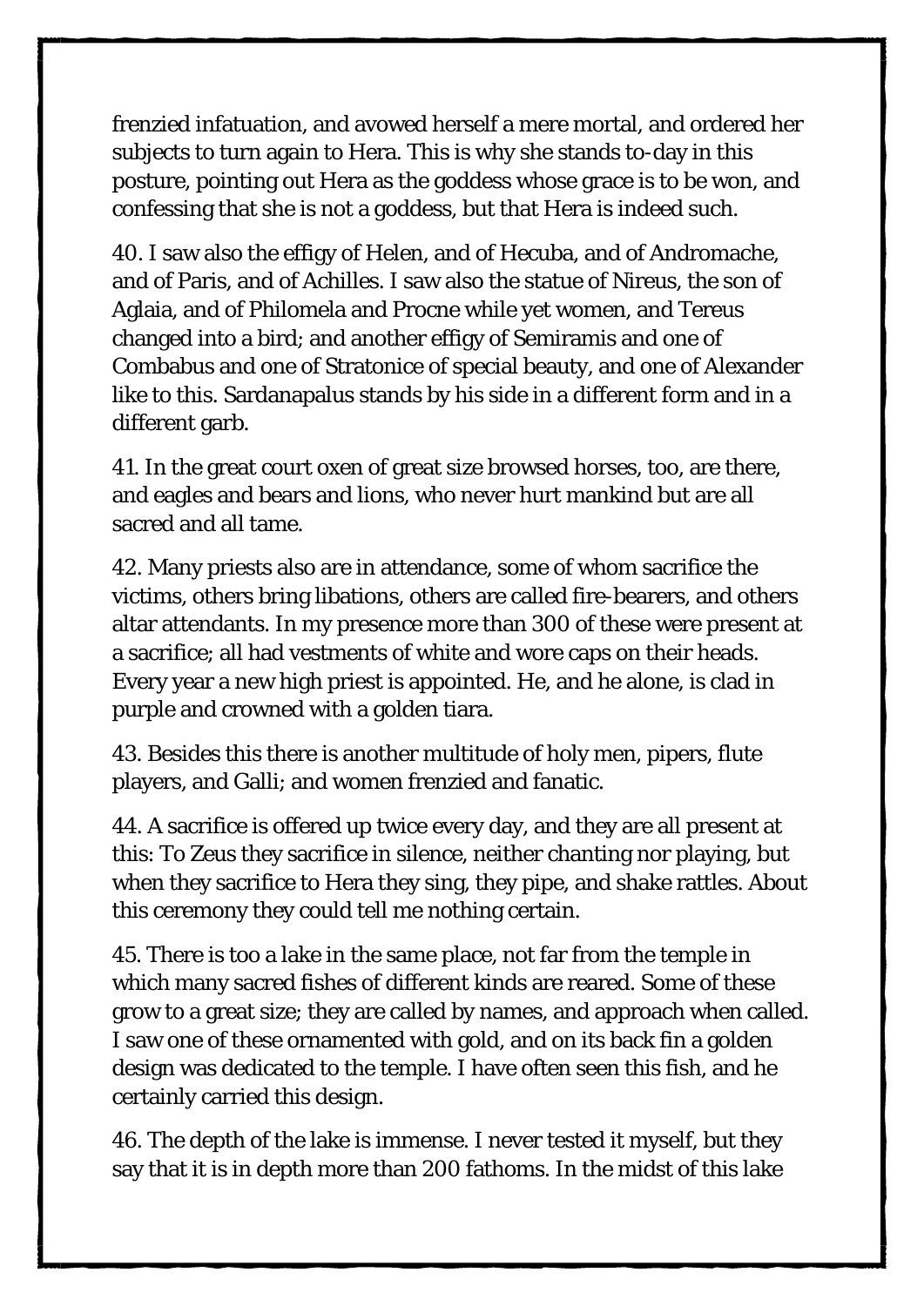frenzied infatuation, and avowed herself a mere mortal, and ordered her subjects to turn again to Hera. This is why she stands to-day in this posture, pointing out Hera as the goddess whose grace is to be won, and confessing that she is not a goddess, but that Hera is indeed such.

40. I saw also the effigy of Helen, and of Hecuba, and of Andromache, and of Paris, and of Achilles. I saw also the statue of Nireus, the son of Aglaia, and of Philomela and Procne while yet women, and Tereus changed into a bird; and another effigy of Semiramis and one of Combabus and one of Stratonice of special beauty, and one of Alexander like to this. Sardanapalus stands by his side in a different form and in a different garb.

41. In the great court oxen of great size browsed horses, too, are there, and eagles and bears and lions, who never hurt mankind but are all sacred and all tame.

42. Many priests also are in attendance, some of whom sacrifice the victims, others bring libations, others are called fire-bearers, and others altar attendants. In my presence more than 300 of these were present at a sacrifice; all had vestments of white and wore caps on their heads. Every year a new high priest is appointed. He, and he alone, is clad in purple and crowned with a golden tiara.

43. Besides this there is another multitude of holy men, pipers, flute players, and Galli; and women frenzied and fanatic.

44. A sacrifice is offered up twice every day, and they are all present at this: To Zeus they sacrifice in silence, neither chanting nor playing, but when they sacrifice to Hera they sing, they pipe, and shake rattles. About this ceremony they could tell me nothing certain.

45. There is too a lake in the same place, not far from the temple in which many sacred fishes of different kinds are reared. Some of these grow to a great size; they are called by names, and approach when called. I saw one of these ornamented with gold, and on its back fin a golden design was dedicated to the temple. I have often seen this fish, and he certainly carried this design.

46. The depth of the lake is immense. I never tested it myself, but they say that it is in depth more than 200 fathoms. In the midst of this lake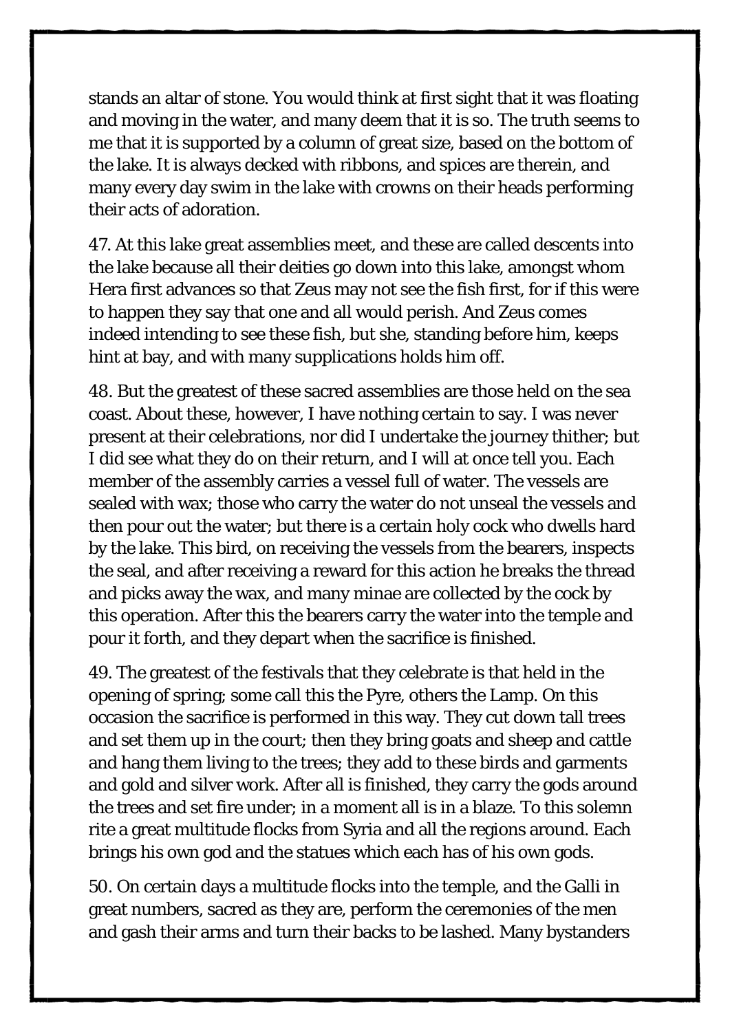stands an altar of stone. You would think at first sight that it was floating and moving in the water, and many deem that it is so. The truth seems to me that it is supported by a column of great size, based on the bottom of the lake. It is always decked with ribbons, and spices are therein, and many every day swim in the lake with crowns on their heads performing their acts of adoration.

47. At this lake great assemblies meet, and these are called descents into the lake because all their deities go down into this lake, amongst whom Hera first advances so that Zeus may not see the fish first, for if this were to happen they say that one and all would perish. And Zeus comes indeed intending to see these fish, but she, standing before him, keeps hint at bay, and with many supplications holds him off.

48. But the greatest of these sacred assemblies are those held on the sea coast. About these, however, I have nothing certain to say. I was never present at their celebrations, nor did I undertake the journey thither; but I did see what they do on their return, and I will at once tell you. Each member of the assembly carries a vessel full of water. The vessels are sealed with wax; those who carry the water do not unseal the vessels and then pour out the water; but there is a certain holy cock who dwells hard by the lake. This bird, on receiving the vessels from the bearers, inspects the seal, and after receiving a reward for this action he breaks the thread and picks away the wax, and many minae are collected by the cock by this operation. After this the bearers carry the water into the temple and pour it forth, and they depart when the sacrifice is finished.

49. The greatest of the festivals that they celebrate is that held in the opening of spring; some call this the Pyre, others the Lamp. On this occasion the sacrifice is performed in this way. They cut down tall trees and set them up in the court; then they bring goats and sheep and cattle and hang them living to the trees; they add to these birds and garments and gold and silver work. After all is finished, they carry the gods around the trees and set fire under; in a moment all is in a blaze. To this solemn rite a great multitude flocks from Syria and all the regions around. Each brings his own god and the statues which each has of his own gods.

50. On certain days a multitude flocks into the temple, and the Galli in great numbers, sacred as they are, perform the ceremonies of the men and gash their arms and turn their backs to be lashed. Many bystanders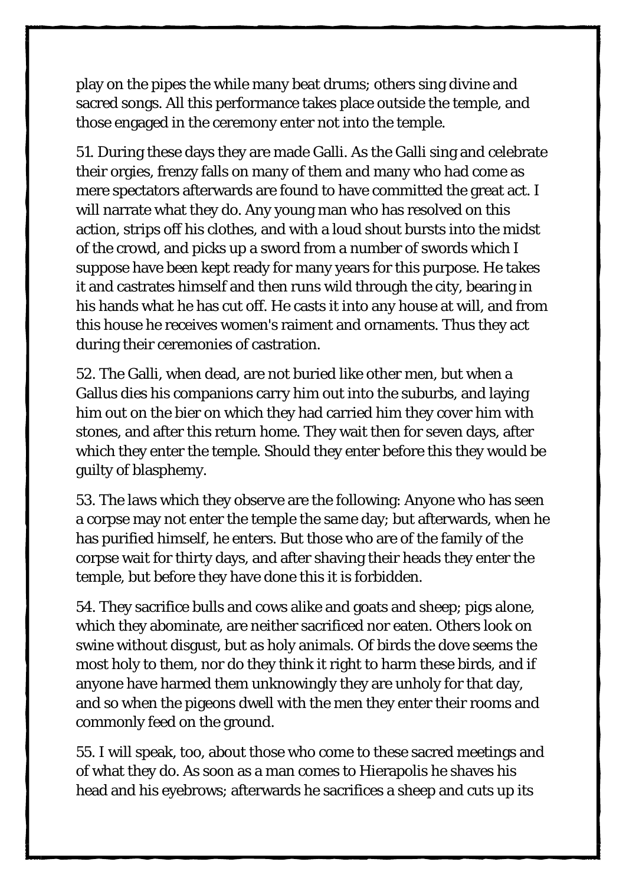play on the pipes the while many beat drums; others sing divine and sacred songs. All this performance takes place outside the temple, and those engaged in the ceremony enter not into the temple.

51. During these days they are made Galli. As the Galli sing and celebrate their orgies, frenzy falls on many of them and many who had come as mere spectators afterwards are found to have committed the great act. I will narrate what they do. Any young man who has resolved on this action, strips off his clothes, and with a loud shout bursts into the midst of the crowd, and picks up a sword from a number of swords which I suppose have been kept ready for many years for this purpose. He takes it and castrates himself and then runs wild through the city, bearing in his hands what he has cut off. He casts it into any house at will, and from this house he receives women's raiment and ornaments. Thus they act during their ceremonies of castration.

52. The Galli, when dead, are not buried like other men, but when a Gallus dies his companions carry him out into the suburbs, and laying him out on the bier on which they had carried him they cover him with stones, and after this return home. They wait then for seven days, after which they enter the temple. Should they enter before this they would be guilty of blasphemy.

53. The laws which they observe are the following: Anyone who has seen a corpse may not enter the temple the same day; but afterwards, when he has purified himself, he enters. But those who are of the family of the corpse wait for thirty days, and after shaving their heads they enter the temple, but before they have done this it is forbidden.

54. They sacrifice bulls and cows alike and goats and sheep; pigs alone, which they abominate, are neither sacrificed nor eaten. Others look on swine without disgust, but as holy animals. Of birds the dove seems the most holy to them, nor do they think it right to harm these birds, and if anyone have harmed them unknowingly they are unholy for that day, and so when the pigeons dwell with the men they enter their rooms and commonly feed on the ground.

55. I will speak, too, about those who come to these sacred meetings and of what they do. As soon as a man comes to Hierapolis he shaves his head and his eyebrows; afterwards he sacrifices a sheep and cuts up its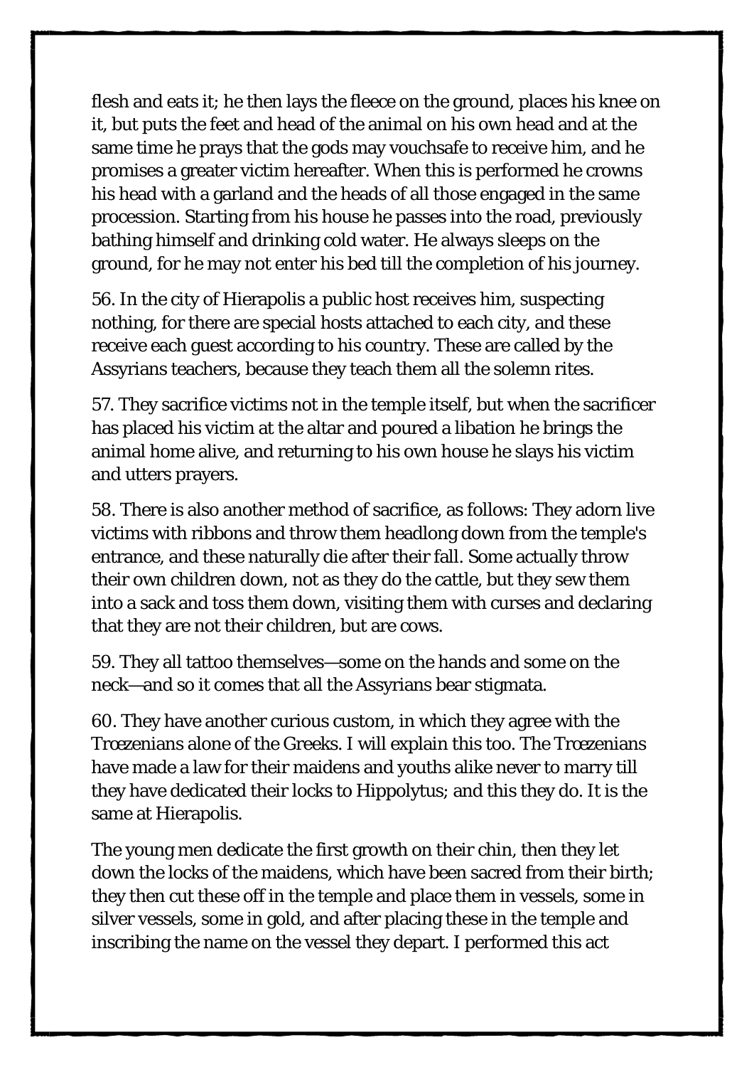flesh and eats it; he then lays the fleece on the ground, places his knee on it, but puts the feet and head of the animal on his own head and at the same time he prays that the gods may vouchsafe to receive him, and he promises a greater victim hereafter. When this is performed he crowns his head with a garland and the heads of all those engaged in the same procession. Starting from his house he passes into the road, previously bathing himself and drinking cold water. He always sleeps on the ground, for he may not enter his bed till the completion of his journey.

56. In the city of Hierapolis a public host receives him, suspecting nothing, for there are special hosts attached to each city, and these receive each guest according to his country. These are called by the Assyrians teachers, because they teach them all the solemn rites.

57. They sacrifice victims not in the temple itself, but when the sacrificer has placed his victim at the altar and poured a libation he brings the animal home alive, and returning to his own house he slays his victim and utters prayers.

58. There is also another method of sacrifice, as follows: They adorn live victims with ribbons and throw them headlong down from the temple's entrance, and these naturally die after their fall. Some actually throw their own children down, not as they do the cattle, but they sew them into a sack and toss them down, visiting them with curses and declaring that they are not their children, but are cows.

59. They all tattoo themselves—some on the hands and some on the neck—and so it comes that all the Assyrians bear stigmata.

60. They have another curious custom, in which they agree with the Trœzenians alone of the Greeks. I will explain this too. The Trœzenians have made a law for their maidens and youths alike never to marry till they have dedicated their locks to Hippolytus; and this they do. It is the same at Hierapolis.

The young men dedicate the first growth on their chin, then they let down the locks of the maidens, which have been sacred from their birth; they then cut these off in the temple and place them in vessels, some in silver vessels, some in gold, and after placing these in the temple and inscribing the name on the vessel they depart. I performed this act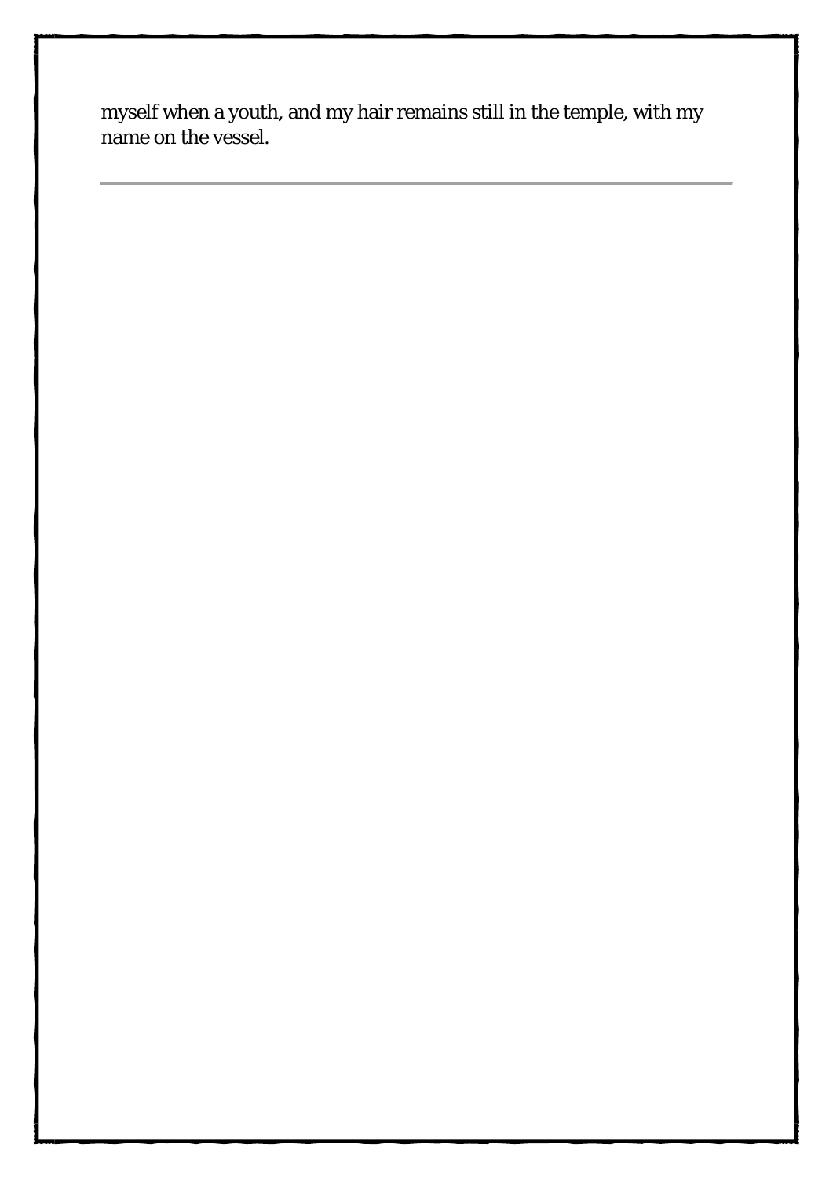myself when a youth, and my hair remains still in the temple, with my name on the vessel.

---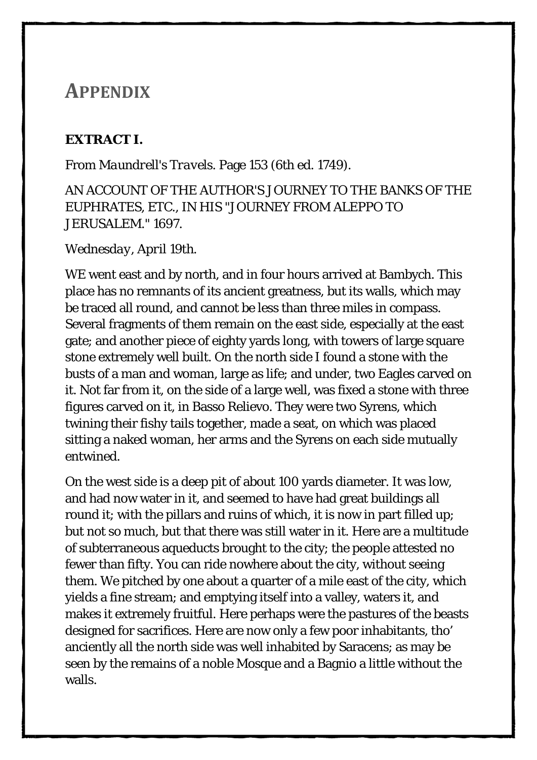# APPENDIX

**EXTRACT I.**

From *Maundrell's Travels*. Page 153 (6th ed. 1749).

AN ACCOUNT OF THE AUTHOR'S JOURNEY TO THE BANKS OF THE EUPHRATES, ETC., IN HIS "JOURNEY FROM ALEPPO TO JERUSALEM." 1697.

*Wednesday, April 19th.*

WE went east and by north, and in four hours arrived at Bambych. This place has no remnants of its ancient greatness, but its walls, which may be traced all round, and cannot be less than three miles in compass. Several fragments of them remain on the east side, especially at the east gate; and another piece of eighty yards long, with towers of large square stone extremely well built. On the north side I found a stone with the busts of a man and woman, large as life; and under, two Eagles carved on it. Not far from it, on the side of a large well, was fixed a stone with three figures carved on it, in Basso Relievo. They were two Syrens, which twining their fishy tails together, made a seat, on which was placed sitting a naked woman, her arms and the Syrens on each side mutually entwined.

On the west side is a deep pit of about 100 yards diameter. It was low, and had now water in it, and seemed to have had great buildings all round it; with the pillars and ruins of which, it is now in part filled up; but not so much, but that there was still water in it. Here are a multitude of subterraneous aqueducts brought to the city; the people attested no fewer than fifty. You can ride nowhere about the city, without seeing them. We pitched by one about a quarter of a mile east of the city, which yields a fine stream; and emptying itself into a valley, waters it, and makes it extremely fruitful. Here perhaps were the pastures of the beasts designed for sacrifices. Here are now only a few poor inhabitants, tho' anciently all the north side was well inhabited by Saracens; as may be seen by the remains of a noble Mosque and a Bagnio a little without the walls.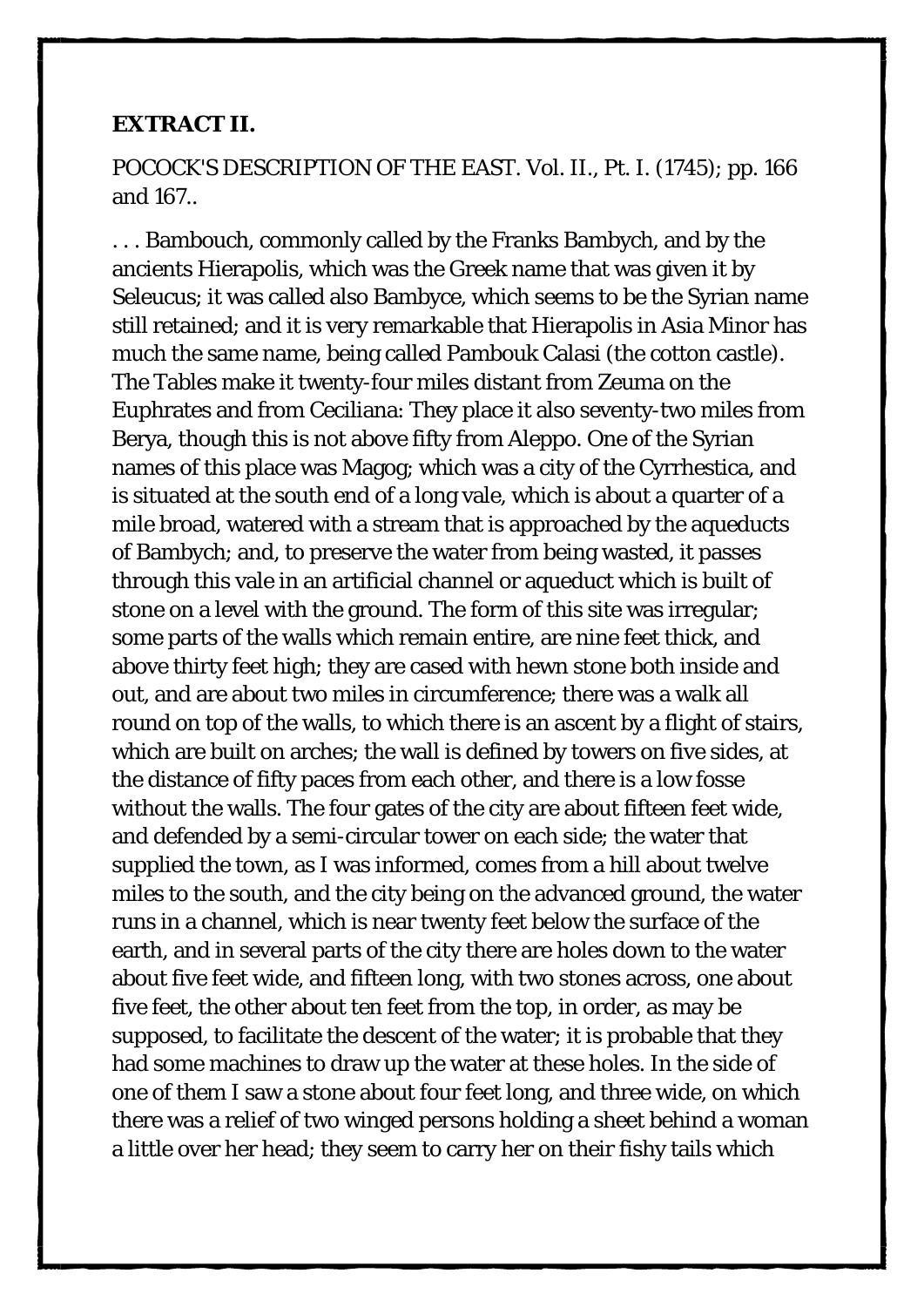**EXTRACT II.**

POCOCK'S DESCRIPTION OF THE EAST. Vol. II., Pt. I. (1745); pp. 166 and 167..

. . . Bambouch, commonly called by the Franks Bambych, and by the ancients Hierapolis, which was the Greek name that was given it by Seleucus; it was called also Bambyce, which seems to be the Syrian name still retained; and it is very remarkable that Hierapolis in Asia Minor has much the same name, being called Pambouk Calasi (the cotton castle). The Tables make it twenty-four miles distant from Zeuma on the Euphrates and from Ceciliana: They place it also seventy-two miles from Berya, though this is not above fifty from Aleppo. One of the Syrian names of this place was Magog; which was a city of the Cyrrhestica, and is situated at the south end of a long vale, which is about a quarter of a mile broad, watered with a stream that is approached by the aqueducts of Bambych; and, to preserve the water from being wasted, it passes through this vale in an artificial channel or aqueduct which is built of stone on a level with the ground. The form of this site was irregular; some parts of the walls which remain entire, are nine feet thick, and above thirty feet high; they are cased with hewn stone both inside and out, and are about two miles in circumference; there was a walk all round on top of the walls, to which there is an ascent by a flight of stairs, which are built on arches; the wall is defined by towers on five sides, at the distance of fifty paces from each other, and there is a low fosse without the walls. The four gates of the city are about fifteen feet wide, and defended by a semi-circular tower on each side; the water that supplied the town, as I was informed, comes from a hill about twelve miles to the south, and the city being on the advanced ground, the water runs in a channel, which is near twenty feet below the surface of the earth, and in several parts of the city there are holes down to the water about five feet wide, and fifteen long, with two stones across, one about five feet, the other about ten feet from the top, in order, as may be supposed, to facilitate the descent of the water; it is probable that they had some machines to draw up the water at these holes. In the side of one of them I saw a stone about four feet long, and three wide, on which there was a relief of two winged persons holding a sheet behind a woman a little over her head; they seem to carry her on their fishy tails which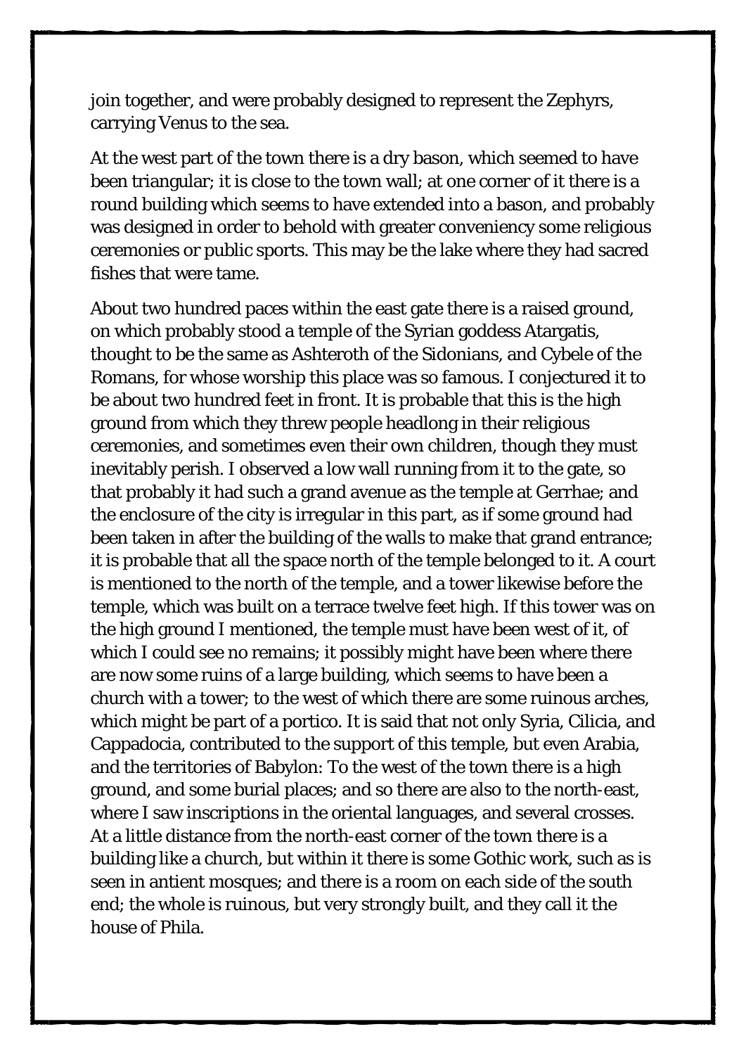join together, and were probably designed to represent the Zephyrs, carrying Venus to the sea.

At the west part of the town there is a dry bason, which seemed to have been triangular; it is close to the town wall; at one corner of it there is a round building which seems to have extended into a bason, and probably was designed in order to behold with greater conveniency some religious ceremonies or public sports. This may be the lake where they had sacred fishes that were tame.

About two hundred paces within the east gate there is a raised ground, on which probably stood a temple of the Syrian goddess Atargatis, thought to be the same as Ashteroth of the Sidonians, and Cybele of the Romans, for whose worship this place was so famous. I conjectured it to be about two hundred feet in front. It is probable that this is the high ground from which they threw people headlong in their religious ceremonies, and sometimes even their own children, though they must inevitably perish. I observed a low wall running from it to the gate, so that probably it had such a grand avenue as the temple at Gerrhae; and the enclosure of the city is irregular in this part, as if some ground had been taken in after the building of the walls to make that grand entrance; it is probable that all the space north of the temple belonged to it. A court is mentioned to the north of the temple, and a tower likewise before the temple, which was built on a terrace twelve feet high. If this tower was on the high ground I mentioned, the temple must have been west of it, of which I could see no remains; it possibly might have been where there are now some ruins of a large building, which seems to have been a church with a tower; to the west of which there are some ruinous arches, which might be part of a portico. It is said that not only Syria, Cilicia, and Cappadocia, contributed to the support of this temple, but even Arabia, and the territories of Babylon: To the west of the town there is a high ground, and some burial places; and so there are also to the north-east, where I saw inscriptions in the oriental languages, and several crosses. At a little distance from the north-east corner of the town there is a building like a church, but within it there is some Gothic work, such as is seen in antient mosques; and there is a room on each side of the south end; the whole is ruinous, but very strongly built, and they call it the house of Phila.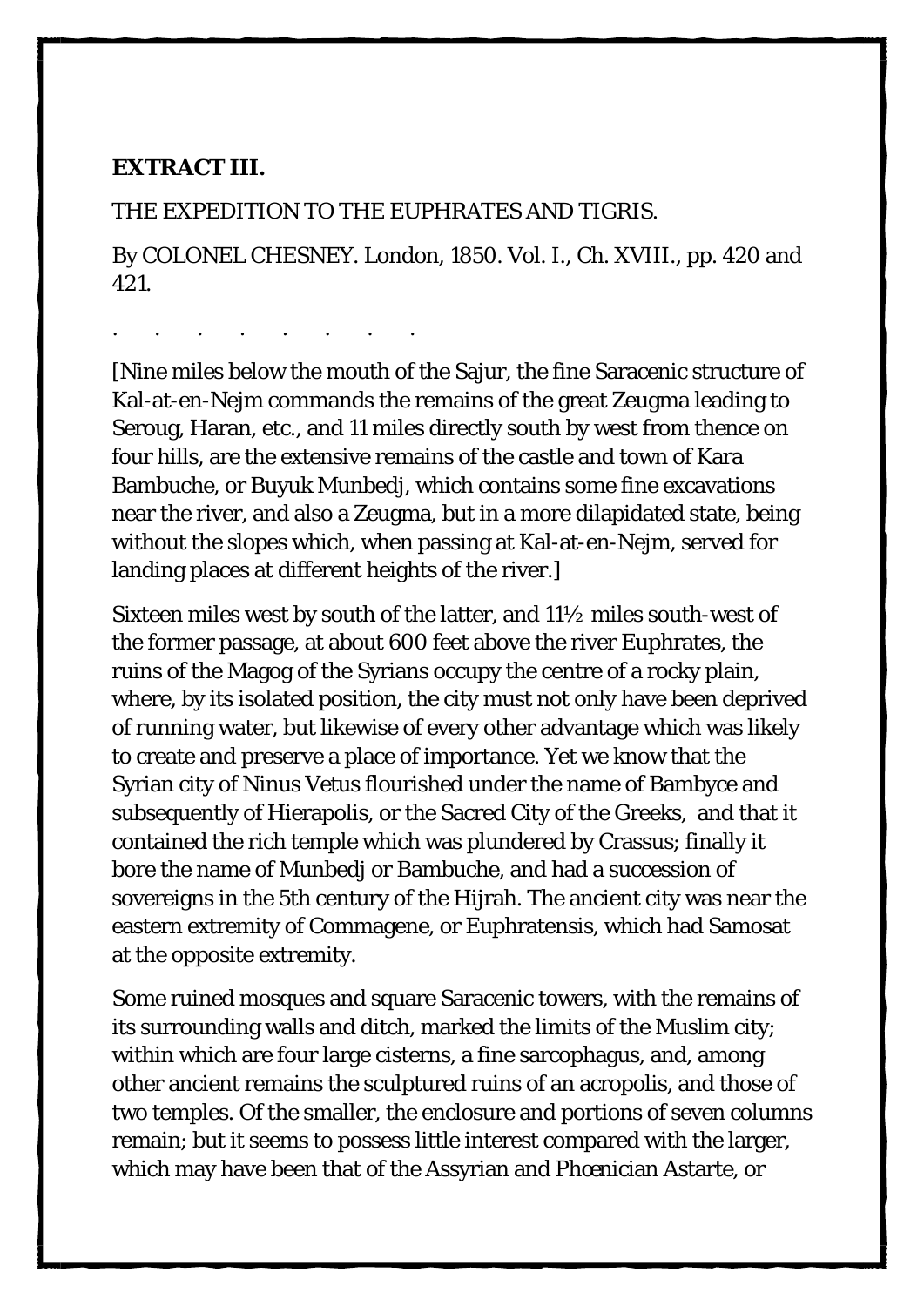**EXTRACT III.**

THE EXPEDITION TO THE EUPHRATES AND TIGRIS.

By COLONEL CHESNEY. London, 1850. Vol. I., Ch. XVIII., pp. 420 and 421.

. . . . . . . .

[Nine miles below the mouth of the Sajur, the fine Saracenic structure of Kal-at-en-Nejm commands the remains of the great Zeugma leading to Seroug, Haran, etc., and 11 miles directly south by west from thence on four hills, are the extensive remains of the castle and town of Kara Bambuche, or Buyuk Munbedj, which contains some fine excavations near the river, and also a Zeugma, but in a more dilapidated state, being without the slopes which, when passing at Kal-at-en-Nejm, served for landing places at different heights of the river.]

Sixteen miles west by south of the latter, and 11½ miles south-west of the former passage, at about 600 feet above the river Euphrates, the ruins of the Magog of the Syrians occupy the centre of a rocky plain, where, by its isolated position, the city must not only have been deprived of running water, but likewise of every other advantage which was likely to create and preserve a place of importance. Yet we know that the Syrian city of Ninus Vetus flourished under the name of Bambyce and subsequently of Hierapolis, or the Sacred City of the Greeks, and that it contained the rich temple which was plundered by Crassus; finally it bore the name of Munbedj or Bambuche, and had a succession of sovereigns in the 5th century of the Hijrah. The ancient city was near the eastern extremity of Commagene, or Euphratensis, which had Samosat at the opposite extremity.

Some ruined mosques and square Saracenic towers, with the remains of its surrounding walls and ditch, marked the limits of the Muslim city; within which are four large cisterns, a fine sarcophagus, and, among other ancient remains the sculptured ruins of an acropolis, and those of two temples. Of the smaller, the enclosure and portions of seven columns remain; but it seems to possess little interest compared with the larger, which may have been that of the Assyrian and Phœnician Astarte, or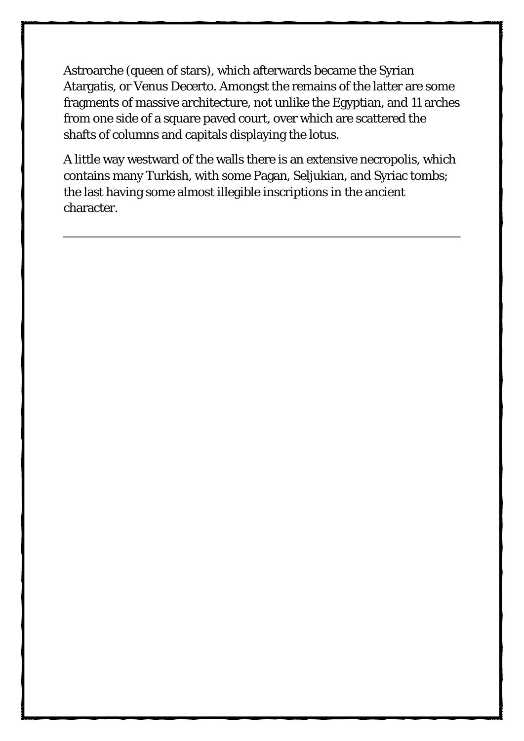Astroarche (queen of stars), which afterwards became the Syrian Atargatis, or Venus Decerto. Amongst the remains of the latter are some fragments of massive architecture, not unlike the Egyptian, and 11 arches from one side of a square paved court, over which are scattered the shafts of columns and capitals displaying the lotus.

A little way westward of the walls there is an extensive necropolis, which contains many Turkish, with some Pagan, Seljukian, and Syriac tombs; the last having some almost illegible inscriptions in the ancient character.

---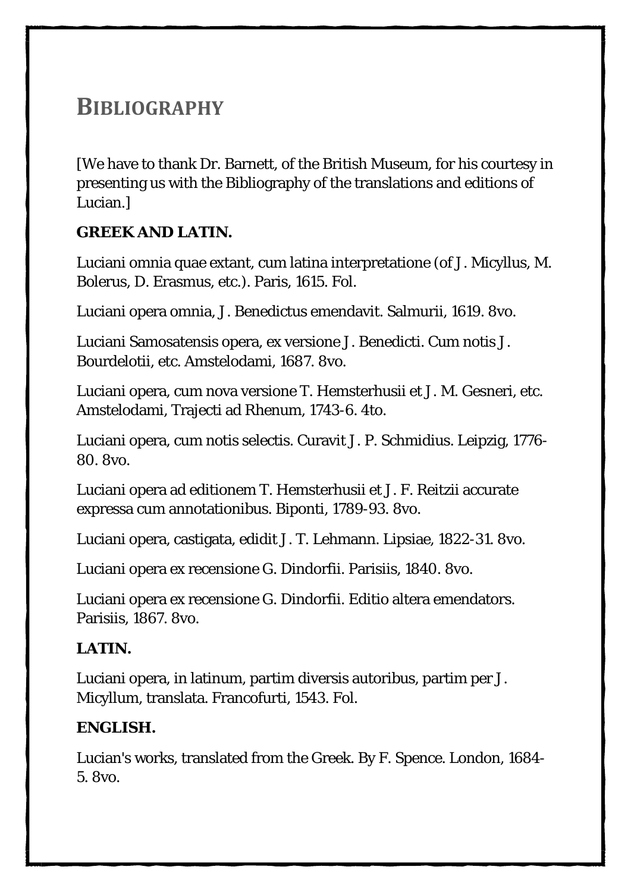# BIBLIOGRAPHY

[We have to thank Dr. Barnett, of the British Museum, for his courtesy in presenting us with the Bibliography of the translations and editions of Lucian.]

**GREEK AND LATIN.**

Luciani omnia quae extant, cum latina interpretatione (of J. Micyllus, M. Bolerus, D. Erasmus, etc.). Paris, 1615. Fol.

Luciani opera omnia, J. Benedictus emendavit. Salmurii, 1619. 8vo.

Luciani Samosatensis opera, ex versione J. Benedicti. Cum notis J. Bourdelotii, etc. Amstelodami, 1687. 8vo.

Luciani opera, cum nova versione T. Hemsterhusii et J. M. Gesneri, etc. Amstelodami, Trajecti ad Rhenum, 1743-6. 4to.

Luciani opera, cum notis selectis. Curavit J. P. Schmidius. Leipzig, 1776-80. 8vo.

Luciani opera ad editionem T. Hemsterhusii et J. F. Reitzii accurate expressa cum annotationibus. Biponti, 1789-93. 8vo.

Luciani opera, castigata, edidit J. T. Lehmann. Lipsiae, 1822-31. 8vo.

Luciani opera ex recensione G. Dindorfii. Parisiis, 1840. 8vo.

Luciani opera ex recensione G. Dindorfii. Editio altera emendators. Parisiis, 1867. 8vo.

**LATIN.**

Luciani opera, in latinum, partim diversis autoribus, partim per J. Micyllum, translata. Francofurti, 1543. Fol.

**ENGLISH.**

Lucian's works, translated from the Greek. By F. Spence. London, 1684-5. 8vo.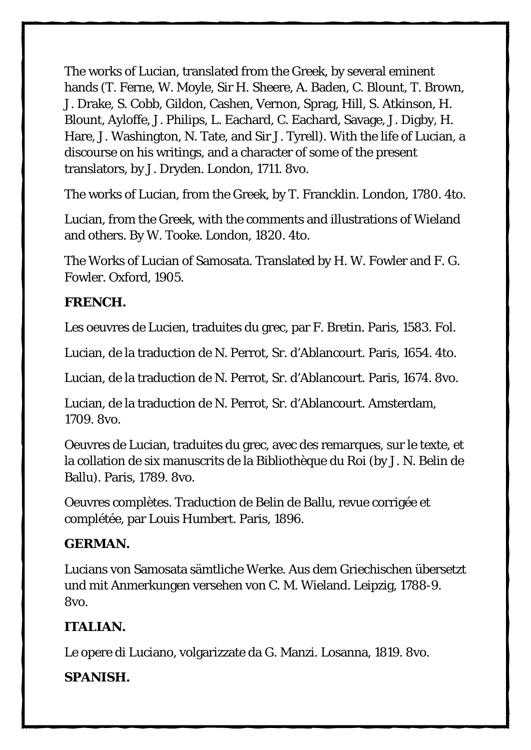The works of Lucian, translated from the Greek, by several eminent hands (T. Ferne, W. Moyle, Sir H. Sheere, A. Baden, C. Blount, T. Brown, J. Drake, S. Cobb, Gildon, Cashen, Vernon, Sprag, Hill, S. Atkinson, H. Blount, Ayloffe, J. Philips, L. Eachard, C. Eachard, Savage, J. Digby, H. Hare, J. Washington, N. Tate, and Sir J. Tyrell). With the life of Lucian, a discourse on his writings, and a character of some of the present translators, by J. Dryden. London, 1711. 8vo.

The works of Lucian, from the Greek, by T. Francklin. London, 1780. 4to.

Lucian, from the Greek, with the comments and illustrations of Wieland and others. By W. Tooke. London, 1820. 4to.

The Works of Lucian of Samosata. Translated by H. W. Fowler and F. G. Fowler. Oxford, 1905.

**FRENCH.**

Les oeuvres de Lucien, traduites du grec, par F. Bretin. Paris, 1583. Fol.

Lucian, de la traduction de N. Perrot, Sr. d'Ablancourt. Paris, 1654. 4to.

Lucian, de la traduction de N. Perrot, Sr. d'Ablancourt. Paris, 1674. 8vo.

Lucian, de la traduction de N. Perrot, Sr. d'Ablancourt. Amsterdam, 1709. 8vo.

Oeuvres de Lucian, traduites du grec, avec des remarques, sur le texte, et la collation de six manuscrits de la Bibliothèque du Roi (by J. N. Belin de Ballu). Paris, 1789. 8vo.

Oeuvres complètes. Traduction de Belin de Ballu, revue corrigée et complétée, par Louis Humbert. Paris, 1896.

**GERMAN.**

Lucians von Samosata sämtliche Werke. Aus dem Griechischen übersetzt und mit Anmerkungen versehen von C. M. Wieland. Leipzig, 1788-9. 8vo.

**ITALIAN.**

Le opere di Luciano, volgarizzate da G. Manzi. Losanna, 1819. 8vo.

**SPANISH.**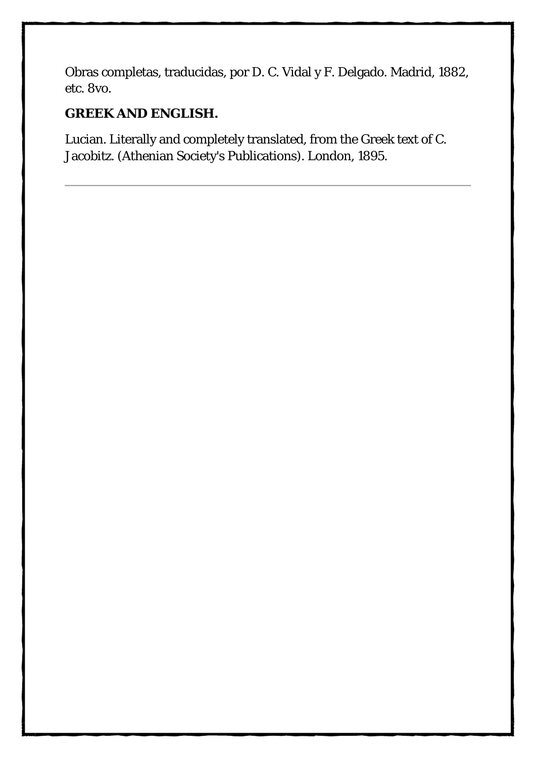Obras completas, traducidas, por D. C. Vidal y F. Delgado. Madrid, 1882, etc. 8vo.

**GREEK AND ENGLISH.**

Lucian. Literally and completely translated, from the Greek text of C. Jacobitz. (Athenian Society's Publications). London, 1895.

---